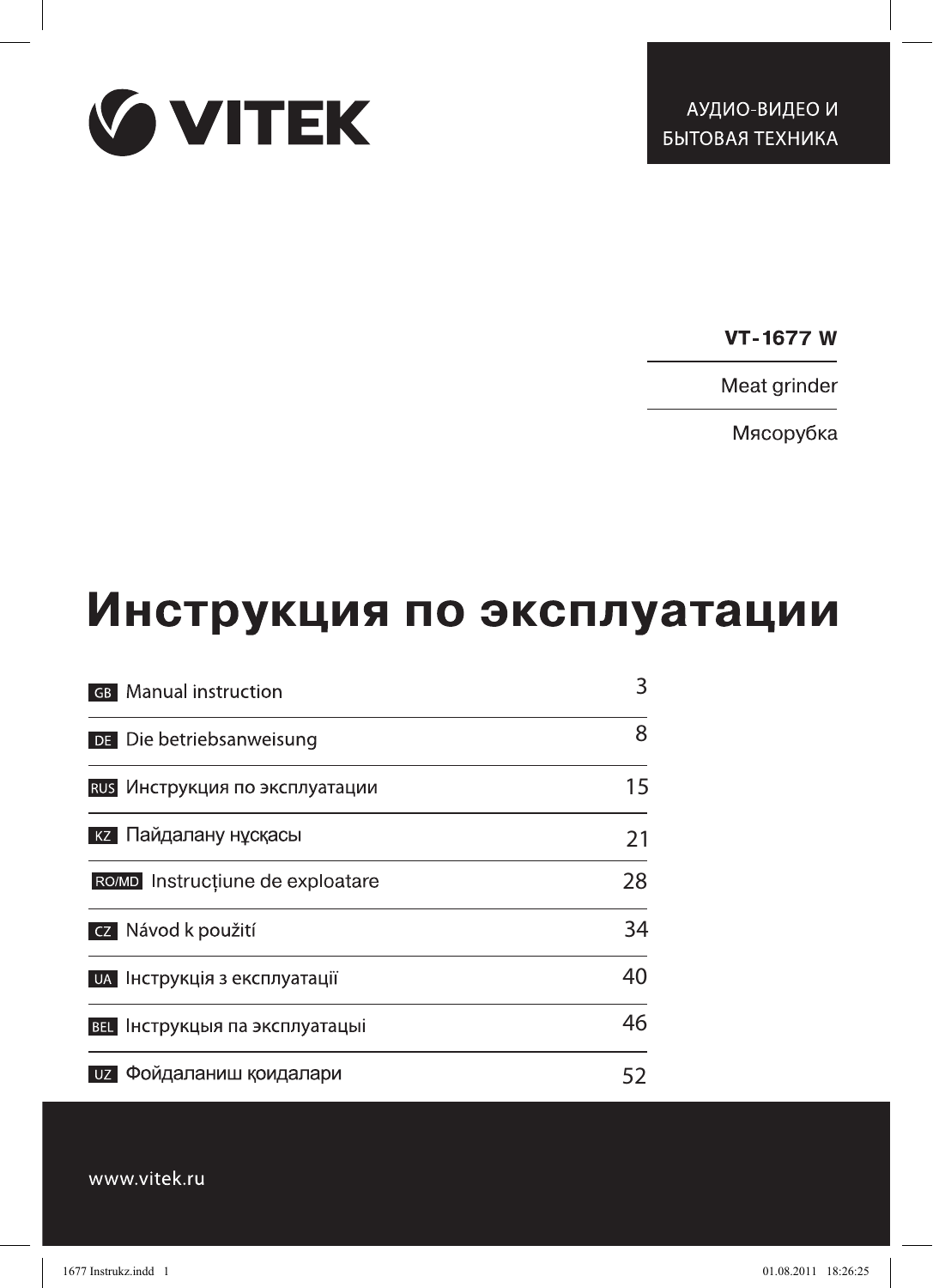VITEK

АУДИО-ВИДЕО И
БЫТОВАЯ ТЕХНИКА

**VT-1677 W**

Meat grinder

Мясорубка

# Инструкция по эксплуатации

| | |
|---|---|
| GB Manual instruction | 3 |
| DE Die betriebsanweisung | 8 |
| RUS Инструкция по эксплуатации | 15 |
| KZ Пайдалану нұсқасы | 21 |
| RO/MD Instrucțiune de exploatare | 28 |
| CZ Návod k použití | 34 |
| UA Інструкція з експлуатації | 40 |
| BEL Інструкцыя па эксплуатацыі | 46 |
| UZ Фойдаланиш қоидалари | 52 |

www.vitek.ru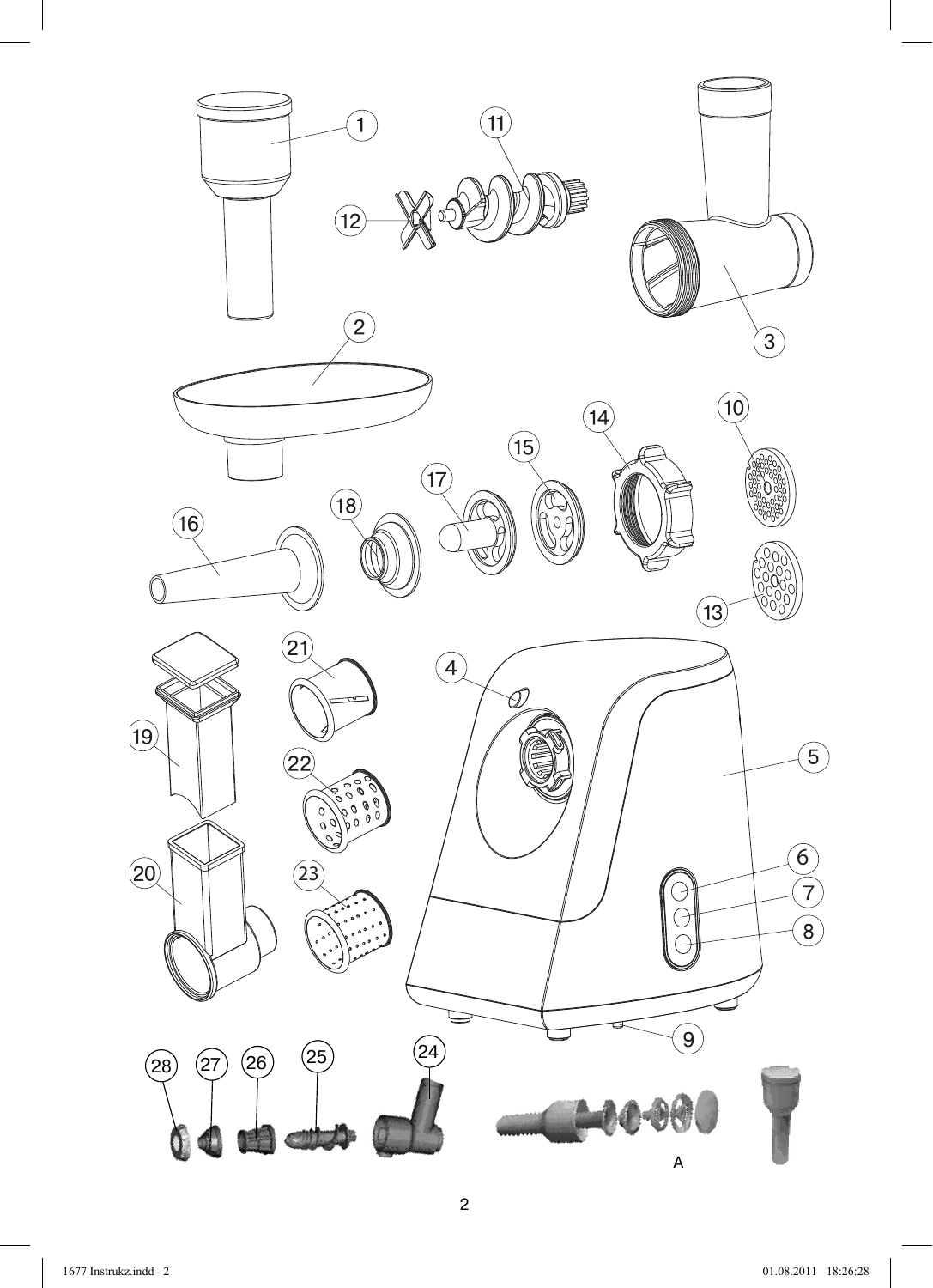1
11
12
3
2
10
14
15
17
18
16
13
21
4
5
19
22
6
20
23
7
8
9
28
27
26
25
24
A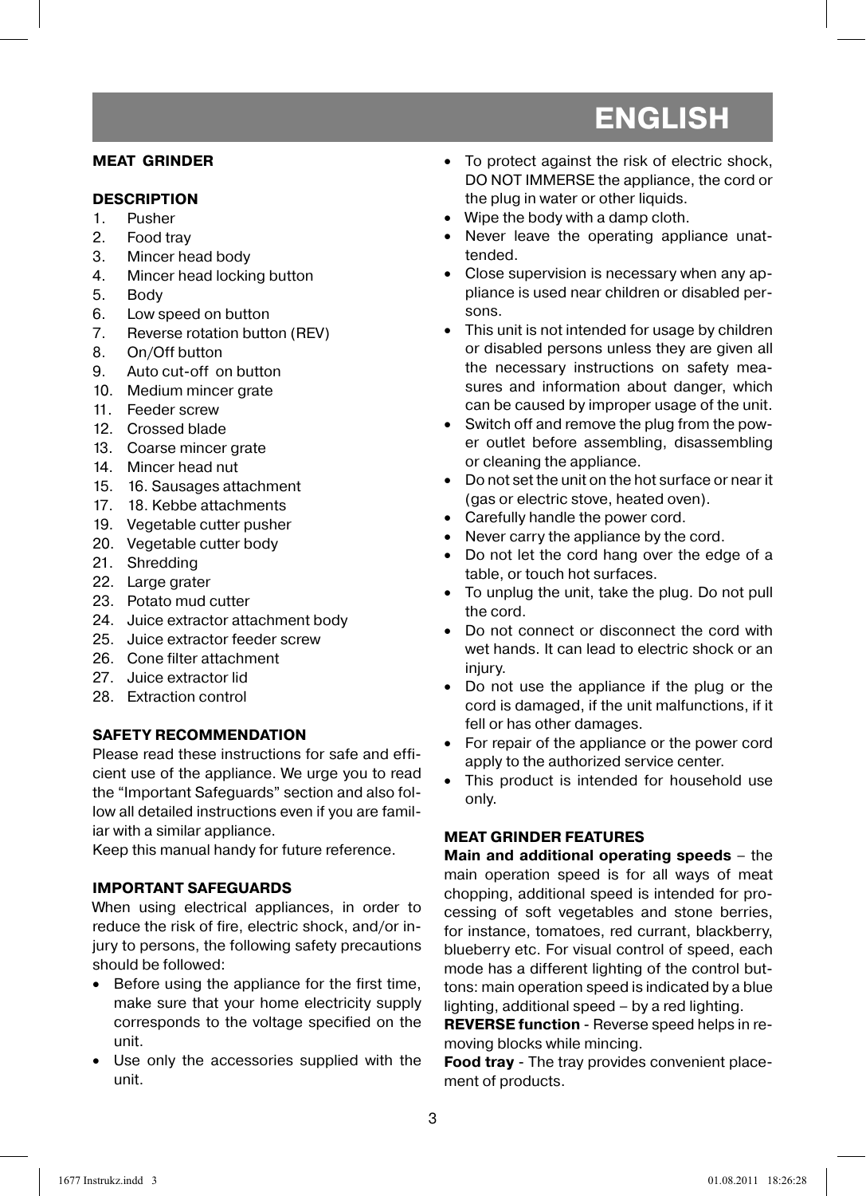# ENGLISH

## MEAT GRINDER

### DESCRIPTION

1. Pusher
2. Food tray
3. Mincer head body
4. Mincer head locking button
5. Body
6. Low speed on button
7. Reverse rotation button (REV)
8. On/Off button
9. Auto cut-off on button
10. Medium mincer grate
11. Feeder screw
12. Crossed blade
13. Coarse mincer grate
14. Mincer head nut
15. 16. Sausages attachment
17. 18. Kebbe attachments
19. Vegetable cutter pusher
20. Vegetable cutter body
21. Shredding
22. Large grater
23. Potato mud cutter
24. Juice extractor attachment body
25. Juice extractor feeder screw
26. Cone filter attachment
27. Juice extractor lid
28. Extraction control

### SAFETY RECOMMENDATION

Please read these instructions for safe and efficient use of the appliance. We urge you to read the "Important Safeguards" section and also follow all detailed instructions even if you are familiar with a similar appliance.

Keep this manual handy for future reference.

### IMPORTANT SAFEGUARDS

When using electrical appliances, in order to reduce the risk of fire, electric shock, and/or injury to persons, the following safety precautions should be followed:

- Before using the appliance for the first time, make sure that your home electricity supply corresponds to the voltage specified on the unit.
- Use only the accessories supplied with the unit.
- To protect against the risk of electric shock, DO NOT IMMERSE the appliance, the cord or the plug in water or other liquids.
- Wipe the body with a damp cloth.
- Never leave the operating appliance unattended.
- Close supervision is necessary when any appliance is used near children or disabled persons.
- This unit is not intended for usage by children or disabled persons unless they are given all the necessary instructions on safety measures and information about danger, which can be caused by improper usage of the unit.
- Switch off and remove the plug from the power outlet before assembling, disassembling or cleaning the appliance.
- Do not set the unit on the hot surface or near it (gas or electric stove, heated oven).
- Carefully handle the power cord.
- Never carry the appliance by the cord.
- Do not let the cord hang over the edge of a table, or touch hot surfaces.
- To unplug the unit, take the plug. Do not pull the cord.
- Do not connect or disconnect the cord with wet hands. It can lead to electric shock or an injury.
- Do not use the appliance if the plug or the cord is damaged, if the unit malfunctions, if it fell or has other damages.
- For repair of the appliance or the power cord apply to the authorized service center.
- This product is intended for household use only.

### MEAT GRINDER FEATURES

**Main and additional operating speeds** – the main operation speed is for all ways of meat chopping, additional speed is intended for processing of soft vegetables and stone berries, for instance, tomatoes, red currant, blackberry, blueberry etc. For visual control of speed, each mode has a different lighting of the control buttons: main operation speed is indicated by a blue lighting, additional speed – by a red lighting.

**REVERSE function** - Reverse speed helps in removing blocks while mincing.

**Food tray** - The tray provides convenient placement of products.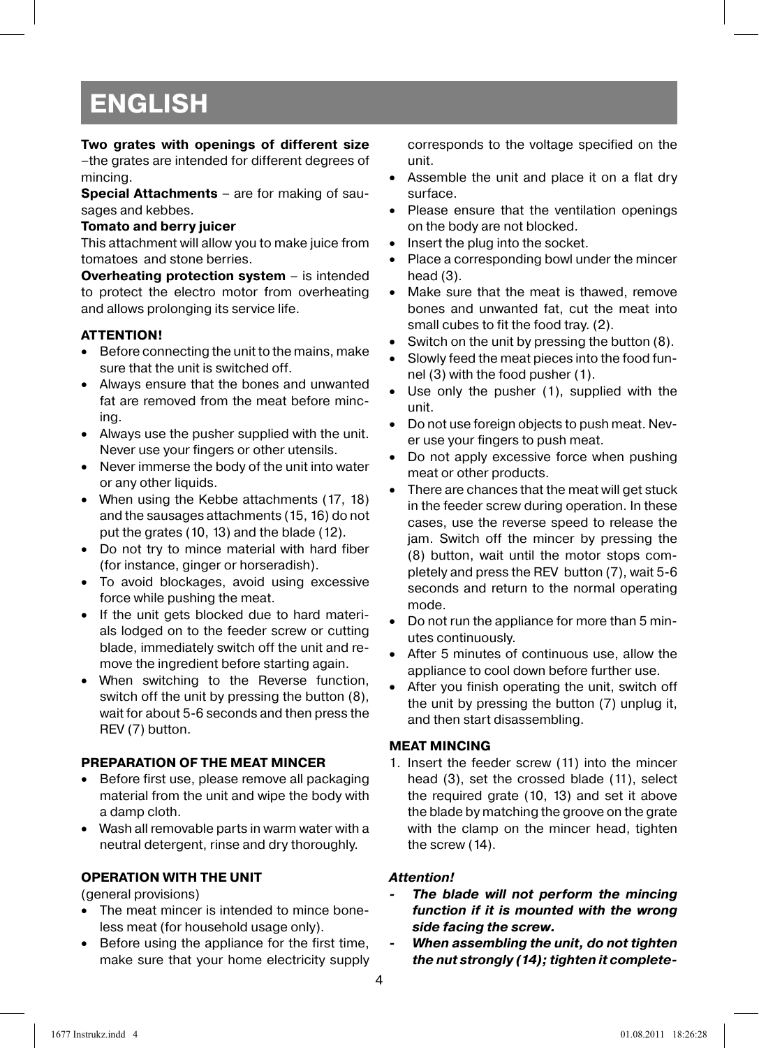# ENGLISH

**Two grates with openings of different size** –the grates are intended for different degrees of mincing.

**Special Attachments** – are for making of sausages and kebbes.

**Tomato and berry juicer**

This attachment will allow you to make juice from tomatoes and stone berries.

**Overheating protection system** – is intended to protect the electro motor from overheating and allows prolonging its service life.

**ATTENTION!**

- Before connecting the unit to the mains, make sure that the unit is switched off.
- Always ensure that the bones and unwanted fat are removed from the meat before mincing.
- Always use the pusher supplied with the unit. Never use your fingers or other utensils.
- Never immerse the body of the unit into water or any other liquids.
- When using the Kebbe attachments (17, 18) and the sausages attachments (15, 16) do not put the grates (10, 13) and the blade (12).
- Do not try to mince material with hard fiber (for instance, ginger or horseradish).
- To avoid blockages, avoid using excessive force while pushing the meat.
- If the unit gets blocked due to hard materials lodged on to the feeder screw or cutting blade, immediately switch off the unit and remove the ingredient before starting again.
- When switching to the Reverse function, switch off the unit by pressing the button (8), wait for about 5-6 seconds and then press the REV (7) button.

**PREPARATION OF THE MEAT MINCER**

- Before first use, please remove all packaging material from the unit and wipe the body with a damp cloth.
- Wash all removable parts in warm water with a neutral detergent, rinse and dry thoroughly.

**OPERATION WITH THE UNIT**

(general provisions)

- The meat mincer is intended to mince boneless meat (for household usage only).
- Before using the appliance for the first time, make sure that your home electricity supply corresponds to the voltage specified on the unit.
- Assemble the unit and place it on a flat dry surface.
- Please ensure that the ventilation openings on the body are not blocked.
- Insert the plug into the socket.
- Place a corresponding bowl under the mincer head (3).
- Make sure that the meat is thawed, remove bones and unwanted fat, cut the meat into small cubes to fit the food tray. (2).
- Switch on the unit by pressing the button (8).
- Slowly feed the meat pieces into the food funnel (3) with the food pusher (1).
- Use only the pusher (1), supplied with the unit.
- Do not use foreign objects to push meat. Never use your fingers to push meat.
- Do not apply excessive force when pushing meat or other products.
- There are chances that the meat will get stuck in the feeder screw during operation. In these cases, use the reverse speed to release the jam. Switch off the mincer by pressing the (8) button, wait until the motor stops completely and press the REV button (7), wait 5-6 seconds and return to the normal operating mode.
- Do not run the appliance for more than 5 minutes continuously.
- After 5 minutes of continuous use, allow the appliance to cool down before further use.
- After you finish operating the unit, switch off the unit by pressing the button (7) unplug it, and then start disassembling.

**MEAT MINCING**

1. Insert the feeder screw (11) into the mincer head (3), set the crossed blade (11), select the required grate (10, 13) and set it above the blade by matching the groove on the grate with the clamp on the mincer head, tighten the screw (14).

***Attention!***

- ***The blade will not perform the mincing function if it is mounted with the wrong side facing the screw.***
- ***When assembling the unit, do not tighten the nut strongly (14); tighten it complete-***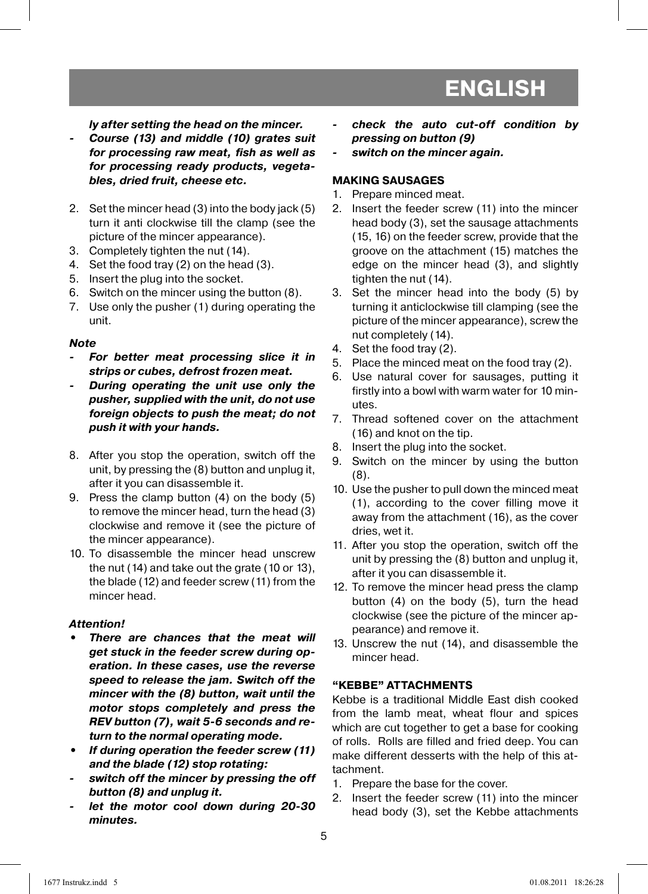*ly after setting the head on the mincer.*

- ***Course (13) and middle (10) grates suit for processing raw meat, fish as well as for processing ready products, vegetables, dried fruit, cheese etc.***

2. Set the mincer head (3) into the body jack (5) turn it anti clockwise till the clamp (see the picture of the mincer appearance).
3. Completely tighten the nut (14).
4. Set the food tray (2) on the head (3).
5. Insert the plug into the socket.
6. Switch on the mincer using the button (8).
7. Use only the pusher (1) during operating the unit.

***Note***

- ***For better meat processing slice it in strips or cubes, defrost frozen meat.***
- ***During operating the unit use only the pusher, supplied with the unit, do not use foreign objects to push the meat; do not push it with your hands.***

8. After you stop the operation, switch off the unit, by pressing the (8) button and unplug it, after it you can disassemble it.
9. Press the clamp button (4) on the body (5) to remove the mincer head, turn the head (3) clockwise and remove it (see the picture of the mincer appearance).
10. To disassemble the mincer head unscrew the nut (14) and take out the grate (10 or 13), the blade (12) and feeder screw (11) from the mincer head.

***Attention!***

- ***There are chances that the meat will get stuck in the feeder screw during operation. In these cases, use the reverse speed to release the jam. Switch off the mincer with the (8) button, wait until the motor stops completely and press the REV button (7), wait 5-6 seconds and return to the normal operating mode.***
- ***If during operation the feeder screw (11) and the blade (12) stop rotating:***
  - ***switch off the mincer by pressing the off button (8) and unplug it.***
  - ***let the motor cool down during 20-30 minutes.***
  - ***check the auto cut-off condition by pressing on button (9)***
  - ***switch on the mincer again.***

**MAKING SAUSAGES**

1. Prepare minced meat.
2. Insert the feeder screw (11) into the mincer head body (3), set the sausage attachments (15, 16) on the feeder screw, provide that the groove on the attachment (15) matches the edge on the mincer head (3), and slightly tighten the nut (14).
3. Set the mincer head into the body (5) by turning it anticlockwise till clamping (see the picture of the mincer appearance), screw the nut completely (14).
4. Set the food tray (2).
5. Place the minced meat on the food tray (2).
6. Use natural cover for sausages, putting it firstly into a bowl with warm water for 10 minutes.
7. Thread softened cover on the attachment (16) and knot on the tip.
8. Insert the plug into the socket.
9. Switch on the mincer by using the button (8).
10. Use the pusher to pull down the minced meat (1), according to the cover filling move it away from the attachment (16), as the cover dries, wet it.
11. After you stop the operation, switch off the unit by pressing the (8) button and unplug it, after it you can disassemble it.
12. To remove the mincer head press the clamp button (4) on the body (5), turn the head clockwise (see the picture of the mincer appearance) and remove it.
13. Unscrew the nut (14), and disassemble the mincer head.

**"KEBBE" ATTACHMENTS**

Kebbe is a traditional Middle East dish cooked from the lamb meat, wheat flour and spices which are cut together to get a base for cooking of rolls. Rolls are filled and fried deep. You can make different desserts with the help of this attachment.

1. Prepare the base for the cover.
2. Insert the feeder screw (11) into the mincer head body (3), set the Kebbe attachments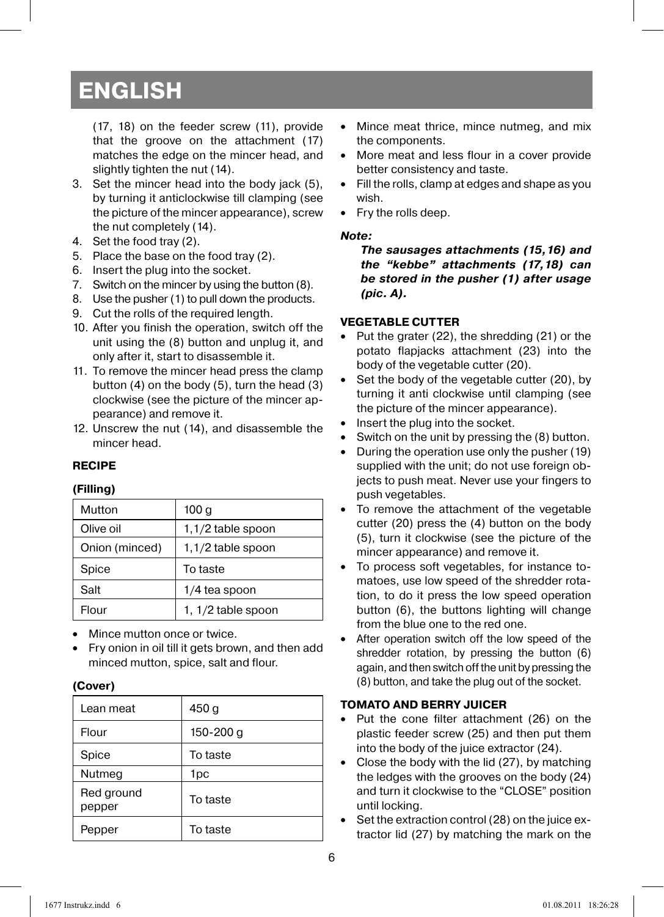# ENGLISH

(17, 18) on the feeder screw (11), provide that the groove on the attachment (17) matches the edge on the mincer head, and slightly tighten the nut (14).

3. Set the mincer head into the body jack (5), by turning it anticlockwise till clamping (see the picture of the mincer appearance), screw the nut completely (14).
4. Set the food tray (2).
5. Place the base on the food tray (2).
6. Insert the plug into the socket.
7. Switch on the mincer by using the button (8).
8. Use the pusher (1) to pull down the products.
9. Cut the rolls of the required length.
10. After you finish the operation, switch off the unit using the (8) button and unplug it, and only after it, start to disassemble it.
11. To remove the mincer head press the clamp button (4) on the body (5), turn the head (3) clockwise (see the picture of the mincer appearance) and remove it.
12. Unscrew the nut (14), and disassemble the mincer head.

**RECIPE**

**(Filling)**

| Mutton | 100 g |
|---|---|
| Olive oil | 1,1/2 table spoon |
| Onion (minced) | 1,1/2 table spoon |
| Spice | To taste |
| Salt | 1/4 tea spoon |
| Flour | 1, 1/2 table spoon |

- Mince mutton once or twice.
- Fry onion in oil till it gets brown, and then add minced mutton, spice, salt and flour.

**(Cover)**

| Lean meat | 450 g |
|---|---|
| Flour | 150-200 g |
| Spice | To taste |
| Nutmeg | 1pc |
| Red ground pepper | To taste |
| Pepper | To taste |

- Mince meat thrice, mince nutmeg, and mix the components.
- More meat and less flour in a cover provide better consistency and taste.
- Fill the rolls, clamp at edges and shape as you wish.
- Fry the rolls deep.

***Note:***

***The sausages attachments (15,16) and the "kebbe" attachments (17,18) can be stored in the pusher (1) after usage (pic. A).***

**VEGETABLE CUTTER**

- Put the grater (22), the shredding (21) or the potato flapjacks attachment (23) into the body of the vegetable cutter (20).
- Set the body of the vegetable cutter (20), by turning it anti clockwise until clamping (see the picture of the mincer appearance).
- Insert the plug into the socket.
- Switch on the unit by pressing the (8) button.
- During the operation use only the pusher (19) supplied with the unit; do not use foreign objects to push meat. Never use your fingers to push vegetables.
- To remove the attachment of the vegetable cutter (20) press the (4) button on the body (5), turn it clockwise (see the picture of the mincer appearance) and remove it.
- To process soft vegetables, for instance tomatoes, use low speed of the shredder rotation, to do it press the low speed operation button (6), the buttons lighting will change from the blue one to the red one.
- After operation switch off the low speed of the shredder rotation, by pressing the button (6) again, and then switch off the unit by pressing the (8) button, and take the plug out of the socket.

**TOMATO AND BERRY JUICER**

- Put the cone filter attachment (26) on the plastic feeder screw (25) and then put them into the body of the juice extractor (24).
- Close the body with the lid (27), by matching the ledges with the grooves on the body (24) and turn it clockwise to the "CLOSE" position until locking.
- Set the extraction control (28) on the juice extractor lid (27) by matching the mark on the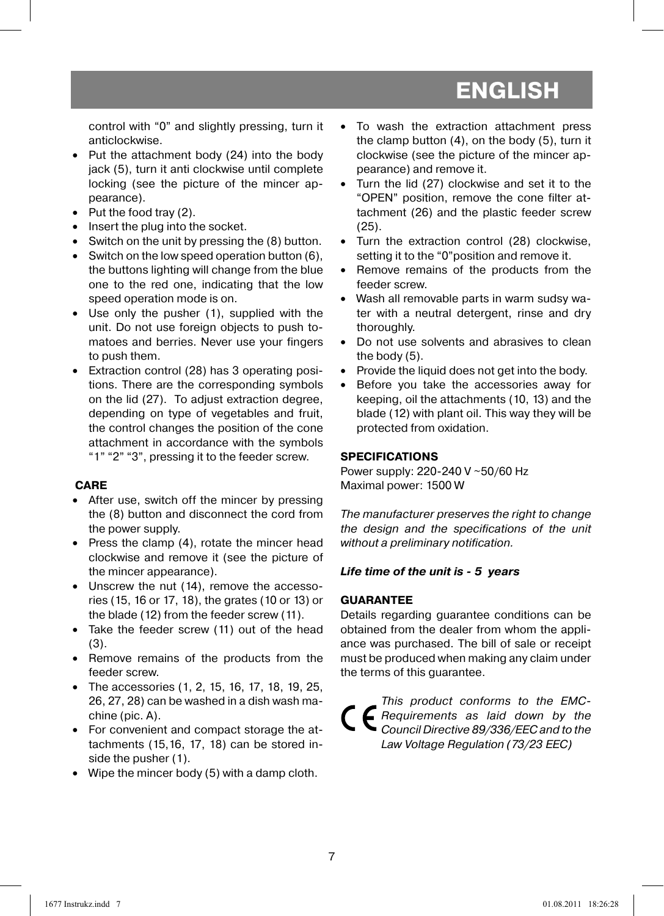control with “0” and slightly pressing, turn it anticlockwise.

- Put the attachment body (24) into the body jack (5), turn it anti clockwise until complete locking (see the picture of the mincer appearance).
- Put the food tray (2).
- Insert the plug into the socket.
- Switch on the unit by pressing the (8) button.
- Switch on the low speed operation button (6), the buttons lighting will change from the blue one to the red one, indicating that the low speed operation mode is on.
- Use only the pusher (1), supplied with the unit. Do not use foreign objects to push tomatoes and berries. Never use your fingers to push them.
- Extraction control (28) has 3 operating positions. There are the corresponding symbols on the lid (27). To adjust extraction degree, depending on type of vegetables and fruit, the control changes the position of the cone attachment in accordance with the symbols “1” “2” “3”, pressing it to the feeder screw.

**CARE**

- After use, switch off the mincer by pressing the (8) button and disconnect the cord from the power supply.
- Press the clamp (4), rotate the mincer head clockwise and remove it (see the picture of the mincer appearance).
- Unscrew the nut (14), remove the accessories (15, 16 or 17, 18), the grates (10 or 13) or the blade (12) from the feeder screw (11).
- Take the feeder screw (11) out of the head (3).
- Remove remains of the products from the feeder screw.
- The accessories (1, 2, 15, 16, 17, 18, 19, 25, 26, 27, 28) can be washed in a dish wash machine (pic. A).
- For convenient and compact storage the attachments (15,16, 17, 18) can be stored inside the pusher (1).
- Wipe the mincer body (5) with a damp cloth.
- To wash the extraction attachment press the clamp button (4), on the body (5), turn it clockwise (see the picture of the mincer appearance) and remove it.
- Turn the lid (27) clockwise and set it to the “OPEN” position, remove the cone filter attachment (26) and the plastic feeder screw (25).
- Turn the extraction control (28) clockwise, setting it to the “0”position and remove it.
- Remove remains of the products from the feeder screw.
- Wash all removable parts in warm sudsy water with a neutral detergent, rinse and dry thoroughly.
- Do not use solvents and abrasives to clean the body (5).
- Provide the liquid does not get into the body.
- Before you take the accessories away for keeping, oil the attachments (10, 13) and the blade (12) with plant oil. This way they will be protected from oxidation.

**SPECIFICATIONS**

Power supply: 220-240 V ~50/60 Hz
Maximal power: 1500 W

*The manufacturer preserves the right to change the design and the specifications of the unit without a preliminary notification.*

***Life time of the unit is - 5 years***

**GUARANTEE**

Details regarding guarantee conditions can be obtained from the dealer from whom the appliance was purchased. The bill of sale or receipt must be produced when making any claim under the terms of this guarantee.

*This product conforms to the EMC-Requirements as laid down by the Council Directive 89/336/EEC and to the Law Voltage Regulation (73/23 EEC)*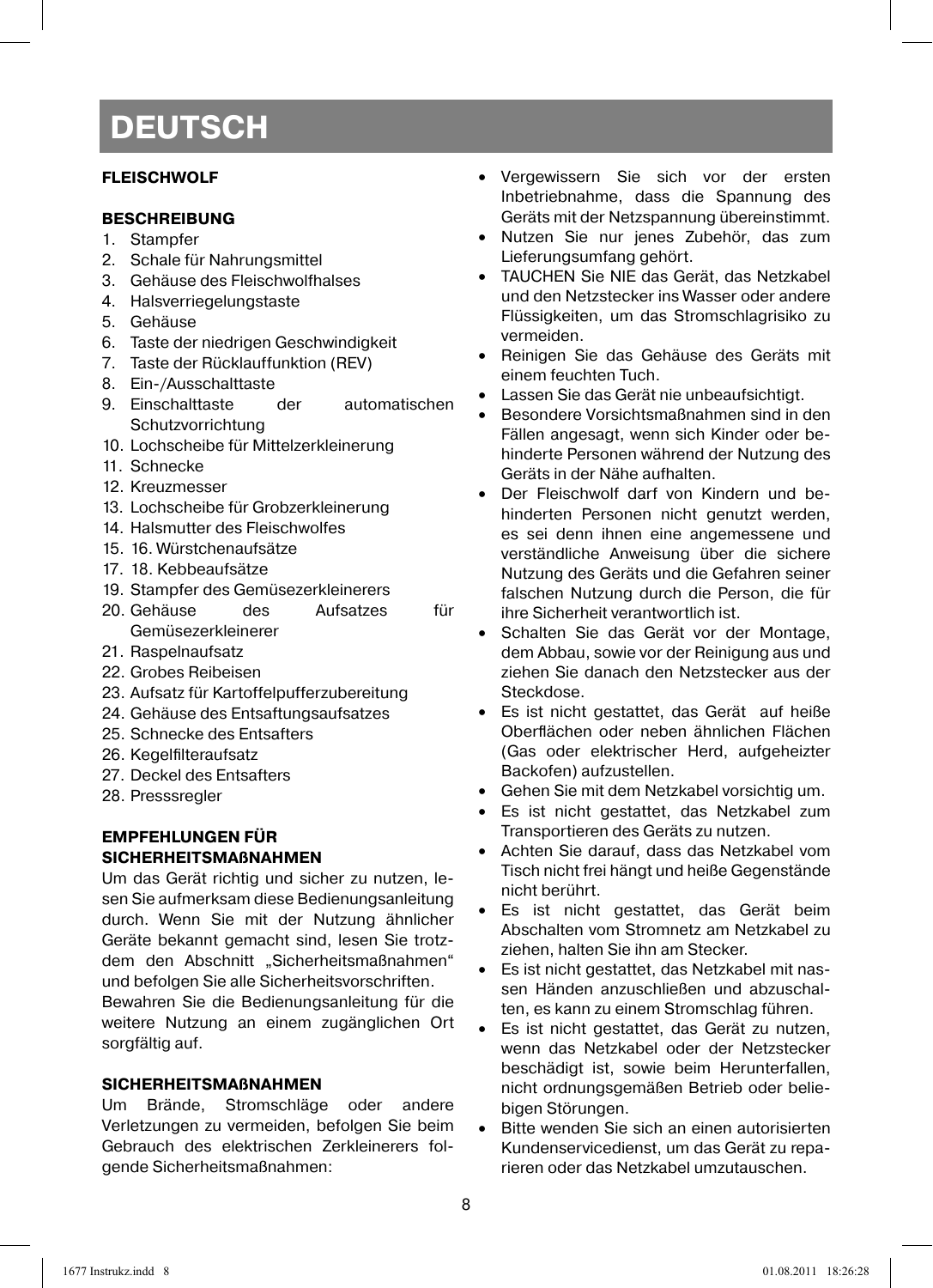# DEUTSCH

## FLEISCHWOLF

### BESCHREIBUNG

1. Stampfer
2. Schale für Nahrungsmittel
3. Gehäuse des Fleischwolfhalses
4. Halsverriegelungstaste
5. Gehäuse
6. Taste der niedrigen Geschwindigkeit
7. Taste der Rücklauffunktion (REV)
8. Ein-/Ausschalttaste
9. Einschalttaste der automatischen Schutzvorrichtung
10. Lochscheibe für Mittelzerkleinerung
11. Schnecke
12. Kreuzmesser
13. Lochscheibe für Grobzerkleinerung
14. Halsmutter des Fleischwolfes
15. 16. Würstchenaufsätze
17. 18. Kebbeaufsätze
19. Stampfer des Gemüsezerkleinerers
20. Gehäuse des Aufsatzes für Gemüsezerkleinerer
21. Raspelnaufsatz
22. Grobes Reibeisen
23. Aufsatz für Kartoffelpufferzubereitung
24. Gehäuse des Entsaftungsaufsatzes
25. Schnecke des Entsafters
26. Kegelfilteraufsatz
27. Deckel des Entsafters
28. Presssregler

### EMPFEHLUNGEN FÜR SICHERHEITSMAßNAHMEN

Um das Gerät richtig und sicher zu nutzen, lesen Sie aufmerksam diese Bedienungsanleitung durch. Wenn Sie mit der Nutzung ähnlicher Geräte bekannt gemacht sind, lesen Sie trotzdem den Abschnitt „Sicherheitsmaßnahmen" und befolgen Sie alle Sicherheitsvorschriften.

Bewahren Sie die Bedienungsanleitung für die weitere Nutzung an einem zugänglichen Ort sorgfältig auf.

### SICHERHEITSMAßNAHMEN

Um Brände, Stromschläge oder andere Verletzungen zu vermeiden, befolgen Sie beim Gebrauch des elektrischen Zerkleinerers folgende Sicherheitsmaßnahmen:

- Vergewissern Sie sich vor der ersten Inbetriebnahme, dass die Spannung des Geräts mit der Netzspannung übereinstimmt.
- Nutzen Sie nur jenes Zubehör, das zum Lieferungsumfang gehört.
- TAUCHEN Sie NIE das Gerät, das Netzkabel und den Netzstecker ins Wasser oder andere Flüssigkeiten, um das Stromschlagrisiko zu vermeiden.
- Reinigen Sie das Gehäuse des Geräts mit einem feuchten Tuch.
- Lassen Sie das Gerät nie unbeaufsichtigt.
- Besondere Vorsichtsmaßnahmen sind in den Fällen angesagt, wenn sich Kinder oder behinderte Personen während der Nutzung des Geräts in der Nähe aufhalten.
- Der Fleischwolf darf von Kindern und behinderten Personen nicht genutzt werden, es sei denn ihnen eine angemessene und verständliche Anweisung über die sichere Nutzung des Geräts und die Gefahren seiner falschen Nutzung durch die Person, die für ihre Sicherheit verantwortlich ist.
- Schalten Sie das Gerät vor der Montage, dem Abbau, sowie vor der Reinigung aus und ziehen Sie danach den Netzstecker aus der Steckdose.
- Es ist nicht gestattet, das Gerät auf heiße Oberflächen oder neben ähnlichen Flächen (Gas oder elektrischer Herd, aufgeheizter Backofen) aufzustellen.
- Gehen Sie mit dem Netzkabel vorsichtig um.
- Es ist nicht gestattet, das Netzkabel zum Transportieren des Geräts zu nutzen.
- Achten Sie darauf, dass das Netzkabel vom Tisch nicht frei hängt und heiße Gegenstände nicht berührt.
- Es ist nicht gestattet, das Gerät beim Abschalten vom Stromnetz am Netzkabel zu ziehen, halten Sie ihn am Stecker.
- Es ist nicht gestattet, das Netzkabel mit nassen Händen anzuschließen und abzuschalten, es kann zu einem Stromschlag führen.
- Es ist nicht gestattet, das Gerät zu nutzen, wenn das Netzkabel oder der Netzstecker beschädigt ist, sowie beim Herunterfallen, nicht ordnungsgemäßen Betrieb oder beliebigen Störungen.
- Bitte wenden Sie sich an einen autorisierten Kundenservicedienst, um das Gerät zu reparieren oder das Netzkabel umzutauschen.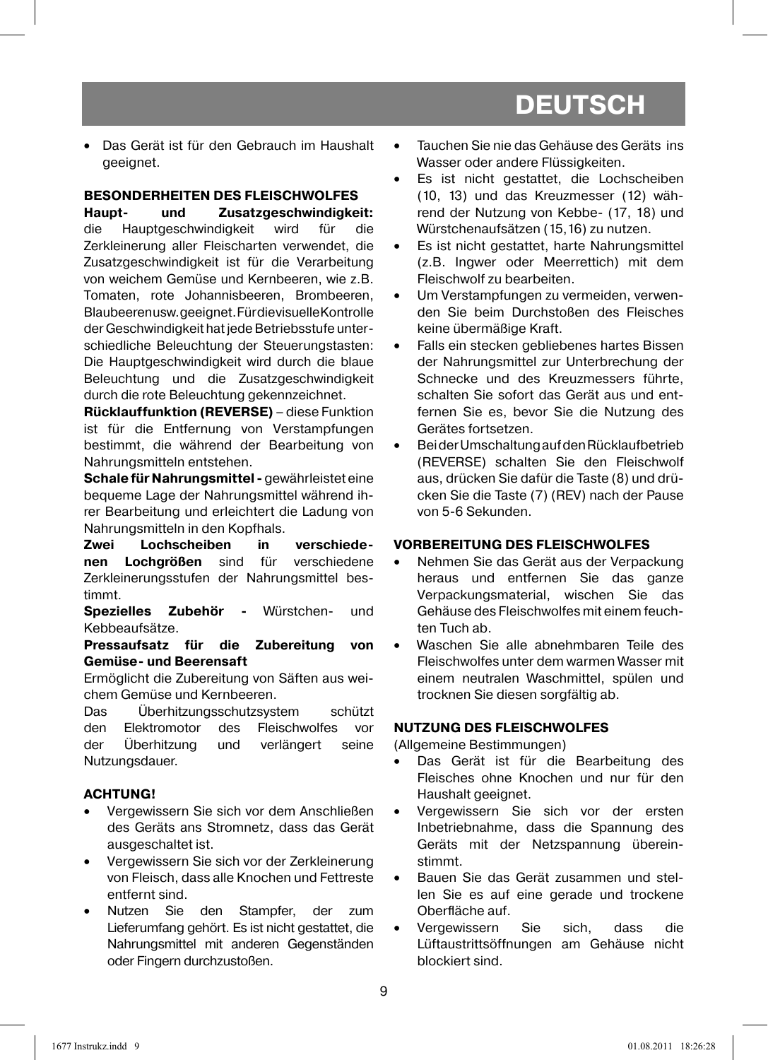# DEUTSCH

- Das Gerät ist für den Gebrauch im Haushalt geeignet.

## BESONDERHEITEN DES FLEISCHWOLFES

**Haupt- und Zusatzgeschwindigkeit:** die Hauptgeschwindigkeit wird für die Zerkleinerung aller Fleischarten verwendet, die Zusatzgeschwindigkeit ist für die Verarbeitung von weichem Gemüse und Kernbeeren, wie z.B. Tomaten, rote Johannisbeeren, Brombeeren, Blaubeeren usw. geeignet. Für die visuelle Kontrolle der Geschwindigkeit hat jede Betriebsstufe unterschiedliche Beleuchtung der Steuerungstasten: Die Hauptgeschwindigkeit wird durch die blaue Beleuchtung und die Zusatzgeschwindigkeit durch die rote Beleuchtung gekennzeichnet.

**Rücklauffunktion (REVERSE)** – diese Funktion ist für die Entfernung von Verstampfungen bestimmt, die während der Bearbeitung von Nahrungsmitteln entstehen.

**Schale für Nahrungsmittel -** gewährleistet eine bequeme Lage der Nahrungsmittel während ihrer Bearbeitung und erleichtert die Ladung von Nahrungsmitteln in den Kopfhals.

**Zwei Lochscheiben in verschiedenen Lochgrößen** sind für verschiedene Zerkleinerungsstufen der Nahrungsmittel bestimmt.

**Spezielles Zubehör -** Würstchen- und Kebbeaufsätze.

**Pressaufsatz für die Zubereitung von Gemüse- und Beerensaft**

Ermöglicht die Zubereitung von Säften aus weichem Gemüse und Kernbeeren.

Das Überhitzungsschutzsystem schützt den Elektromotor des Fleischwolfes vor der Überhitzung und verlängert seine Nutzungsdauer.

## ACHTUNG!

- Vergewissern Sie sich vor dem Anschließen des Geräts ans Stromnetz, dass das Gerät ausgeschaltet ist.
- Vergewissern Sie sich vor der Zerkleinerung von Fleisch, dass alle Knochen und Fettreste entfernt sind.
- Nutzen Sie den Stampfer, der zum Lieferumfang gehört. Es ist nicht gestattet, die Nahrungsmittel mit anderen Gegenständen oder Fingern durchzustoßen.
- Tauchen Sie nie das Gehäuse des Geräts ins Wasser oder andere Flüssigkeiten.
- Es ist nicht gestattet, die Lochscheiben (10, 13) und das Kreuzmesser (12) während der Nutzung von Kebbe- (17, 18) und Würstchenaufsätzen (15,16) zu nutzen.
- Es ist nicht gestattet, harte Nahrungsmittel (z.B. Ingwer oder Meerrettich) mit dem Fleischwolf zu bearbeiten.
- Um Verstampfungen zu vermeiden, verwenden Sie beim Durchstoßen des Fleisches keine übermäßige Kraft.
- Falls ein stecken gebliebenes hartes Bissen der Nahrungsmittel zur Unterbrechung der Schnecke und des Kreuzmessers führte, schalten Sie sofort das Gerät aus und entfernen Sie es, bevor Sie die Nutzung des Gerätes fortsetzen.
- Bei der Umschaltung auf den Rücklaufbetrieb (REVERSE) schalten Sie den Fleischwolf aus, drücken Sie dafür die Taste (8) und drücken Sie die Taste (7) (REV) nach der Pause von 5-6 Sekunden.

## VORBEREITUNG DES FLEISCHWOLFES

- Nehmen Sie das Gerät aus der Verpackung heraus und entfernen Sie das ganze Verpackungsmaterial, wischen Sie das Gehäuse des Fleischwolfes mit einem feuchten Tuch ab.
- Waschen Sie alle abnehmbaren Teile des Fleischwolfes unter dem warmen Wasser mit einem neutralen Waschmittel, spülen und trocknen Sie diesen sorgfältig ab.

## NUTZUNG DES FLEISCHWOLFES

(Allgemeine Bestimmungen)

- Das Gerät ist für die Bearbeitung des Fleisches ohne Knochen und nur für den Haushalt geeignet.
- Vergewissern Sie sich vor der ersten Inbetriebnahme, dass die Spannung des Geräts mit der Netzspannung übereinstimmt.
- Bauen Sie das Gerät zusammen und stellen Sie es auf eine gerade und trockene Oberfläche auf.
- Vergewissern Sie sich, dass die Lüftaustrittsöffnungen am Gehäuse nicht blockiert sind.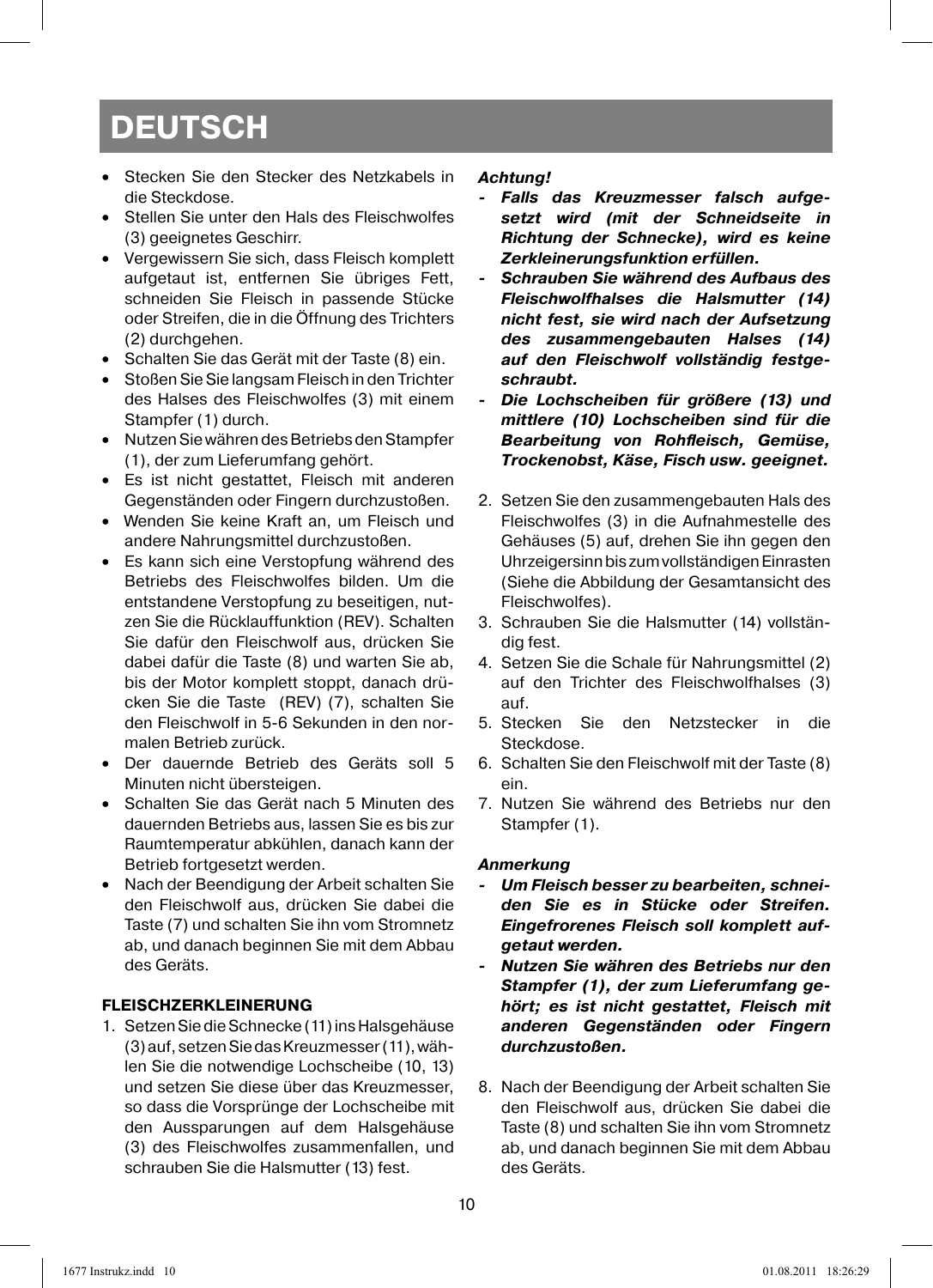# DEUTSCH

- Stecken Sie den Stecker des Netzkabels in die Steckdose.
- Stellen Sie unter den Hals des Fleischwolfes (3) geeignetes Geschirr.
- Vergewissern Sie sich, dass Fleisch komplett aufgetaut ist, entfernen Sie übriges Fett, schneiden Sie Fleisch in passende Stücke oder Streifen, die in die Öffnung des Trichters (2) durchgehen.
- Schalten Sie das Gerät mit der Taste (8) ein.
- Stoßen Sie Sie langsam Fleisch in den Trichter des Halses des Fleischwolfes (3) mit einem Stampfer (1) durch.
- Nutzen Sie währen des Betriebs den Stampfer (1), der zum Lieferumfang gehört.
- Es ist nicht gestattet, Fleisch mit anderen Gegenständen oder Fingern durchzustoßen.
- Wenden Sie keine Kraft an, um Fleisch und andere Nahrungsmittel durchzustoßen.
- Es kann sich eine Verstopfung während des Betriebs des Fleischwolfes bilden. Um die entstandene Verstopfung zu beseitigen, nutzen Sie die Rücklauffunktion (REV). Schalten Sie dafür den Fleischwolf aus, drücken Sie dabei dafür die Taste (8) und warten Sie ab, bis der Motor komplett stoppt, danach drücken Sie die Taste (REV) (7), schalten Sie den Fleischwolf in 5-6 Sekunden in den normalen Betrieb zurück.
- Der dauernde Betrieb des Geräts soll 5 Minuten nicht übersteigen.
- Schalten Sie das Gerät nach 5 Minuten des dauernden Betriebs aus, lassen Sie es bis zur Raumtemperatur abkühlen, danach kann der Betrieb fortgesetzt werden.
- Nach der Beendigung der Arbeit schalten Sie den Fleischwolf aus, drücken Sie dabei die Taste (7) und schalten Sie ihn vom Stromnetz ab, und danach beginnen Sie mit dem Abbau des Geräts.

### FLEISCHZERKLEINERUNG

1. Setzen Sie die Schnecke (11) ins Halsgehäuse (3) auf, setzen Sie das Kreuzmesser (11), wählen Sie die notwendige Lochscheibe (10, 13) und setzen Sie diese über das Kreuzmesser, so dass die Vorsprünge der Lochscheibe mit den Aussparungen auf dem Halsgehäuse (3) des Fleischwolfes zusammenfallen, und schrauben Sie die Halsmutter (13) fest.

***Achtung!***

- ***Falls das Kreuzmesser falsch aufgesetzt wird (mit der Schneidseite in Richtung der Schnecke), wird es keine Zerkleinerungsfunktion erfüllen.***
- ***Schrauben Sie während des Aufbaus des Fleischwolfhalses die Halsmutter (14) nicht fest, sie wird nach der Aufsetzung des zusammengebauten Halses (14) auf den Fleischwolf vollständig festgeschraubt.***
- ***Die Lochscheiben für größere (13) und mittlere (10) Lochscheiben sind für die Bearbeitung von Rohfleisch, Gemüse, Trockenobst, Käse, Fisch usw. geeignet.***

2. Setzen Sie den zusammengebauten Hals des Fleischwolfes (3) in die Aufnahmestelle des Gehäuses (5) auf, drehen Sie ihn gegen den Uhrzeigersinn bis zum vollständigen Einrasten (Siehe die Abbildung der Gesamtansicht des Fleischwolfes).
3. Schrauben Sie die Halsmutter (14) vollständig fest.
4. Setzen Sie die Schale für Nahrungsmittel (2) auf den Trichter des Fleischwolfhalses (3) auf.
5. Stecken Sie den Netzstecker in die Steckdose.
6. Schalten Sie den Fleischwolf mit der Taste (8) ein.
7. Nutzen Sie während des Betriebs nur den Stampfer (1).

***Anmerkung***

- ***Um Fleisch besser zu bearbeiten, schneiden Sie es in Stücke oder Streifen. Eingefrorenes Fleisch soll komplett aufgetaut werden.***
- ***Nutzen Sie währen des Betriebs nur den Stampfer (1), der zum Lieferumfang gehört; es ist nicht gestattet, Fleisch mit anderen Gegenständen oder Fingern durchzustoßen.***

8. Nach der Beendigung der Arbeit schalten Sie den Fleischwolf aus, drücken Sie dabei die Taste (8) und schalten Sie ihn vom Stromnetz ab, und danach beginnen Sie mit dem Abbau des Geräts.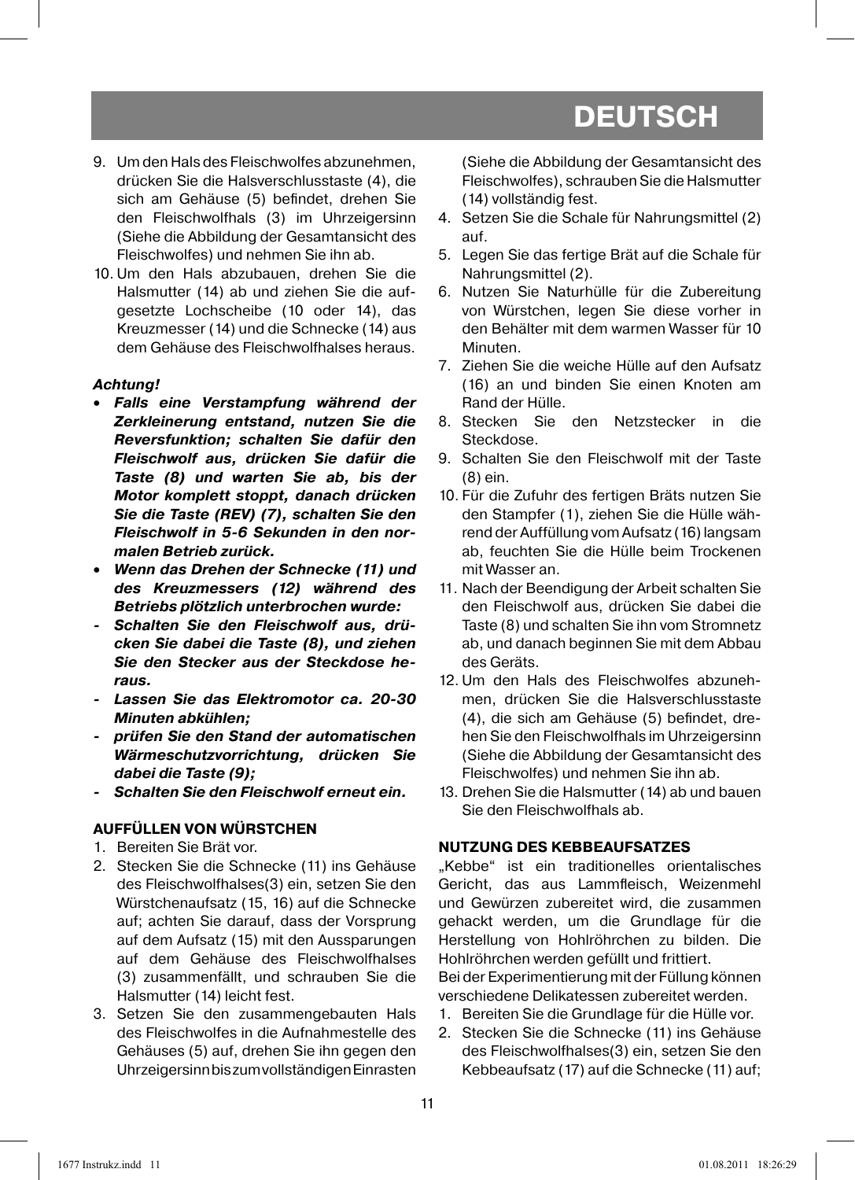9. Um den Hals des Fleischwolfes abzunehmen, drücken Sie die Halsverschlusstaste (4), die sich am Gehäuse (5) befindet, drehen Sie den Fleischwolfhals (3) im Uhrzeigersinn (Siehe die Abbildung der Gesamtansicht des Fleischwolfes) und nehmen Sie ihn ab.
10. Um den Hals abzubauen, drehen Sie die Halsmutter (14) ab und ziehen Sie die aufgesetzte Lochscheibe (10 oder 14), das Kreuzmesser (14) und die Schnecke (14) aus dem Gehäuse des Fleischwolfhalses heraus.

***Achtung!***

- ***Falls eine Verstampfung während der Zerkleinerung entstand, nutzen Sie die Reversfunktion; schalten Sie dafür den Fleischwolf aus, drücken Sie dafür die Taste (8) und warten Sie ab, bis der Motor komplett stoppt, danach drücken Sie die Taste (REV) (7), schalten Sie den Fleischwolf in 5-6 Sekunden in den normalen Betrieb zurück.***
- ***Wenn das Drehen der Schnecke (11) und des Kreuzmessers (12) während des Betriebs plötzlich unterbrochen wurde:***

- ***Schalten Sie den Fleischwolf aus, drücken Sie dabei die Taste (8), und ziehen Sie den Stecker aus der Steckdose heraus.***
- ***Lassen Sie das Elektromotor ca. 20-30 Minuten abkühlen;***
- ***prüfen Sie den Stand der automatischen Wärmeschutzvorrichtung, drücken Sie dabei die Taste (9);***
- ***Schalten Sie den Fleischwolf erneut ein.***

**AUFFÜLLEN VON WÜRSTCHEN**

1. Bereiten Sie Brät vor.
2. Stecken Sie die Schnecke (11) ins Gehäuse des Fleischwolfhalses(3) ein, setzen Sie den Würstchenaufsatz (15, 16) auf die Schnecke auf; achten Sie darauf, dass der Vorsprung auf dem Aufsatz (15) mit den Aussparungen auf dem Gehäuse des Fleischwolfhalses (3) zusammenfällt, und schrauben Sie die Halsmutter (14) leicht fest.
3. Setzen Sie den zusammengebauten Hals des Fleischwolfes in die Aufnahmestelle des Gehäuses (5) auf, drehen Sie ihn gegen den Uhrzeigersinn bis zum vollständigen Einrasten (Siehe die Abbildung der Gesamtansicht des Fleischwolfes), schrauben Sie die Halsmutter (14) vollständig fest.
4. Setzen Sie die Schale für Nahrungsmittel (2) auf.
5. Legen Sie das fertige Brät auf die Schale für Nahrungsmittel (2).
6. Nutzen Sie Naturhülle für die Zubereitung von Würstchen, legen Sie diese vorher in den Behälter mit dem warmen Wasser für 10 Minuten.
7. Ziehen Sie die weiche Hülle auf den Aufsatz (16) an und binden Sie einen Knoten am Rand der Hülle.
8. Stecken Sie den Netzstecker in die Steckdose.
9. Schalten Sie den Fleischwolf mit der Taste (8) ein.
10. Für die Zufuhr des fertigen Bräts nutzen Sie den Stampfer (1), ziehen Sie die Hülle während der Auffüllung vom Aufsatz (16) langsam ab, feuchten Sie die Hülle beim Trockenen mit Wasser an.
11. Nach der Beendigung der Arbeit schalten Sie den Fleischwolf aus, drücken Sie dabei die Taste (8) und schalten Sie ihn vom Stromnetz ab, und danach beginnen Sie mit dem Abbau des Geräts.
12. Um den Hals des Fleischwolfes abzunehmen, drücken Sie die Halsverschlusstaste (4), die sich am Gehäuse (5) befindet, drehen Sie den Fleischwolfhals im Uhrzeigersinn (Siehe die Abbildung der Gesamtansicht des Fleischwolfes) und nehmen Sie ihn ab.
13. Drehen Sie die Halsmutter (14) ab und bauen Sie den Fleischwolfhals ab.

**NUTZUNG DES KEBBEAUFSATZES**

„Kebbe“ ist ein traditionelles orientalisches Gericht, das aus Lammfleisch, Weizenmehl und Gewürzen zubereitet wird, die zusammen gehackt werden, um die Grundlage für die Herstellung von Hohlröhrchen zu bilden. Die Hohlröhrchen werden gefüllt und frittiert.

Bei der Experimentierung mit der Füllung können verschiedene Delikatessen zubereitet werden.

1. Bereiten Sie die Grundlage für die Hülle vor.
2. Stecken Sie die Schnecke (11) ins Gehäuse des Fleischwolfhalses(3) ein, setzen Sie den Kebbeaufsatz (17) auf die Schnecke (11) auf;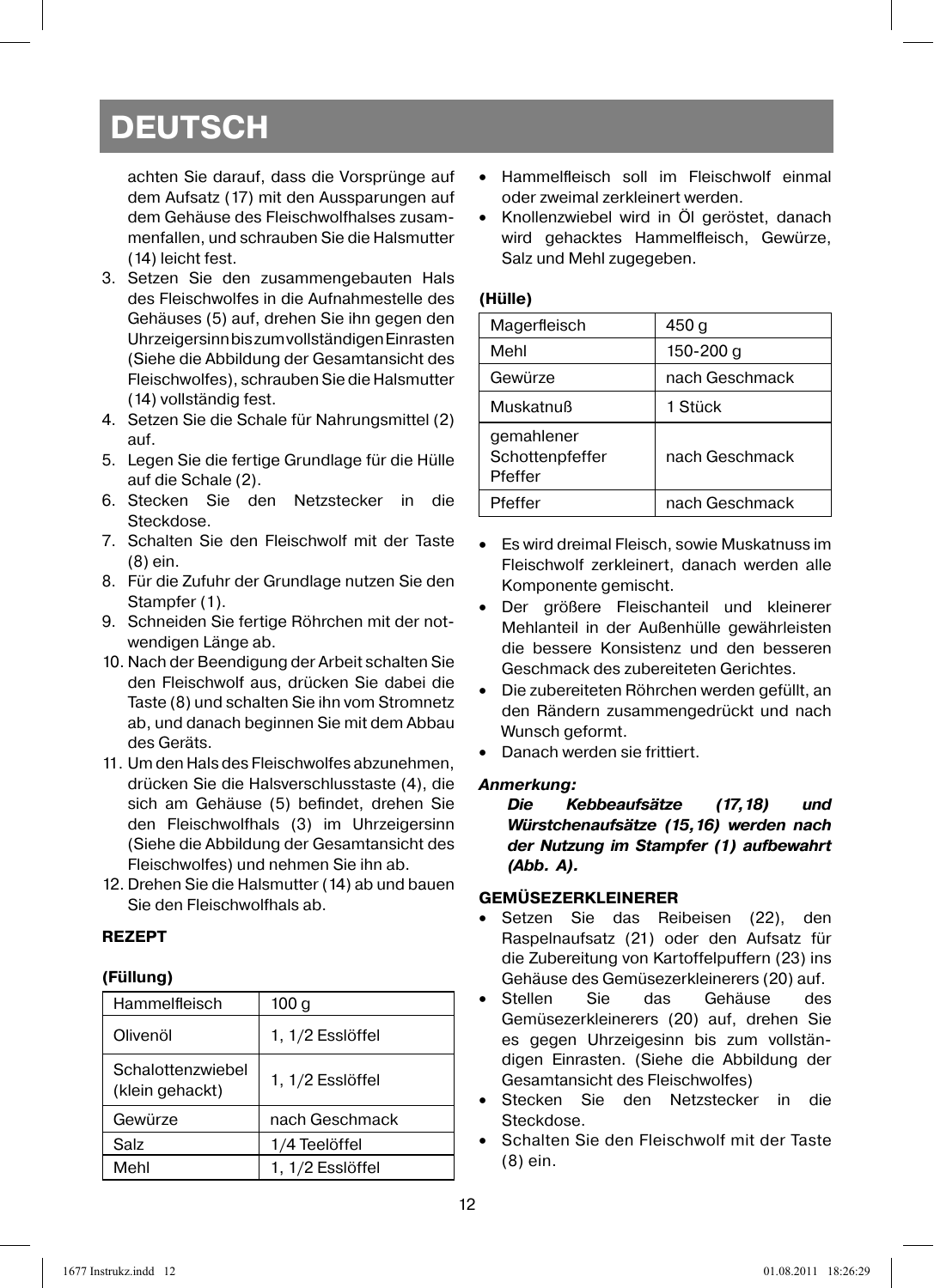## DEUTSCH

achten Sie darauf, dass die Vorsprünge auf dem Aufsatz (17) mit den Aussparungen auf dem Gehäuse des Fleischwolfhalses zusammenfallen, und schrauben Sie die Halsmutter (14) leicht fest.

3. Setzen Sie den zusammengebauten Hals des Fleischwolfes in die Aufnahmestelle des Gehäuses (5) auf, drehen Sie ihn gegen den Uhrzeigersinn bis zum vollständigen Einrasten (Siehe die Abbildung der Gesamtansicht des Fleischwolfes), schrauben Sie die Halsmutter (14) vollständig fest.
4. Setzen Sie die Schale für Nahrungsmittel (2) auf.
5. Legen Sie die fertige Grundlage für die Hülle auf die Schale (2).
6. Stecken Sie den Netzstecker in die Steckdose.
7. Schalten Sie den Fleischwolf mit der Taste (8) ein.
8. Für die Zufuhr der Grundlage nutzen Sie den Stampfer (1).
9. Schneiden Sie fertige Röhrchen mit der notwendigen Länge ab.
10. Nach der Beendigung der Arbeit schalten Sie den Fleischwolf aus, drücken Sie dabei die Taste (8) und schalten Sie ihn vom Stromnetz ab, und danach beginnen Sie mit dem Abbau des Geräts.
11. Um den Hals des Fleischwolfes abzunehmen, drücken Sie die Halsverschlusstaste (4), die sich am Gehäuse (5) befindet, drehen Sie den Fleischwolfhals (3) im Uhrzeigersinn (Siehe die Abbildung der Gesamtansicht des Fleischwolfes) und nehmen Sie ihn ab.
12. Drehen Sie die Halsmutter (14) ab und bauen Sie den Fleischwolfhals ab.

**REZEPT**

**(Füllung)**

| | |
|---|---|
| Hammelfleisch | 100 g |
| Olivenöl | 1, 1/2 Esslöffel |
| Schalottenzwiebel (klein gehackt) | 1, 1/2 Esslöffel |
| Gewürze | nach Geschmack |
| Salz | 1/4 Teelöffel |
| Mehl | 1, 1/2 Esslöffel |

- Hammelfleisch soll im Fleischwolf einmal oder zweimal zerkleinert werden.
- Knollenzwiebel wird in Öl geröstet, danach wird gehacktes Hammelfleisch, Gewürze, Salz und Mehl zugegeben.

**(Hülle)**

| | |
|---|---|
| Magerfleisch | 450 g |
| Mehl | 150-200 g |
| Gewürze | nach Geschmack |
| Muskatnuß | 1 Stück |
| gemahlener Schottenpfeffer Pfeffer | nach Geschmack |
| Pfeffer | nach Geschmack |

- Es wird dreimal Fleisch, sowie Muskatnuss im Fleischwolf zerkleinert, danach werden alle Komponente gemischt.
- Der größere Fleischanteil und kleinerer Mehlanteil in der Außenhülle gewährleisten die bessere Konsistenz und den besseren Geschmack des zubereiteten Gerichtes.
- Die zubereiteten Röhrchen werden gefüllt, an den Rändern zusammengedrückt und nach Wunsch geformt.
- Danach werden sie frittiert.

***Anmerkung:***

***Die Kebbeaufsätze (17,18) und Würstchenaufsätze (15,16) werden nach der Nutzung im Stampfer (1) aufbewahrt (Abb. A).***

**GEMÜSEZERKLEINERER**

- Setzen Sie das Reibeisen (22), den Raspelnaufsatz (21) oder den Aufsatz für die Zubereitung von Kartoffelpuffern (23) ins Gehäuse des Gemüsezerkleinerers (20) auf.
- Stellen Sie das Gehäuse des Gemüsezerkleinerers (20) auf, drehen Sie es gegen Uhrzeigesinn bis zum vollständigen Einrasten. (Siehe die Abbildung der Gesamtansicht des Fleischwolfes)
- Stecken Sie den Netzstecker in die Steckdose.
- Schalten Sie den Fleischwolf mit der Taste (8) ein.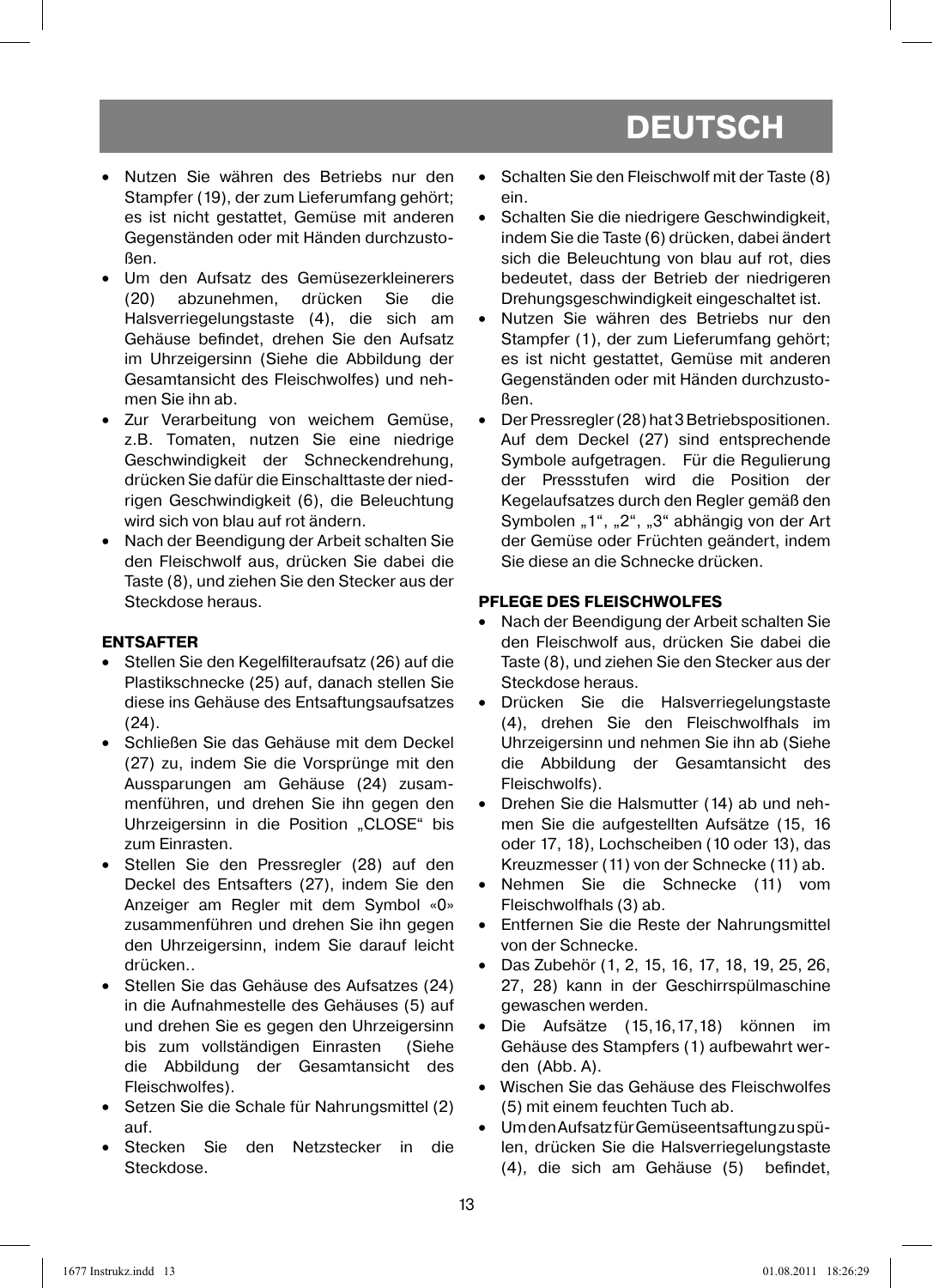- Nutzen Sie währen des Betriebs nur den Stampfer (19), der zum Lieferumfang gehört; es ist nicht gestattet, Gemüse mit anderen Gegenständen oder mit Händen durchzustoßen.
- Um den Aufsatz des Gemüsezerkleinerers (20) abzunehmen, drücken Sie die Halsverriegelungstaste (4), die sich am Gehäuse befindet, drehen Sie den Aufsatz im Uhrzeigersinn (Siehe die Abbildung der Gesamtansicht des Fleischwolfes) und nehmen Sie ihn ab.
- Zur Verarbeitung von weichem Gemüse, z.B. Tomaten, nutzen Sie eine niedrige Geschwindigkeit der Schneckendrehung, drücken Sie dafür die Einschalttaste der niedrigen Geschwindigkeit (6), die Beleuchtung wird sich von blau auf rot ändern.
- Nach der Beendigung der Arbeit schalten Sie den Fleischwolf aus, drücken Sie dabei die Taste (8), und ziehen Sie den Stecker aus der Steckdose heraus.

**ENTSAFTER**

- Stellen Sie den Kegelfilteraufsatz (26) auf die Plastikschnecke (25) auf, danach stellen Sie diese ins Gehäuse des Entsaftungsaufsatzes (24).
- Schließen Sie das Gehäuse mit dem Deckel (27) zu, indem Sie die Vorsprünge mit den Aussparungen am Gehäuse (24) zusammenführen, und drehen Sie ihn gegen den Uhrzeigersinn in die Position „CLOSE“ bis zum Einrasten.
- Stellen Sie den Pressregler (28) auf den Deckel des Entsafters (27), indem Sie den Anzeiger am Regler mit dem Symbol «0» zusammenführen und drehen Sie ihn gegen den Uhrzeigersinn, indem Sie darauf leicht drücken..
- Stellen Sie das Gehäuse des Aufsatzes (24) in die Aufnahmestelle des Gehäuses (5) auf und drehen Sie es gegen den Uhrzeigersinn bis zum vollständigen Einrasten (Siehe die Abbildung der Gesamtansicht des Fleischwolfes).
- Setzen Sie die Schale für Nahrungsmittel (2) auf.
- Stecken Sie den Netzstecker in die Steckdose.
- Schalten Sie den Fleischwolf mit der Taste (8) ein.
- Schalten Sie die niedrigere Geschwindigkeit, indem Sie die Taste (6) drücken, dabei ändert sich die Beleuchtung von blau auf rot, dies bedeutet, dass der Betrieb der niedrigeren Drehungsgeschwindigkeit eingeschaltet ist.
- Nutzen Sie währen des Betriebs nur den Stampfer (1), der zum Lieferumfang gehört; es ist nicht gestattet, Gemüse mit anderen Gegenständen oder mit Händen durchzustoßen.
- Der Pressregler (28) hat 3 Betriebspositionen. Auf dem Deckel (27) sind entsprechende Symbole aufgetragen. Für die Regulierung der Pressstufen wird die Position der Kegelaufsatzes durch den Regler gemäß den Symbolen „1“, „2“, „3“ abhängig von der Art der Gemüse oder Früchten geändert, indem Sie diese an die Schnecke drücken.

**PFLEGE DES FLEISCHWOLFES**

- Nach der Beendigung der Arbeit schalten Sie den Fleischwolf aus, drücken Sie dabei die Taste (8), und ziehen Sie den Stecker aus der Steckdose heraus.
- Drücken Sie die Halsverriegelungstaste (4), drehen Sie den Fleischwolfhals im Uhrzeigersinn und nehmen Sie ihn ab (Siehe die Abbildung der Gesamtansicht des Fleischwolfs).
- Drehen Sie die Halsmutter (14) ab und nehmen Sie die aufgestellten Aufsätze (15, 16 oder 17, 18), Lochscheiben (10 oder 13), das Kreuzmesser (11) von der Schnecke (11) ab.
- Nehmen Sie die Schnecke (11) vom Fleischwolfhals (3) ab.
- Entfernen Sie die Reste der Nahrungsmittel von der Schnecke.
- Das Zubehör (1, 2, 15, 16, 17, 18, 19, 25, 26, 27, 28) kann in der Geschirrspülmaschine gewaschen werden.
- Die Aufsätze (15,16,17,18) können im Gehäuse des Stampfers (1) aufbewahrt werden (Abb. A).
- Wischen Sie das Gehäuse des Fleischwolfes (5) mit einem feuchten Tuch ab.
- Um den Aufsatz für Gemüseentsaftung zu spülen, drücken Sie die Halsverriegelungstaste (4), die sich am Gehäuse (5) befindet,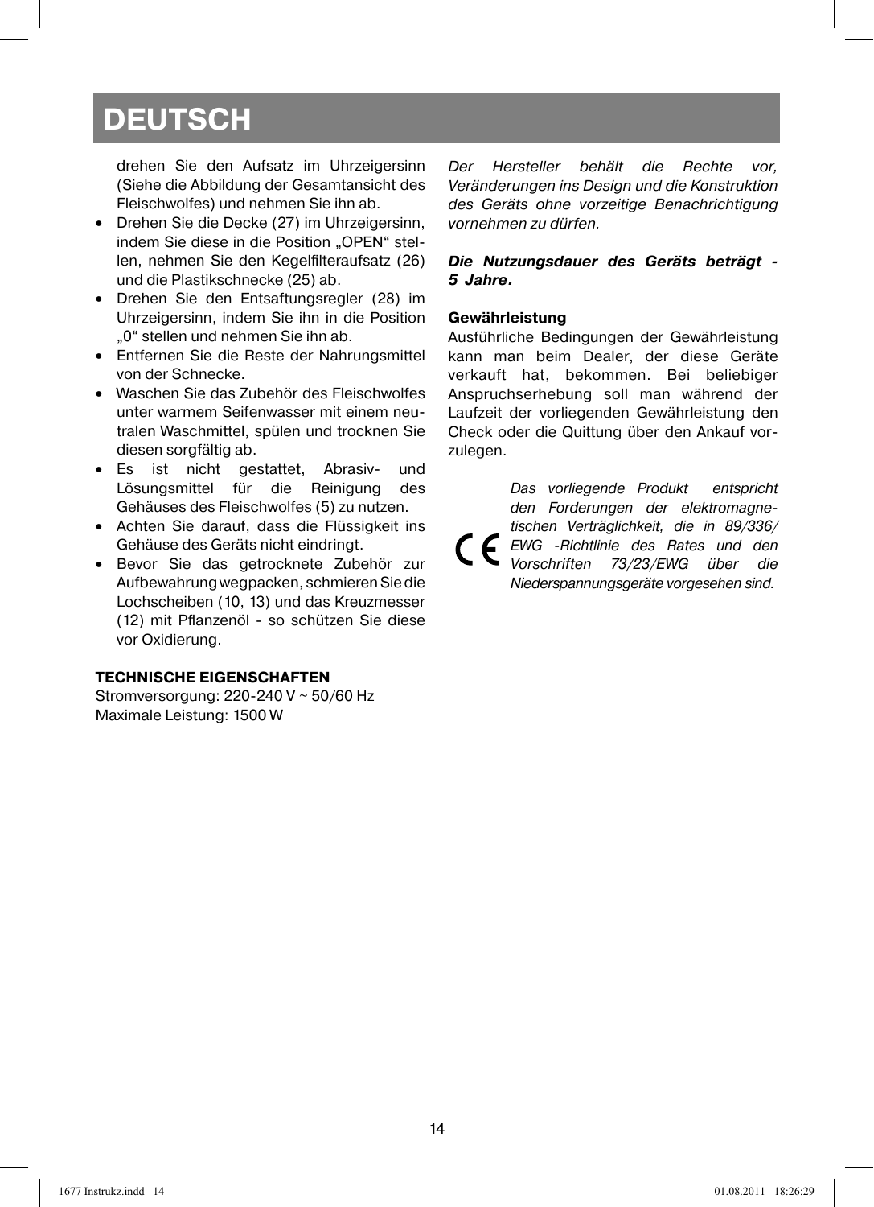# DEUTSCH

drehen Sie den Aufsatz im Uhrzeigersinn (Siehe die Abbildung der Gesamtansicht des Fleischwolfes) und nehmen Sie ihn ab.

- Drehen Sie die Decke (27) im Uhrzeigersinn, indem Sie diese in die Position „OPEN“ stellen, nehmen Sie den Kegelfilteraufsatz (26) und die Plastikschnecke (25) ab.
- Drehen Sie den Entsaftungsregler (28) im Uhrzeigersinn, indem Sie ihn in die Position „0“ stellen und nehmen Sie ihn ab.
- Entfernen Sie die Reste der Nahrungsmittel von der Schnecke.
- Waschen Sie das Zubehör des Fleischwolfes unter warmem Seifenwasser mit einem neutralen Waschmittel, spülen und trocknen Sie diesen sorgfältig ab.
- Es ist nicht gestattet, Abrasiv- und Lösungsmittel für die Reinigung des Gehäuses des Fleischwolfes (5) zu nutzen.
- Achten Sie darauf, dass die Flüssigkeit ins Gehäuse des Geräts nicht eindringt.
- Bevor Sie das getrocknete Zubehör zur Aufbewahrung wegpacken, schmieren Sie die Lochscheiben (10, 13) und das Kreuzmesser (12) mit Pflanzenöl - so schützen Sie diese vor Oxidierung.

**TECHNISCHE EIGENSCHAFTEN**

Stromversorgung: 220-240 V ~ 50/60 Hz
Maximale Leistung: 1500 W

*Der Hersteller behält die Rechte vor, Veränderungen ins Design und die Konstruktion des Geräts ohne vorzeitige Benachrichtigung vornehmen zu dürfen.*

***Die Nutzungsdauer des Geräts beträgt - 5 Jahre.***

**Gewährleistung**

Ausführliche Bedingungen der Gewährleistung kann man beim Dealer, der diese Geräte verkauft hat, bekommen. Bei beliebiger Anspruchserhebung soll man während der Laufzeit der vorliegenden Gewährleistung den Check oder die Quittung über den Ankauf vorzulegen.

CE *Das vorliegende Produkt entspricht den Forderungen der elektromagnetischen Verträglichkeit, die in 89/336/EWG -Richtlinie des Rates und den Vorschriften 73/23/EWG über die Niederspannungsgeräte vorgesehen sind.*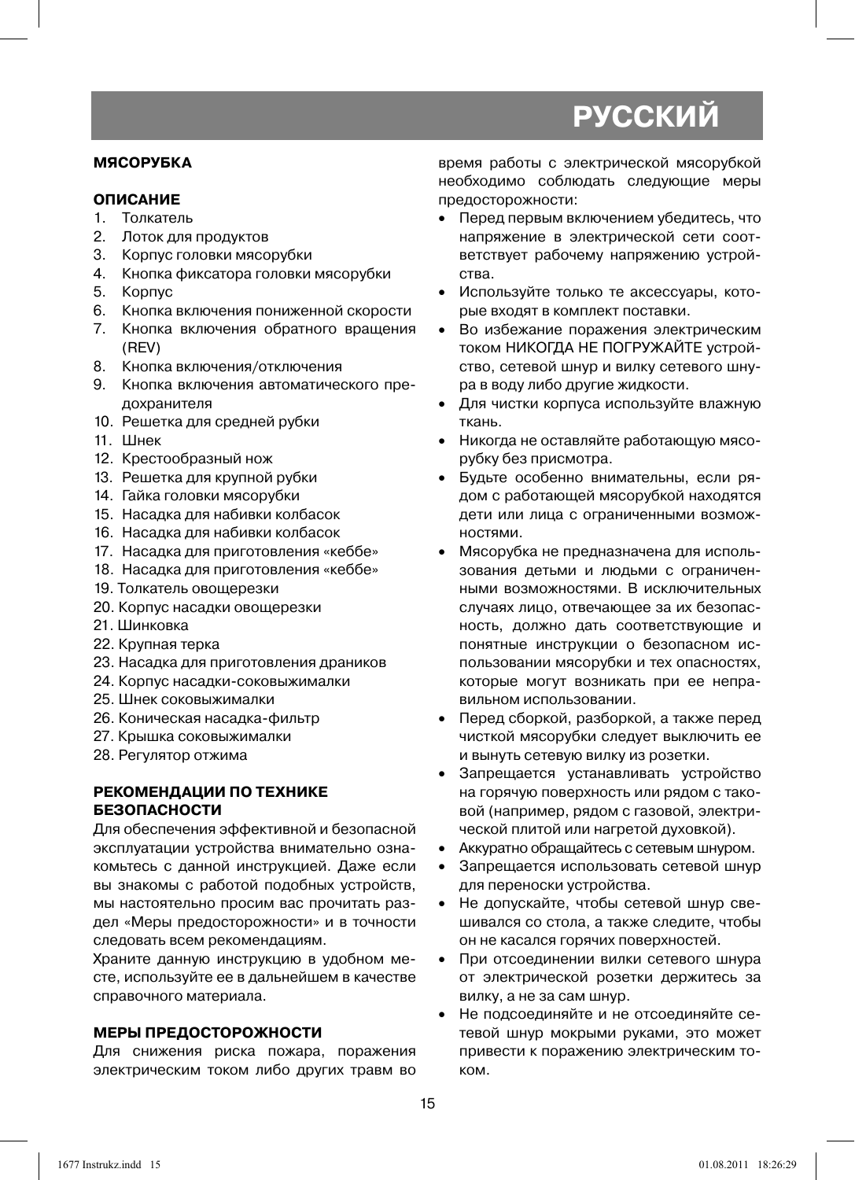# РУССКИЙ

## МЯСОРУБКА

### ОПИСАНИЕ

1. Толкатель
2. Лоток для продуктов
3. Корпус головки мясорубки
4. Кнопка фиксатора головки мясорубки
5. Корпус
6. Кнопка включения пониженной скорости
7. Кнопка включения обратного вращения (REV)
8. Кнопка включения/отключения
9. Кнопка включения автоматического предохранителя
10. Решетка для средней рубки
11. Шнек
12. Крестообразный нож
13. Решетка для крупной рубки
14. Гайка головки мясорубки
15. Насадка для набивки колбасок
16. Насадка для набивки колбасок
17. Насадка для приготовления «кеббе»
18. Насадка для приготовления «кеббе»
19. Толкатель овощерезки
20. Корпус насадки овощерезки
21. Шинковка
22. Крупная терка
23. Насадка для приготовления драников
24. Корпус насадки-соковыжималки
25. Шнек соковыжималки
26. Коническая насадка-фильтр
27. Крышка соковыжималки
28. Регулятор отжима

### РЕКОМЕНДАЦИИ ПО ТЕХНИКЕ БЕЗОПАСНОСТИ

Для обеспечения эффективной и безопасной эксплуатации устройства внимательно ознакомьтесь с данной инструкцией. Даже если вы знакомы с работой подобных устройств, мы настоятельно просим вас прочитать раздел «Меры предосторожности» и в точности следовать всем рекомендациям.

Храните данную инструкцию в удобном месте, используйте ее в дальнейшем в качестве справочного материала.

### МЕРЫ ПРЕДОСТОРОЖНОСТИ

Для снижения риска пожара, поражения электрическим током либо других травм во время работы с электрической мясорубкой необходимо соблюдать следующие меры предосторожности:

- Перед первым включением убедитесь, что напряжение в электрической сети соответствует рабочему напряжению устройства.
- Используйте только те аксессуары, которые входят в комплект поставки.
- Во избежание поражения электрическим током НИКОГДА НЕ ПОГРУЖАЙТЕ устройство, сетевой шнур и вилку сетевого шнура в воду либо другие жидкости.
- Для чистки корпуса используйте влажную ткань.
- Никогда не оставляйте работающую мясорубку без присмотра.
- Будьте особенно внимательны, если рядом с работающей мясорубкой находятся дети или лица с ограниченными возможностями.
- Мясорубка не предназначена для использования детьми и людьми с ограниченными возможностями. В исключительных случаях лицо, отвечающее за их безопасность, должно дать соответствующие и понятные инструкции о безопасном использовании мясорубки и тех опасностях, которые могут возникать при ее неправильном использовании.
- Перед сборкой, разборкой, а также перед чисткой мясорубки следует выключить ее и вынуть сетевую вилку из розетки.
- Запрещается устанавливать устройство на горячую поверхность или рядом с таковой (например, рядом с газовой, электрической плитой или нагретой духовкой).
- Аккуратно обращайтесь с сетевым шнуром.
- Запрещается использовать сетевой шнур для переноски устройства.
- Не допускайте, чтобы сетевой шнур свешивался со стола, а также следите, чтобы он не касался горячих поверхностей.
- При отсоединении вилки сетевого шнура от электрической розетки держитесь за вилку, а не за сам шнур.
- Не подсоединяйте и не отсоединяйте сетевой шнур мокрыми руками, это может привести к поражению электрическим током.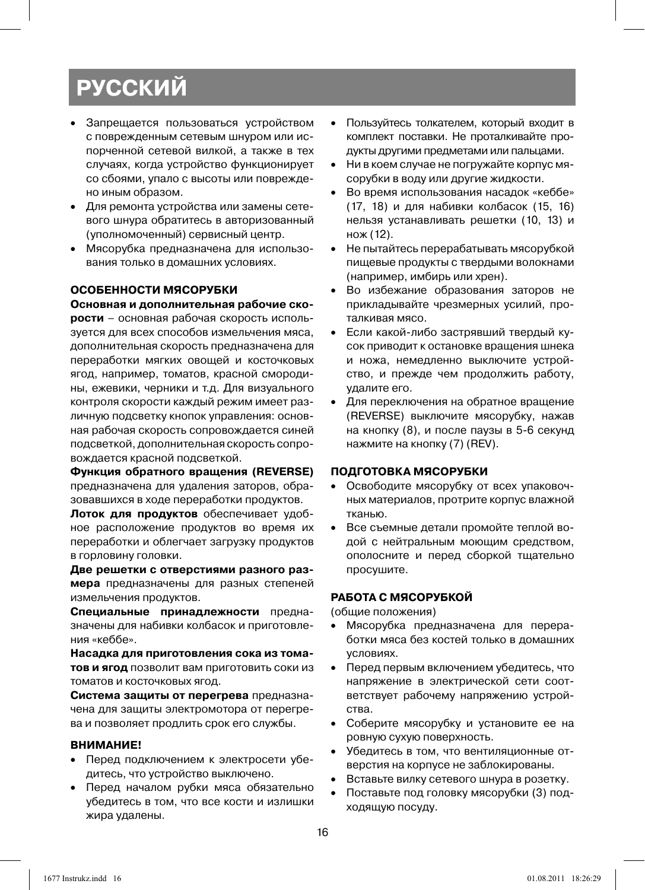# РУССКИЙ

- Запрещается пользоваться устройством с поврежденным сетевым шнуром или испорченной сетевой вилкой, а также в тех случаях, когда устройство функционирует со сбоями, упало с высоты или повреждено иным образом.
- Для ремонта устройства или замены сетевого шнура обратитесь в авторизованный (уполномоченный) сервисный центр.
- Мясорубка предназначена для использования только в домашних условиях.

### ОСОБЕННОСТИ МЯСОРУБКИ

**Основная и дополнительная рабочие скорости** – основная рабочая скорость используется для всех способов измельчения мяса, дополнительная скорость предназначена для переработки мягких овощей и косточковых ягод, например, томатов, красной смородины, ежевики, черники и т.д. Для визуального контроля скорости каждый режим имеет различную подсветку кнопок управления: основная рабочая скорость сопровождается синей подсветкой, дополнительная скорость сопровождается красной подсветкой.

**Функция обратного вращения (REVERSE)** предназначена для удаления заторов, образовавшихся в ходе переработки продуктов.

**Лоток для продуктов** обеспечивает удобное расположение продуктов во время их переработки и облегчает загрузку продуктов в горловину головки.

**Две решетки с отверстиями разного размера** предназначены для разных степеней измельчения продуктов.

**Специальные принадлежности** предназначены для набивки колбасок и приготовления «кеббе».

**Насадка для приготовления сока из томатов и ягод** позволит вам приготовить соки из томатов и косточковых ягод.

**Система защиты от перегрева** предназначена для защиты электромотора от перегрева и позволяет продлить срок его службы.

### ВНИМАНИЕ!

- Перед подключением к электросети убедитесь, что устройство выключено.
- Перед началом рубки мяса обязательно убедитесь в том, что все кости и излишки жира удалены.
- Пользуйтесь толкателем, который входит в комплект поставки. Не проталкивайте продукты другими предметами или пальцами.
- Ни в коем случае не погружайте корпус мясорубки в воду или другие жидкости.
- Во время использования насадок «кеббе» (17, 18) и для набивки колбасок (15, 16) нельзя устанавливать решетки (10, 13) и нож (12).
- Не пытайтесь перерабатывать мясорубкой пищевые продукты с твердыми волокнами (например, имбирь или хрен).
- Во избежание образования заторов не прикладывайте чрезмерных усилий, проталкивая мясо.
- Если какой-либо застрявший твердый кусок приводит к остановке вращения шнека и ножа, немедленно выключите устройство, и прежде чем продолжить работу, удалите его.
- Для переключения на обратное вращение (REVERSE) выключите мясорубку, нажав на кнопку (8), и после паузы в 5-6 секунд нажмите на кнопку (7) (REV).

### ПОДГОТОВКА МЯСОРУБКИ

- Освободите мясорубку от всех упаковочных материалов, протрите корпус влажной тканью.
- Все съемные детали промойте теплой водой с нейтральным моющим средством, ополосните и перед сборкой тщательно просушите.

### РАБОТА С МЯСОРУБКОЙ

(общие положения)

- Мясорубка предназначена для переработки мяса без костей только в домашних условиях.
- Перед первым включением убедитесь, что напряжение в электрической сети соответствует рабочему напряжению устройства.
- Соберите мясорубку и установите ее на ровную сухую поверхность.
- Убедитесь в том, что вентиляционные отверстия на корпусе не заблокированы.
- Вставьте вилку сетевого шнура в розетку.
- Поставьте под головку мясорубки (3) подходящую посуду.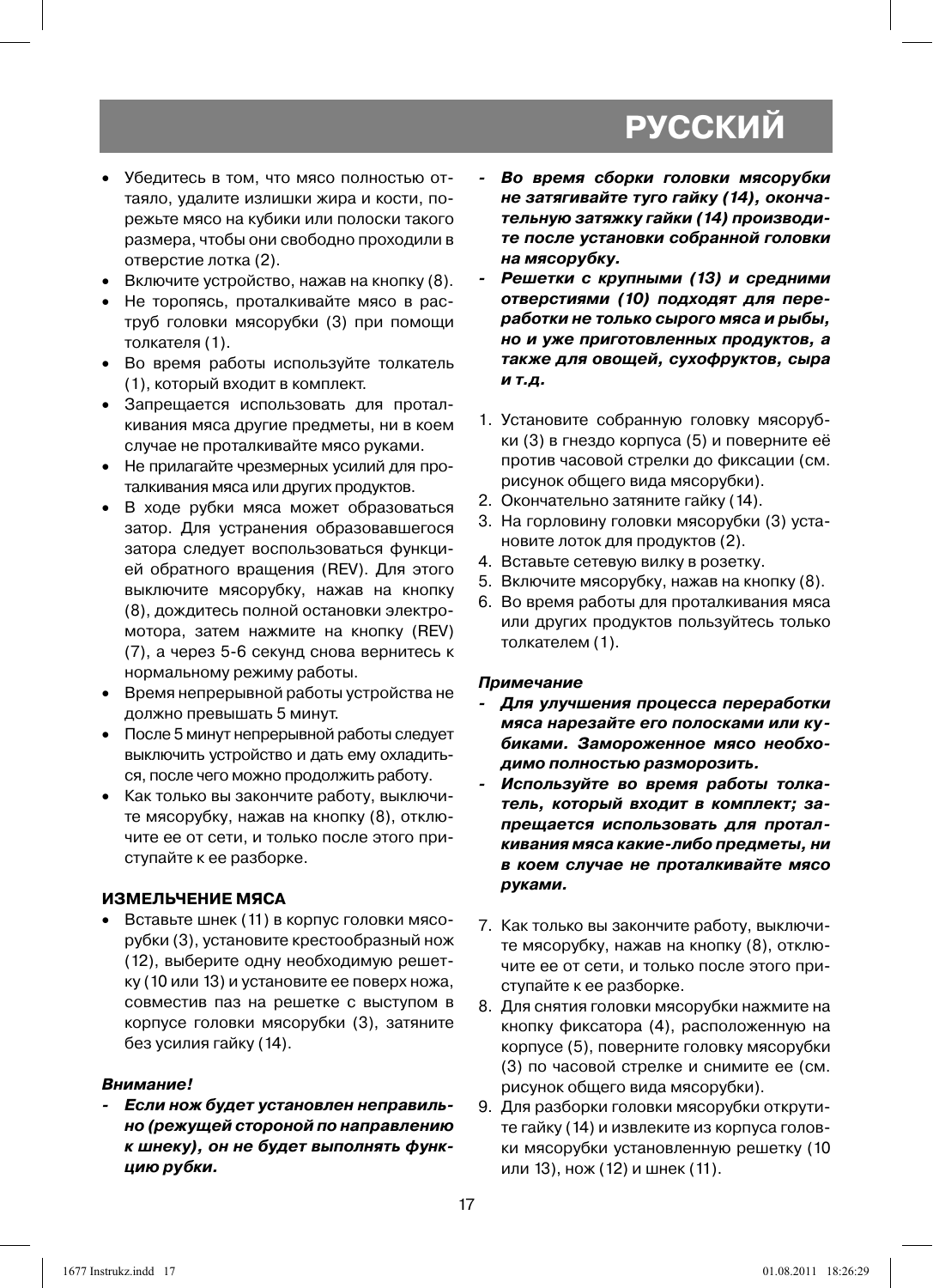- Убедитесь в том, что мясо полностью оттаяло, удалите излишки жира и кости, порежьте мясо на кубики или полоски такого размера, чтобы они свободно проходили в отверстие лотка (2).
- Включите устройство, нажав на кнопку (8).
- Не торопясь, проталкивайте мясо в раструб головки мясорубки (3) при помощи толкателя (1).
- Во время работы используйте толкатель (1), который входит в комплект.
- Запрещается использовать для проталкивания мяса другие предметы, ни в коем случае не проталкивайте мясо руками.
- Не прилагайте чрезмерных усилий для проталкивания мяса или других продуктов.
- В ходе рубки мяса может образоваться затор. Для устранения образовавшегося затора следует воспользоваться функцией обратного вращения (REV). Для этого выключите мясорубку, нажав на кнопку (8), дождитесь полной остановки электромотора, затем нажмите на кнопку (REV) (7), а через 5-6 секунд снова вернитесь к нормальному режиму работы.
- Время непрерывной работы устройства не должно превышать 5 минут.
- После 5 минут непрерывной работы следует выключить устройство и дать ему охладиться, после чего можно продолжить работу.
- Как только вы закончите работу, выключите мясорубку, нажав на кнопку (8), отключите ее от сети, и только после этого приступайте к ее разборке.

### ИЗМЕЛЬЧЕНИЕ МЯСА

- Вставьте шнек (11) в корпус головки мясорубки (3), установите крестообразный нож (12), выберите одну необходимую решетку (10 или 13) и установите ее поверх ножа, совместив паз на решетке с выступом в корпусе головки мясорубки (3), затяните без усилия гайку (14).

***Внимание!***

- ***Если нож будет установлен неправильно (режущей стороной по направлению к шнеку), он не будет выполнять функцию рубки.***
- ***Во время сборки головки мясорубки не затягивайте туго гайку (14), окончательную затяжку гайки (14) производите после установки собранной головки на мясорубку.***
- ***Решетки с крупными (13) и средними отверстиями (10) подходят для переработки не только сырого мяса и рыбы, но и уже приготовленных продуктов, а также для овощей, сухофруктов, сыра и т.д.***

1. Установите собранную головку мясорубки (3) в гнездо корпуса (5) и поверните её против часовой стрелки до фиксации (см. рисунок общего вида мясорубки).
2. Окончательно затяните гайку (14).
3. На горловину головки мясорубки (3) установите лоток для продуктов (2).
4. Вставьте сетевую вилку в розетку.
5. Включите мясорубку, нажав на кнопку (8).
6. Во время работы для проталкивания мяса или других продуктов пользуйтесь только толкателем (1).

***Примечание***

- ***Для улучшения процесса переработки мяса нарезайте его полосками или кубиками. Замороженное мясо необходимо полностью разморозить.***
- ***Используйте во время работы толкатель, который входит в комплект; запрещается использовать для проталкивания мяса какие-либо предметы, ни в коем случае не проталкивайте мясо руками.***

7. Как только вы закончите работу, выключите мясорубку, нажав на кнопку (8), отключите ее от сети, и только после этого приступайте к ее разборке.
8. Для снятия головки мясорубки нажмите на кнопку фиксатора (4), расположенную на корпусе (5), поверните головку мясорубки (3) по часовой стрелке и снимите ее (см. рисунок общего вида мясорубки).
9. Для разборки головки мясорубки открутите гайку (14) и извлеките из корпуса головки мясорубки установленную решетку (10 или 13), нож (12) и шнек (11).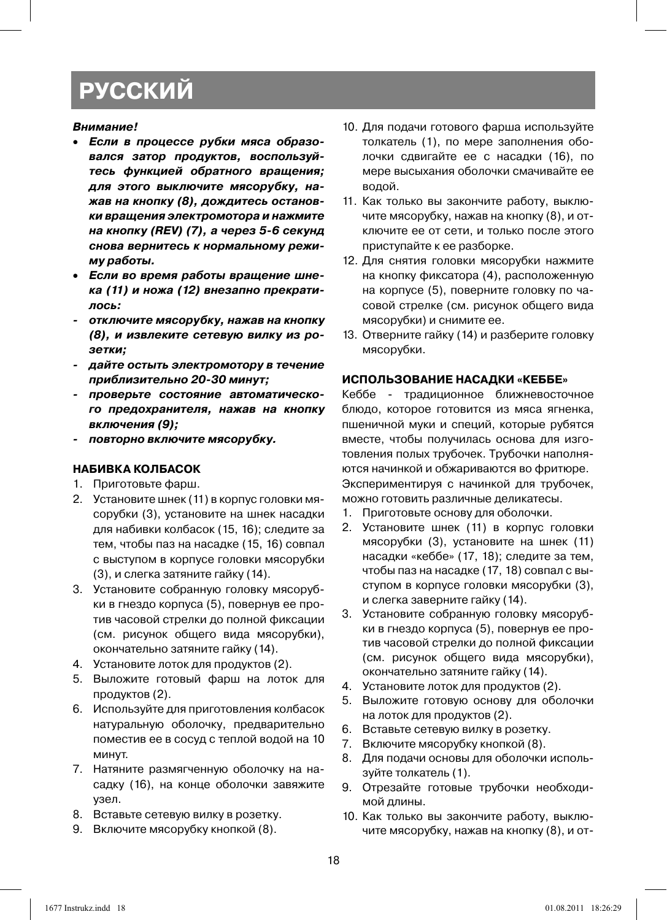# РУССКИЙ

***Внимание!***

- ***Если в процессе рубки мяса образовался затор продуктов, воспользуйтесь функцией обратного вращения; для этого выключите мясорубку, нажав на кнопку (8), дождитесь остановки вращения электромотора и нажмите на кнопку (REV) (7), а через 5-6 секунд снова вернитесь к нормальному режиму работы.***
- ***Если во время работы вращение шнека (11) и ножа (12) внезапно прекратилось:***

- ***отключите мясорубку, нажав на кнопку (8), и извлеките сетевую вилку из розетки;***
- ***дайте остыть электромотору в течение приблизительно 20-30 минут;***
- ***проверьте состояние автоматического предохранителя, нажав на кнопку включения (9);***
- ***повторно включите мясорубку.***

## НАБИВКА КОЛБАСОК

1. Приготовьте фарш.
2. Установите шнек (11) в корпус головки мясорубки (3), установите на шнек насадки для набивки колбасок (15, 16); следите за тем, чтобы паз на насадке (15, 16) совпал с выступом в корпусе головки мясорубки (3), и слегка затяните гайку (14).
3. Установите собранную головку мясорубки в гнездо корпуса (5), повернув ее против часовой стрелки до полной фиксации (см. рисунок общего вида мясорубки), окончательно затяните гайку (14).
4. Установите лоток для продуктов (2).
5. Выложите готовый фарш на лоток для продуктов (2).
6. Используйте для приготовления колбасок натуральную оболочку, предварительно поместив ее в сосуд с теплой водой на 10 минут.
7. Натяните размягченную оболочку на насадку (16), на конце оболочки завяжите узел.
8. Вставьте сетевую вилку в розетку.
9. Включите мясорубку кнопкой (8).
10. Для подачи готового фарша используйте толкатель (1), по мере заполнения оболочки сдвигайте ее с насадки (16), по мере высыхания оболочки смачивайте ее водой.
11. Как только вы закончите работу, выключите мясорубку, нажав на кнопку (8), и отключите ее от сети, и только после этого приступайте к ее разборке.
12. Для снятия головки мясорубки нажмите на кнопку фиксатора (4), расположенную на корпусе (5), поверните головку по часовой стрелке (см. рисунок общего вида мясорубки) и снимите ее.
13. Отверните гайку (14) и разберите головку мясорубки.

## ИСПОЛЬЗОВАНИЕ НАСАДКИ «КЕББЕ»

Кеббе - традиционное ближневосточное блюдо, которое готовится из мяса ягненка, пшеничной муки и специй, которые рубятся вместе, чтобы получилась основа для изготовления полых трубочек. Трубочки наполняются начинкой и обжариваются во фритюре.
Экспериментируя с начинкой для трубочек, можно готовить различные деликатесы.

1. Приготовьте основу для оболочки.
2. Установите шнек (11) в корпус головки мясорубки (3), установите на шнек (11) насадки «кеббе» (17, 18); следите за тем, чтобы паз на насадке (17, 18) совпал с выступом в корпусе головки мясорубки (3), и слегка заверните гайку (14).
3. Установите собранную головку мясорубки в гнездо корпуса (5), повернув ее против часовой стрелки до полной фиксации (см. рисунок общего вида мясорубки), окончательно затяните гайку (14).
4. Установите лоток для продуктов (2).
5. Выложите готовую основу для оболочки на лоток для продуктов (2).
6. Вставьте сетевую вилку в розетку.
7. Включите мясорубку кнопкой (8).
8. Для подачи основы для оболочки используйте толкатель (1).
9. Отрезайте готовые трубочки необходимой длины.
10. Как только вы закончите работу, выключите мясорубку, нажав на кнопку (8), и от-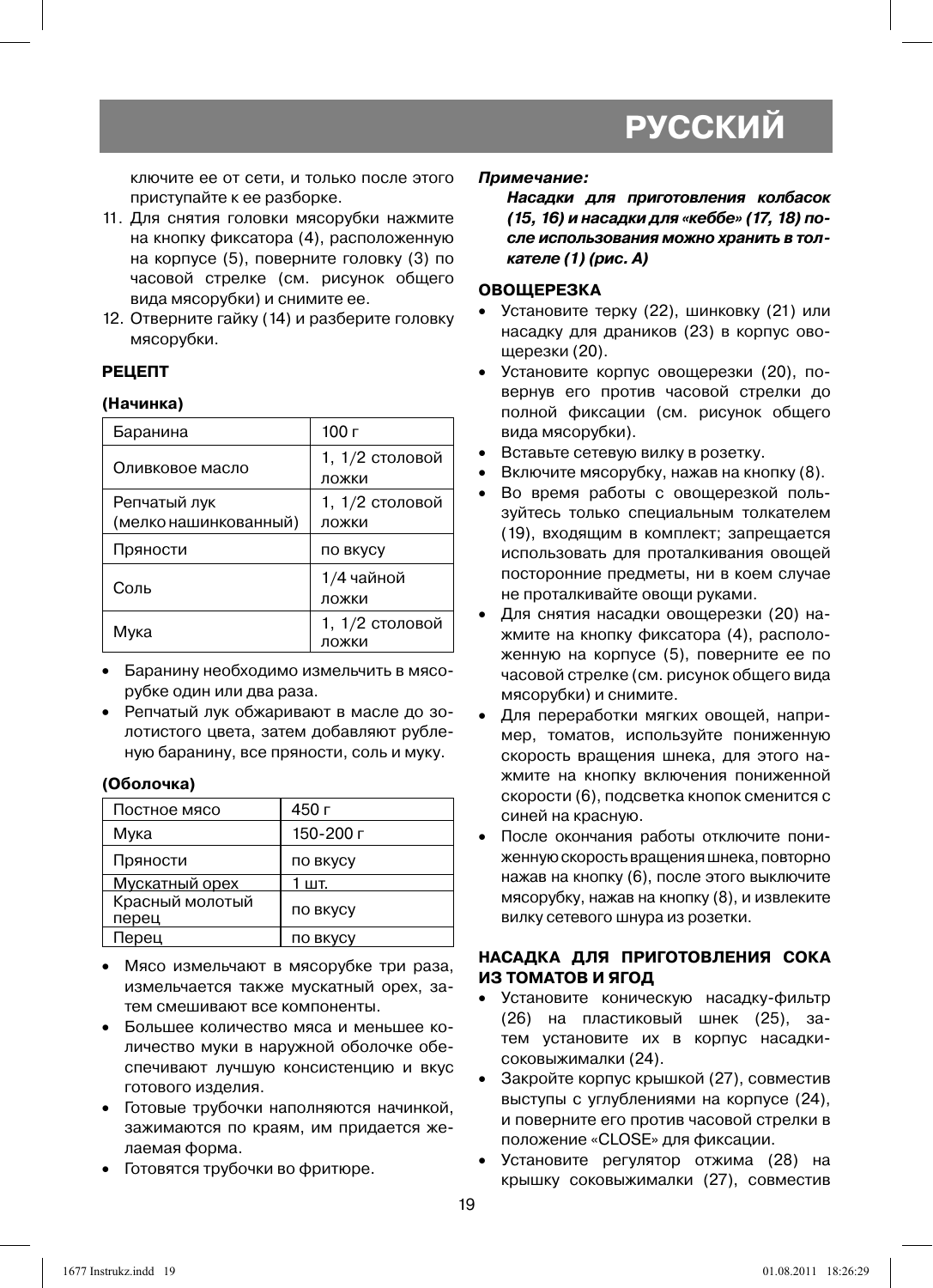ключите ее от сети, и только после этого приступайте к ее разборке.

11. Для снятия головки мясорубки нажмите на кнопку фиксатора (4), расположенную на корпусе (5), поверните головку (3) по часовой стрелке (см. рисунок общего вида мясорубки) и снимите ее.
12. Отверните гайку (14) и разберите головку мясорубки.

### РЕЦЕПТ

**(Начинка)**

| Баранина | 100 г |
|---|---|
| Оливковое масло | 1, 1/2 столовой ложки |
| Репчатый лук (мелко нашинкованный) | 1, 1/2 столовой ложки |
| Пряности | по вкусу |
| Соль | 1/4 чайной ложки |
| Мука | 1, 1/2 столовой ложки |

- Баранину необходимо измельчить в мясорубке один или два раза.
- Репчатый лук обжаривают в масле до золотистого цвета, затем добавляют рубленую баранину, все пряности, соль и муку.

**(Оболочка)**

| Постное мясо | 450 г |
|---|---|
| Мука | 150-200 г |
| Пряности | по вкусу |
| Мускатный орех | 1 шт. |
| Красный молотый перец | по вкусу |
| Перец | по вкусу |

- Мясо измельчают в мясорубке три раза, измельчается также мускатный орех, затем смешивают все компоненты.
- Большее количество мяса и меньшее количество муки в наружной оболочке обеспечивают лучшую консистенцию и вкус готового изделия.
- Готовые трубочки наполняются начинкой, зажимаются по краям, им придается желаемая форма.
- Готовятся трубочки во фритюре.

***Примечание:***

***Насадки для приготовления колбасок (15, 16) и насадки для «кеббе» (17, 18) после использования можно хранить в толкателе (1) (рис. А)***

### ОВОЩЕРЕЗКА

- Установите терку (22), шинковку (21) или насадку для драников (23) в корпус овощерезки (20).
- Установите корпус овощерезки (20), повернув его против часовой стрелки до полной фиксации (см. рисунок общего вида мясорубки).
- Вставьте сетевую вилку в розетку.
- Включите мясорубку, нажав на кнопку (8).
- Во время работы с овощерезкой пользуйтесь только специальным толкателем (19), входящим в комплект; запрещается использовать для проталкивания овощей посторонние предметы, ни в коем случае не проталкивайте овощи руками.
- Для снятия насадки овощерезки (20) нажмите на кнопку фиксатора (4), расположенную на корпусе (5), поверните ее по часовой стрелке (см. рисунок общего вида мясорубки) и снимите.
- Для переработки мягких овощей, например, томатов, используйте пониженную скорость вращения шнека, для этого нажмите на кнопку включения пониженной скорости (6), подсветка кнопок сменится с синей на красную.
- После окончания работы отключите пониженную скорость вращения шнека, повторно нажав на кнопку (6), после этого выключите мясорубку, нажав на кнопку (8), и извлеките вилку сетевого шнура из розетки.

### НАСАДКА ДЛЯ ПРИГОТОВЛЕНИЯ СОКА ИЗ ТОМАТОВ И ЯГОД

- Установите коническую насадку-фильтр (26) на пластиковый шнек (25), затем установите их в корпус насадки-соковыжималки (24).
- Закройте корпус крышкой (27), совместив выступы с углублениями на корпусе (24), и поверните его против часовой стрелки в положение «CLOSE» для фиксации.
- Установите регулятор отжима (28) на крышку соковыжималки (27), совместив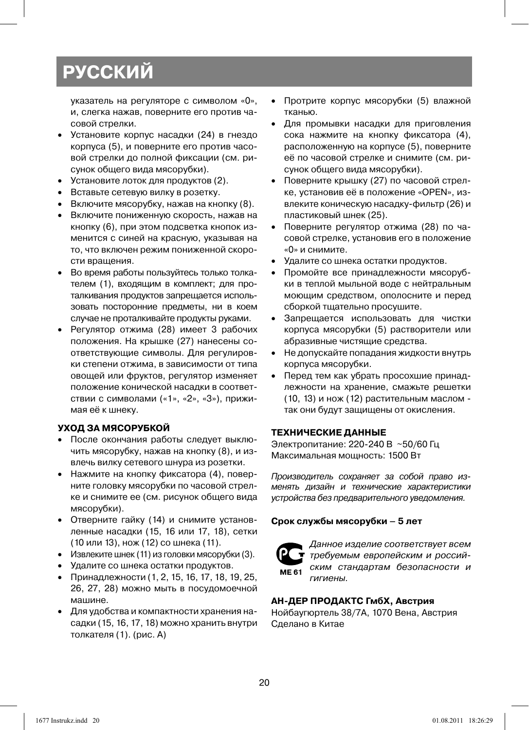# РУССКИЙ

указатель на регуляторе с символом «0», и, слегка нажав, поверните его против часовой стрелки.

- Установите корпус насадки (24) в гнездо корпуса (5), и поверните его против часовой стрелки до полной фиксации (см. рисунок общего вида мясорубки).
- Установите лоток для продуктов (2).
- Вставьте сетевую вилку в розетку.
- Включите мясорубку, нажав на кнопку (8).
- Включите пониженную скорость, нажав на кнопку (6), при этом подсветка кнопок изменится с синей на красную, указывая на то, что включен режим пониженной скорости вращения.
- Во время работы пользуйтесь только толкателем (1), входящим в комплект; для проталкивания продуктов запрещается использовать посторонние предметы, ни в коем случае не проталкивайте продукты руками.
- Регулятор отжима (28) имеет 3 рабочих положения. На крышке (27) нанесены соответствующие символы. Для регулировки степени отжима, в зависимости от типа овощей или фруктов, регулятор изменяет положение конической насадки в соответствии с символами («1», «2», «3»), прижимая её к шнеку.

**УХОД ЗА МЯСОРУБКОЙ**

- После окончания работы следует выключить мясорубку, нажав на кнопку (8), и извлечь вилку сетевого шнура из розетки.
- Нажмите на кнопку фиксатора (4), поверните головку мясорубки по часовой стрелке и снимите ее (см. рисунок общего вида мясорубки).
- Отверните гайку (14) и снимите установленные насадки (15, 16 или 17, 18), сетки (10 или 13), нож (12) со шнека (11).
- Извлеките шнек (11) из головки мясорубки (3).
- Удалите со шнека остатки продуктов.
- Принадлежности (1, 2, 15, 16, 17, 18, 19, 25, 26, 27, 28) можно мыть в посудомоечной машине.
- Для удобства и компактности хранения насадки (15, 16, 17, 18) можно хранить внутри толкателя (1). (рис. А)
- Протрите корпус мясорубки (5) влажной тканью.
- Для промывки насадки для приговления сока нажмите на кнопку фиксатора (4), расположенную на корпусе (5), поверните её по часовой стрелке и снимите (см. рисунок общего вида мясорубки).
- Поверните крышку (27) по часовой стрелке, установив её в положение «OPEN», извлеките коническую насадку-фильтр (26) и пластиковый шнек (25).
- Поверните регулятор отжима (28) по часовой стрелке, установив его в положение «0» и снимите.
- Удалите со шнека остатки продуктов.
- Промойте все принадлежности мясорубки в теплой мыльной воде с нейтральным моющим средством, ополосните и перед сборкой тщательно просушите.
- Запрещается использовать для чистки корпуса мясорубки (5) растворители или абразивные чистящие средства.
- Не допускайте попадания жидкости внутрь корпуса мясорубки.
- Перед тем как убрать просохшие принадлежности на хранение, смажьте решетки (10, 13) и нож (12) растительным маслом - так они будут защищены от окисления.

**ТЕХНИЧЕСКИЕ ДАННЫЕ**

Электропитание: 220-240 В ~50/60 Гц
Максимальная мощность: 1500 Вт

*Производитель сохраняет за собой право изменять дизайн и технические характеристики устройства без предварительного уведомления.*

**Срок службы мясорубки – 5 лет**

ME 61

*Данное изделие соответствует всем требуемым европейским и российским стандартам безопасности и гигиены.*

**АН-ДЕР ПРОДАКТС ГмбХ, Австрия**
Нойбаугюртель 38/7А, 1070 Вена, Австрия
Сделано в Китае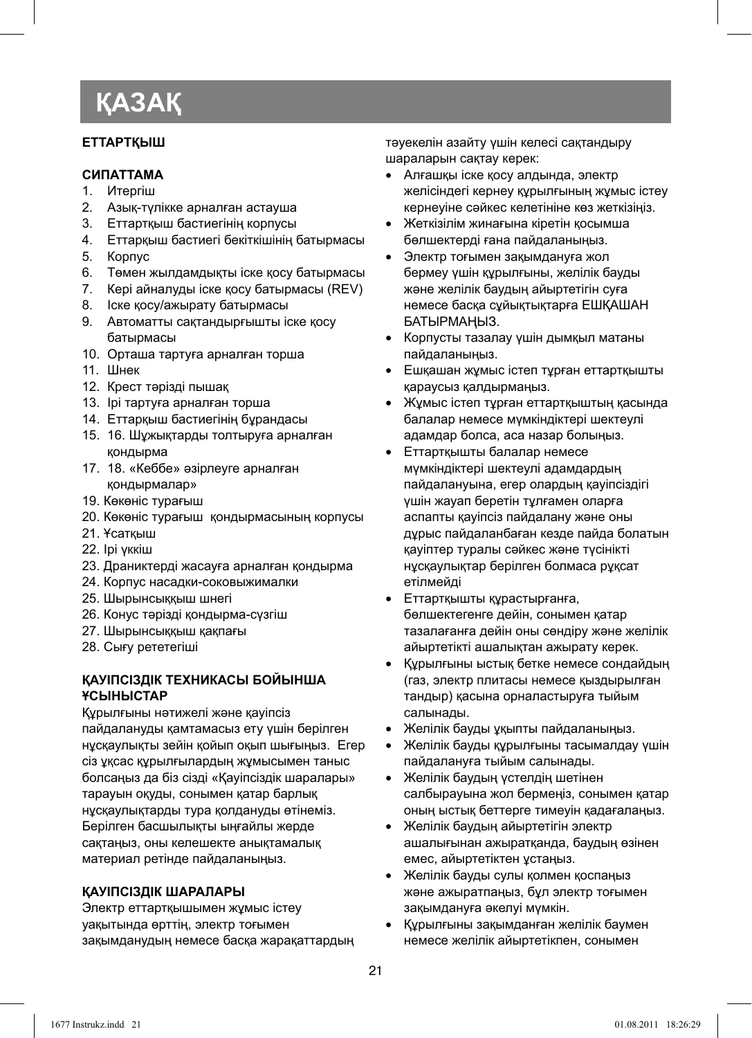# ҚАЗАҚ

**ЕТТАРТҚЫШ**

**СИПАТТАМА**

1. Итергіш
2. Азық-түлікке арналған астауша
3. Еттартқыш бастиегінің корпусы
4. Еттарқыш бастиегі бекіткішінің батырмасы
5. Корпус
6. Төмен жылдамдықты іске қосу батырмасы
7. Кері айналуды іске қосу батырмасы (REV)
8. Іске қосу/ажырату батырмасы
9. Автоматты сақтандырғышты іске қосу батырмасы
10. Орташа тартуға арналған торша
11. Шнек
12. Крест тәрізді пышақ
13. Ірі тартуға арналған торша
14. Еттарқыш бастиегінің бұрандасы
15. 16. Шұжықтарды толтыруға арналған қондырма
17. 18. «Кеббе» әзірлеуге арналған қондырмалар»
19. Көкөніс турағыш
20. Көкөніс турағыш қондырмасының корпусы
21. Ұсатқыш
22. Ірі үккіш
23. Драниктерді жасауға арналған қондырма
24. Корпус насадки-соковыжималки
25. Шырынсыққыш шнегі
26. Конус тәрізді қондырма-сүзгіш
27. Шырынсыққыш қақпағы
28. Сығу рететегіші

**ҚАУІПСІЗДІК ТЕХНИКАСЫ БОЙЫНША ҰСЫНЫСТАР**

Құрылғыны нәтижелі және қауіпсіз пайдалануды қамтамасыз ету үшін берілген нұсқаулықты зейін қойып оқып шығыңыз. Егер сіз ұқсас құрылғылардың жұмысымен таныс болсаңыз да біз сізді «Қауіпсіздік шаралары» тарауын оқуды, сонымен қатар барлық нұсқаулықтарды тура қолдануды өтінеміз. Берілген басшылықты ыңғайлы жерде сақтаңыз, оны келешекте анықтамалық материал ретінде пайдаланыңыз.

**ҚАУІПСІЗДІК ШАРАЛАРЫ**

Электр еттартқышымен жұмыс істеу уақытында өрттің, электр тоғымен зақымданудың немесе басқа жарақаттардың тәуекелін азайту үшін келесі сақтандыру шараларын сақтау керек:

- Алғашқы іске қосу алдында, электр желісіндегі кернеу құрылғының жұмыс істеу кернеуіне сәйкес келетініне көз жеткізіңіз.
- Жеткізілім жинағына кіретін қосымша бөлшектерді ғана пайдаланыңыз.
- Электр тоғымен зақымдануға жол бермеу үшін құрылғыны, желілік бауды және желілік баудың айыртетігін суға немесе басқа сұйықтықтарға ЕШҚАШАН БАТЫРМАҢЫЗ.
- Корпусты тазалау үшін дымқыл матаны пайдаланыңыз.
- Ешқашан жұмыс істеп тұрған еттартқышты қараусыз қалдырмаңыз.
- Жұмыс істеп тұрған еттартқыштың қасында балалар немесе мүмкіндіктері шектеулі адамдар болса, аса назар болыңыз.
- Еттартқышты балалар немесе мүмкіндіктері шектеулі адамдардың пайдалануына, егер олардың қауіпсіздігі үшін жауап беретін тұлғамен оларға аспапты қауіпсіз пайдалану және оны дұрыс пайдаланбаған кезде пайда болатын қауіптер туралы сәйкес және түсінікті нұсқаулықтар берілген болмаса рұқсат етілмейді
- Еттартқышты құрастырғанға, бөлшектегенге дейін, сонымен қатар тазалағанға дейін оны сөндіру және желілік айыртетікті ашалықтан ажырату керек.
- Құрылғыны ыстық бетке немесе сондайдың (газ, электр плитасы немесе қыздырылған тандыр) қасына орналастыруға тыйым салынады.
- Желілік бауды ұқыпты пайдаланыңыз.
- Желілік бауды құрылғыны тасымалдау үшін пайдалануға тыйым салынады.
- Желілік баудың үстелдің шетінен салбырауына жол бермеңіз, сонымен қатар оның ыстық беттерге тимеуін қадағалаңыз.
- Желілік баудың айыртетігін электр ашалығынан ажыратқанда, баудың өзінен емес, айыртетіктен ұстаңыз.
- Желілік бауды сулы қолмен қоспаңыз және ажыратпаңыз, бұл электр тоғымен зақымдануға әкелуі мүмкін.
- Құрылғыны зақымданған желілік баумен немесе желілік айыртетікпен, сонымен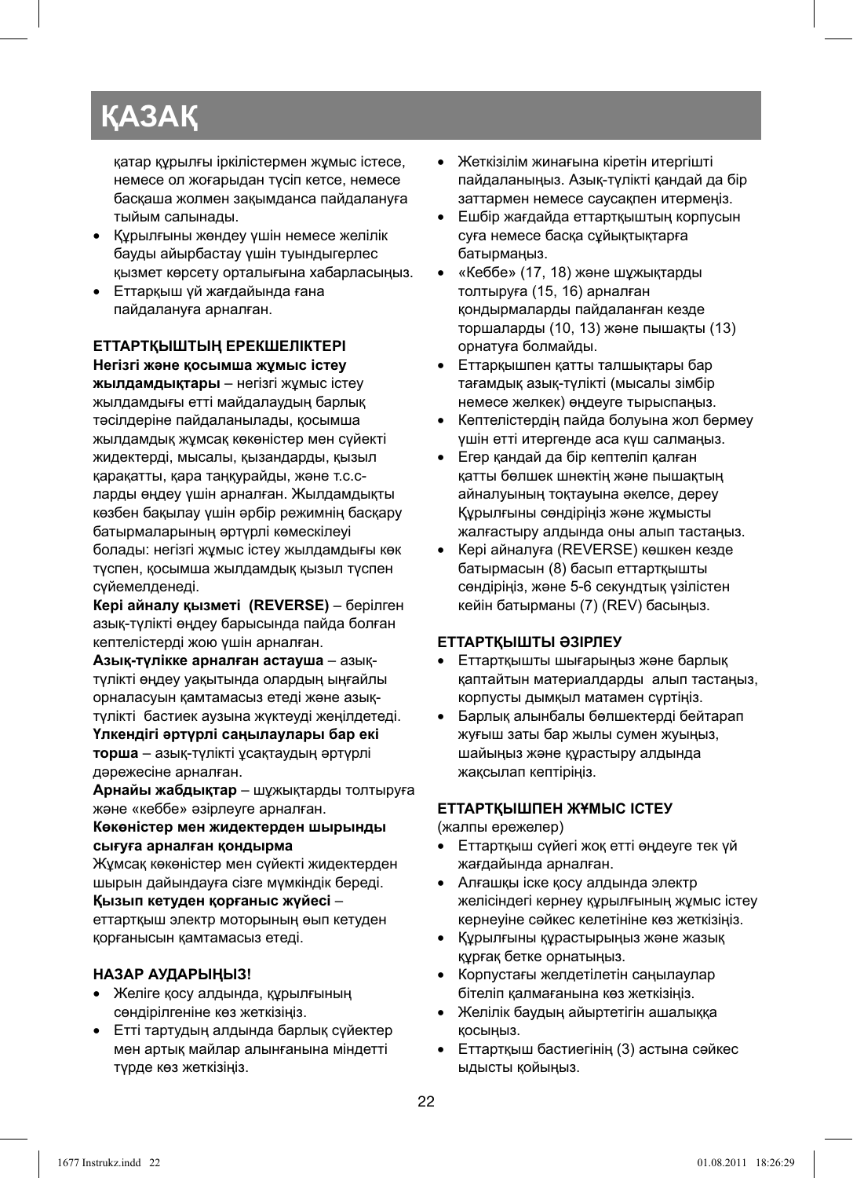# ҚАЗАҚ

қатар құрылғы іркілістермен жұмыс істесе, немесе ол жоғарыдан түсіп кетсе, немесе басқаша жолмен зақымданса пайдалануға тыйым салынады.

- Құрылғыны жөндеу үшін немесе желілік бауды айырбастау үшін туындыгерлес қызмет көрсету орталығына хабарласыңыз.
- Еттарқыш үй жағдайында ғана пайдалануға арналған.

### ЕТТАРТҚЫШТЫҢ ЕРЕКШЕЛІКТЕРІ

**Негізгі және қосымша жұмыс істеу жылдамдықтары** – негізгі жұмыс істеу жылдамдығы етті майдалаудың барлық тәсілдеріне пайдаланылады, қосымша жылдамдық жұмсақ көкөністер мен сүйекті жидектерді, мысалы, қызандарды, қызыл қарақатты, қара таңқурайды, және т.с.с-ларды өңдеу үшін арналған. Жылдамдықты көзбен бақылау үшін әрбір режимнің басқару батырмаларының әртүрлі көмескілеуі болады: негізгі жұмыс істеу жылдамдығы көк түспен, қосымша жылдамдық қызыл түспен сүйемелденеді.

**Кері айналу қызметі (REVERSE)** – берілген азық-түлікті өңдеу барысында пайда болған кептелістерді жою үшін арналған.

**Азық-түлікке арналған астауша** – азық-түлікті өңдеу уақытында олардың ыңғайлы орналасуын қамтамасыз етеді және азық-түлікті бастиек аузына жүктеуді жеңілдетеді.

**Үлкендігі әртүрлі саңылаулары бар екі торша** – азық-түлікті ұсақтаудың әртүрлі дәрежесіне арналған.

**Арнайы жабдықтар** – шұжықтарды толтыруға және «кеббе» әзірлеуге арналған.

**Көкөністер мен жидектерден шырынды сығуға арналған қондырма**

Жұмсақ көкөністер мен сүйекті жидектерден шырын дайындауға сізге мүмкіндік береді.

**Қызып кетуден қорғаныс жүйесі** – еттартқыш электр моторының өып кетуден қорғанысын қамтамасыз етеді.

### НАЗАР АУДАРЫҢЫЗ!

- Желіге қосу алдында, құрылғының сөндірілгеніне көз жеткізіңіз.
- Етті тартудың алдында барлық сүйектер мен артық майлар алынғанына міндетті түрде көз жеткізіңіз.
- Жеткізілім жинағына кіретін итергішті пайдаланыңыз. Азық-түлікті қандай да бір заттармен немесе саусақпен итермеңіз.
- Ешбір жағдайда еттартқыштың корпусын суға немесе басқа сұйықтықтарға батырмаңыз.
- «Кеббе» (17, 18) және шұжықтарды толтыруға (15, 16) арналған қондырмаларды пайдаланған кезде торшаларды (10, 13) және пышақты (13) орнатуға болмайды.
- Еттарқышпен қатты талшықтары бар тағамдық азық-түлікті (мысалы зімбір немесе желкек) өңдеуге тырыспаңыз.
- Кептелістердің пайда болуына жол бермеу үшін етті итергенде аса күш салмаңыз.
- Егер қандай да бір кептеліп қалған қатты бөлшек шнектің және пышақтың айналуының тоқтауына әкелсе, дереу Құрылғыны сөндіріңіз және жұмысты жалғастыру алдында оны алып тастаңыз.
- Кері айналуға (REVERSE) көшкен кезде батырмасын (8) басып еттартқышты сөндіріңіз, және 5-6 секундтық үзілістен кейін батырманы (7) (REV) басыңыз.

### ЕТТАРТҚЫШТЫ ӘЗІРЛЕУ

- Еттартқышты шығарыңыз және барлық қаптайтын материалдарды алып тастаңыз, корпусты дымқыл матамен сүртіңіз.
- Барлық алынбалы бөлшектерді бейтарап жуғыш заты бар жылы сумен жуыңыз, шайыңыз және құрастыру алдында жақсылап кептіріңіз.

### ЕТТАРТҚЫШПЕН ЖҰМЫС ІСТЕУ

(жалпы ережелер)

- Еттартқыш сүйегі жоқ етті өңдеуге тек үй жағдайында арналған.
- Алғашқы іске қосу алдында электр желісіндегі кернеу құрылғының жұмыс істеу кернеуіне сәйкес келетініне көз жеткізіңіз.
- Құрылғыны құрастырыңыз және жазық құрғақ бетке орнатыңыз.
- Корпустағы желдетілетін саңылаулар бітеліп қалмағанына көз жеткізіңіз.
- Желілік баудың айыртетігін ашалыққа қосыңыз.
- Еттартқыш бастиегінің (3) астына сәйкес ыдысты қойыңыз.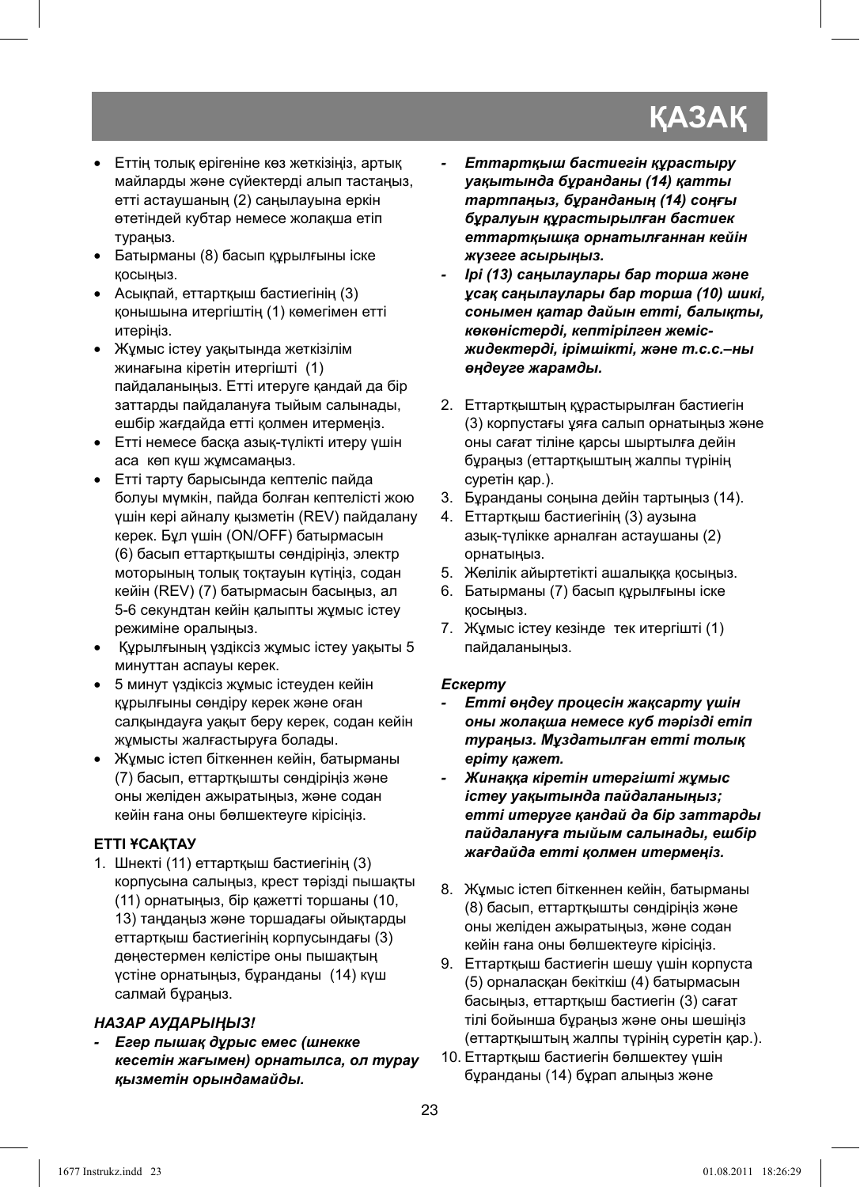- Еттің толық ерігеніне көз жеткізіңіз, артық майларды және сүйектерді алып тастаңыз, етті астаушаның (2) саңылауына еркін өтетіндей кубтар немесе жолақша етіп тураңыз.
- Батырманы (8) басып құрылғыны іске қосыңыз.
- Асықпай, еттартқыш бастиегінің (3) қонышына итергіштің (1) көмегімен етті итеріңіз.
- Жұмыс істеу уақытында жеткізілім жинағына кіретін итергішті (1) пайдаланыңыз. Етті итеруге қандай да бір заттарды пайдалануға тыйым салынады, ешбір жағдайда етті қолмен итермеңіз.
- Етті немесе басқа азық-түлікті итеру үшін аса көп күш жұмсамаңыз.
- Етті тарту барысында кептеліс пайда болуы мүмкін, пайда болған кептелісті жою үшін кері айналу қызметін (REV) пайдалану керек. Бұл үшін (ON/OFF) батырмасын (6) басып еттартқышты сөндіріңіз, электр моторының толық тоқтауын күтіңіз, содан кейін (REV) (7) батырмасын басыңыз, ал 5-6 секундтан кейін қалыпты жұмыс істеу режиміне оралыңыз.
- Құрылғының үздіксіз жұмыс істеу уақыты 5 минуттан аспауы керек.
- 5 минут үздіксіз жұмыс істеуден кейін құрылғыны сөндіру керек және оған салқындауға уақыт беру керек, содан кейін жұмысты жалғастыруға болады.
- Жұмыс істеп біткеннен кейін, батырманы (7) басып, еттартқышты сөндіріңіз және оны желіден ажыратыңыз, және содан кейін ғана оны бөлшектеуге кірісіңіз.

### ЕТТІ ҰСАҚТАУ

1. Шнекті (11) еттартқыш бастиегінің (3) корпусына салыңыз, крест тәрізді пышақты (11) орнатыңыз, бір қажетті торшаны (10, 13) таңдаңыз және торшадағы ойықтарды еттартқыш бастиегінің корпусындағы (3) дөңестермен келістіре оны пышақтың үстіне орнатыңыз, бұранданы (14) күш салмай бұраңыз.

#### *НАЗАР АУДАРЫҢЫЗ!*

- ***Егер пышақ дұрыс емес (шнекке кесетін жағымен) орнатылса, ол турау қызметін орындамайды.***
- ***Еттартқыш бастиегін құрастыру уақытында бұранданы (14) қатты тартпаңыз, бұранданың (14) соңғы бұралуын құрастырылған бастиек еттартқышқа орнатылғаннан кейін жүзеге асырыңыз.***
- ***Ірі (13) саңылаулары бар торша және ұсақ саңылаулары бар торша (10) шикі, сонымен қатар дайын етті, балықты, көкөністерді, кептірілген жеміс-жидектерді, ірімшікті, және т.с.с.–ны өңдеуге жарамды.***

2. Еттартқыштың құрастырылған бастиегін (3) корпустағы ұяға салып орнатыңыз және оны сағат тіліне қарсы шыртылға дейін бұраңыз (еттартқыштың жалпы түрінің суретін қар.).
3. Бұранданы соңына дейін тартыңыз (14).
4. Еттартқыш бастиегінің (3) аузына азық-түлікке арналған астаушаны (2) орнатыңыз.
5. Желілік айыртетікті ашалыққа қосыңыз.
6. Батырманы (7) басып құрылғыны іске қосыңыз.
7. Жұмыс істеу кезінде тек итергішті (1) пайдаланыңыз.

#### *Ескерту*

- ***Етті өңдеу процесін жақсарту үшін оны жолақша немесе куб тәрізді етіп тураңыз. Мұздатылған етті толық еріту қажет.***
- ***Жинаққа кіретін итергішті жұмыс істеу уақытында пайдаланыңыз; етті итеруге қандай да бір заттарды пайдалануға тыйым салынады, ешбір жағдайда етті қолмен итермеңіз.***

8. Жұмыс істеп біткеннен кейін, батырманы (8) басып, еттартқышты сөндіріңіз және оны желіден ажыратыңыз, және содан кейін ғана оны бөлшектеуге кірісіңіз.
9. Еттартқыш бастиегін шешу үшін корпуста (5) орналасқан бекіткіш (4) батырмасын басыңыз, еттартқыш бастиегін (3) сағат тілі бойынша бұраңыз және оны шешіңіз (еттартқыштың жалпы түрінің суретін қар.).
10. Еттартқыш бастиегін бөлшектеу үшін бұранданы (14) бұрап алыңыз және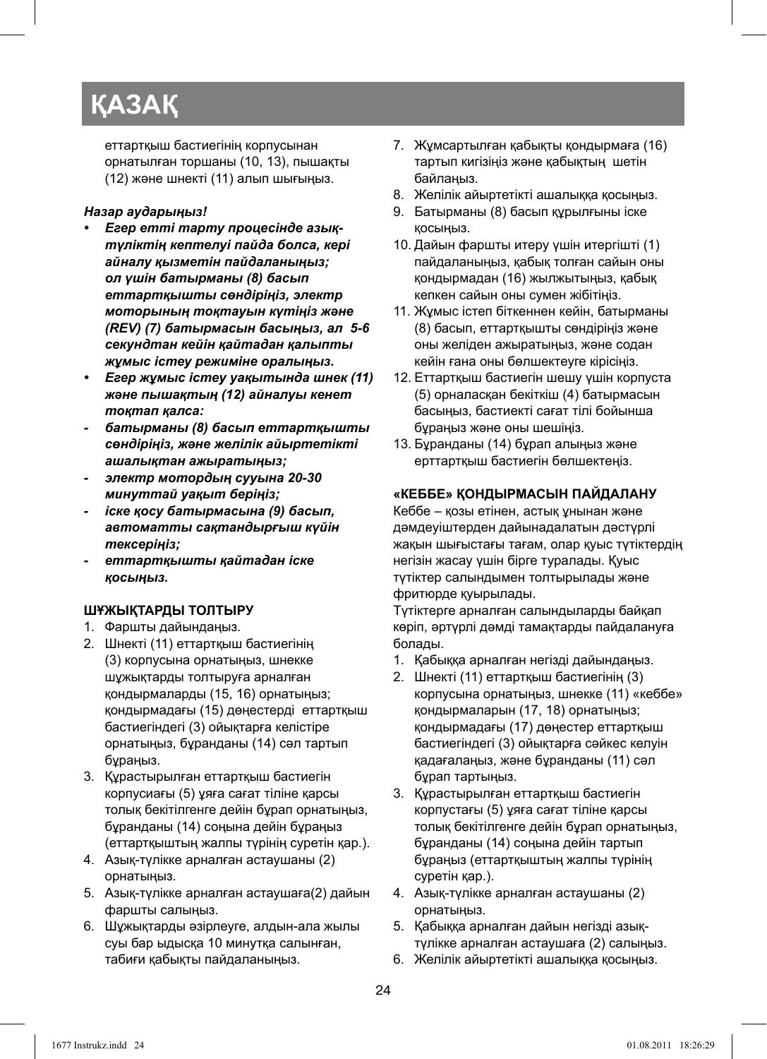# ҚАЗАҚ

еттартқыш бастиегінің корпусынан орнатылған торшаны (10, 13), пышақты (12) және шнекті (11) алып шығыңыз.

***Назар аударыңыз!***

- ***Егер етті тарту процесінде азық-түліктің кептелуі пайда болса, кері айналу қызметін пайдаланыңыз; ол үшін батырманы (8) басып еттартқышты сөндіріңіз, электр моторының тоқтауын күтіңіз және (REV) (7) батырмасын басыңыз, ал 5-6 секундтан кейін қайтадан қалыпты жұмыс істеу режиміне оралыңыз.***
- ***Егер жұмыс істеу уақытында шнек (11) және пышақтың (12) айналуы кенет тоқтап қалса:***
  - ***батырманы (8) басып еттартқышты сөндіріңіз, және желілік айыртетікті ашалықтан ажыратыңыз;***
  - ***электр мотордың сууына 20-30 минуттай уақыт беріңіз;***
  - ***іске қосу батырмасына (9) басып, автоматты сақтандырғыш күйін тексеріңіз;***
  - ***еттартқышты қайтадан іске қосыңыз.***

## ШҰЖЫҚТАРДЫ ТОЛТЫРУ

1. Фаршты дайындаңыз.
2. Шнекті (11) еттартқыш бастиегінің (3) корпусына орнатыңыз, шнекке шұжықтарды толтыруға арналған қондырмаларды (15, 16) орнатыңыз; қондырмадағы (15) дөңестерді еттартқыш бастиегіндегі (3) ойықтарға келістіре орнатыңыз, бұранданы (14) сәл тартып бұраңыз.
3. Құрастырылған еттартқыш бастиегін корпусиағы (5) ұяға сағат тіліне қарсы толық бекітілгенге дейін бұрап орнатыңыз, бұранданы (14) соңына дейін бұраңыз (еттартқыштың жалпы түрінің суретін қар.).
4. Азық-түлікке арналған астаушаны (2) орнатыңыз.
5. Азық-түлікке арналған астаушаға(2) дайын фаршты салыңыз.
6. Шұжықтарды әзірлеуге, алдын-ала жылы суы бар ыдысқа 10 минутқа салынған, табиғи қабықты пайдаланыңыз.
7. Жұмсартылған қабықты қондырмаға (16) тартып кигізіңіз және қабықтың шетін байлаңыз.
8. Желілік айыртетікті ашалыққа қосыңыз.
9. Батырманы (8) басып құрылғыны іске қосыңыз.
10. Дайын фаршты итеру үшін итергішті (1) пайдаланыңыз, қабық толған сайын оны қондырмадан (16) жылжытыңыз, қабық кепкен сайын оны сумен жібітіңіз.
11. Жұмыс істеп біткеннен кейін, батырманы (8) басып, еттартқышты сөндіріңіз және оны желіден ажыратыңыз, және содан кейін ғана оны бөлшектеуге кірісіңіз.
12. Еттартқыш бастиегін шешу үшін корпуста (5) орналасқан бекіткіш (4) батырмасын басыңыз, бастиекті сағат тілі бойынша бұраңыз және оны шешіңіз.
13. Бұранданы (14) бұрап алыңыз және ерттартқыш бастиегін бөлшектеңіз.

## «КЕББЕ» ҚОНДЫРМАСЫН ПАЙДАЛАНУ

Кеббе – қозы етінен, астық ұнынан және дәмдеуіштерден дайынадалатын дәстүрлі жақын шығыстағы тағам, олар қуыс түтіктердің негізін жасау үшін бірге туралады. Қуыс түтіктер салындымен толтырылады және фритюрде қуырылады.

Түтіктерге арналған салындыларды байқап көріп, әртүрлі дәмді тамақтарды пайдалануға болады.

1. Қабыққа арналған негізді дайындаңыз.
2. Шнекті (11) еттартқыш бастиегінің (3) корпусына орнатыңыз, шнекке (11) «кеббе» қондырмаларын (17, 18) орнатыңыз; қондырмадағы (17) дөңестер еттартқыш бастиегіндегі (3) ойықтарға сәйкес келуін қадағалаңыз, және бұранданы (11) сәл бұрап тартыңыз.
3. Құрастырылған еттартқыш бастиегін корпустағы (5) ұяға сағат тіліне қарсы толық бекітілгенге дейін бұрап орнатыңыз, бұранданы (14) соңына дейін тартып бұраңыз (еттартқыштың жалпы түрінің суретін қар.).
4. Азық-түлікке арналған астаушаны (2) орнатыңыз.
5. Қабыққа арналған дайын негізді азық-түлікке арналған астаушаға (2) салыңыз.
6. Желілік айыртетікті ашалыққа қосыңыз.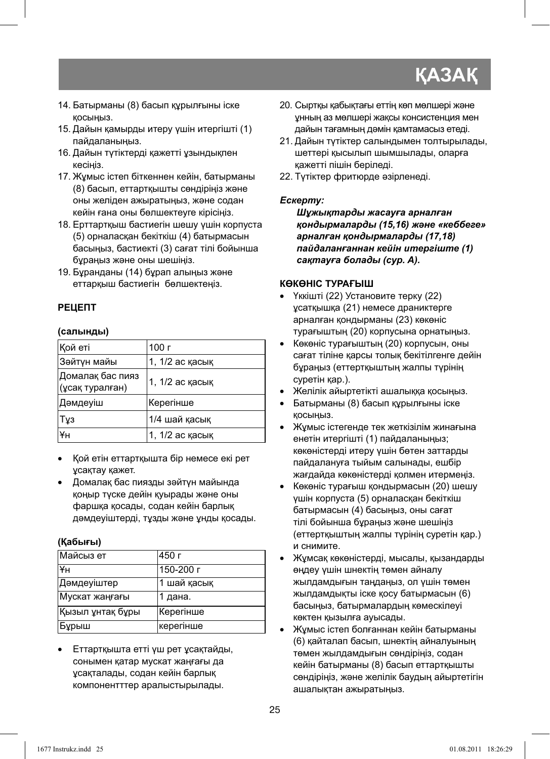14. Батырманы (8) басып құрылғыны іске қосыңыз.
15. Дайын қамырды итеру үшін итергішті (1) пайдаланыңыз.
16. Дайын түтіктерді қажетті ұзындықпен кесіңіз.
17. Жұмыс істеп біткеннен кейін, батырманы (8) басып, еттартқышты сөндіріңіз және оны желіден ажыратыңыз, және содан кейін ғана оны бөлшектеуге кірісіңіз.
18. Ерттартқыш бастиегін шешу үшін корпуста (5) орналасқан бекіткіш (4) батырмасын басыңыз, бастиекті (3) сағат тілі бойынша бұраңыз және оны шешіңіз.
19. Бұранданы (14) бұрап алыңыз және еттарқыш бастиегін бөлшектеңіз.

**РЕЦЕПТ**

**(салынды)**

| Қой еті | 100 г |
|---|---|
| Зәйтүн майы | 1, 1/2 ас қасық |
| Домалақ бас пияз (ұсақ туралған) | 1, 1/2 ас қасық |
| Дәмдеуіш | Керегінше |
| Тұз | 1/4 шай қасық |
| Ұн | 1, 1/2 ас қасық |

- Қой етін еттартқышта бір немесе екі рет ұсақтау қажет.
- Домалақ бас пиязды зәйтүн майында қоңыр түске дейін қуырады және оны фаршқа қосады, содан кейін барлық дәмдеуіштерді, тұзды және ұнды қосады.

**(Қабығы)**

| Майсыз ет | 450 г |
|---|---|
| Ұн | 150-200 г |
| Дәмдеуіштер | 1 шай қасық |
| Мускат жаңғағы | 1 дана. |
| Қызыл ұнтақ бұры | Керегінше |
| Бұрыш | керегінше |

- Еттартқышта етті үш рет ұсақтайды, сонымен қатар мускат жаңғағы да ұсақталады, содан кейін барлық компоненттер араластырылады.

20. Сыртқы қабықтағы еттің көп мөлшері және ұнның аз мөлшері жақсы консистенция мен дайын тағамның дәмін қамтамасыз етеді.
21. Дайын түтіктер салындымен толтырылады, шеттері қысылып шымшылады, оларға қажетті пішін беріледі.
22. Түтіктер фритюрде әзірленеді.

***Ескерту:***

***Шұжықтарды жасауға арналған қондырмаларды (15,16) және «кеббеге» арналған қондырмаларды (17,18) пайдаланғаннан кейін итергіште (1) сақтауға болады (сур. А).***

**КӨКӨНІС ТУРАҒЫШ**

- Үккішті (22) Установите терку (22) ұсатқышқа (21) немесе драниктерге арналған қондырманы (23) көкөніс турағыштың (20) корпусына орнатыңыз.
- Көкөніс турағыштың (20) корпусын, оны сағат тіліне қарсы толық бекітілгенге дейін бұраңыз (еттертқыштың жалпы түрінің суретін қар.).
- Желілік айыртетікті ашалыққа қосыңыз.
- Батырманы (8) басып құрылғыны іске қосыңыз.
- Жұмыс істегенде тек жеткізілім жинағына енетін итергішті (1) пайдаланыңыз; көкөністерді итеру үшін бөтен заттарды пайдалануға тыйым салынады, ешбір жағдайда көкөністерді қолмен итермеңіз.
- Көкөніс турағыш қондырмасын (20) шешу үшін корпуста (5) орналасқан бекіткіш батырмасын (4) басыңыз, оны сағат тілі бойынша бұраңыз және шешіңіз (еттертқыштың жалпы түрінің суретін қар.) и снимите.
- Жұмсақ көкөністерді, мысалы, қызандарды өңдеу үшін шнектің төмен айналу жылдамдығын таңдаңыз, ол үшін төмен жылдамдықты іске қосу батырмасын (6) басыңыз, батырмалардың көмескілеуі көктен қызылға ауысады.
- Жұмыс істеп болғаннан кейін батырманы (6) қайталап басып, шнектің айналуының төмен жылдамдығын сөндіріңіз, содан кейін батырманы (8) басып еттартқышты сөндіріңіз, және желілік баудың айыртетігін ашалықтан ажыратыңыз.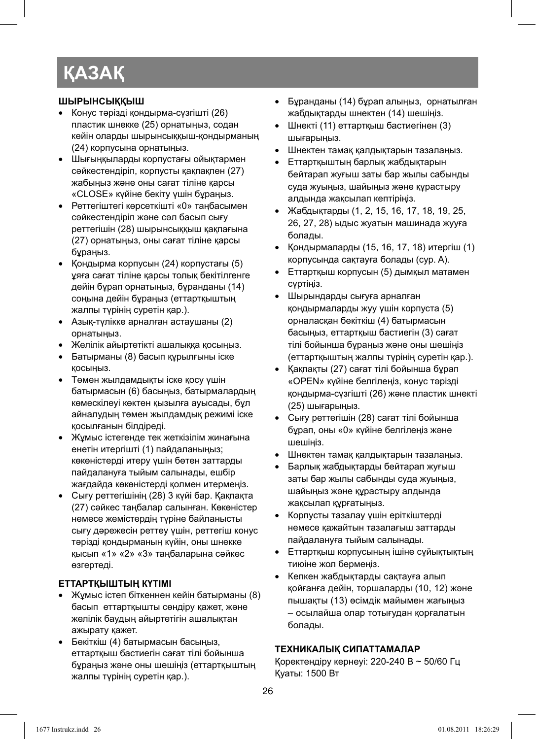# ҚАЗАҚ

### ШЫРЫНСЫҚҚЫШ

- Конус тәрізді қондырма-сүзгішті (26) пластик шнекке (25) орнатыңыз, содан кейін оларды шырынсыққыш-қондырманың (24) корпусына орнатыңыз.
- Шығыңқыларды корпустағы ойықтармен сәйкестендіріп, корпусты қақпақпен (27) жабыңыз және оны сағат тіліне қарсы «CLOSE» күйіне бекіту үшін бұраңыз.
- Реттегіштегі көрсеткішті «0» таңбасымен сәйкестендіріп және сәл басып сығу реттегішін (28) шырынсыққыш қақпағына (27) орнатыңыз, оны сағат тіліне қарсы бұраңыз.
- Қондырма корпусын (24) корпустағы (5) ұяға сағат тіліне қарсы толық бекітілгенге дейін бұрап орнатыңыз, бұранданы (14) соңына дейін бұраңыз (еттартқыштың жалпы түрінің суретін қар.).
- Азық-түлікке арналған астаушаны (2) орнатыңыз.
- Желілік айыртетікті ашалыққа қосыңыз.
- Батырманы (8) басып құрылғыны іске қосыңыз.
- Төмен жылдамдықты іске қосу үшін батырмасын (6) басыңыз, батырмалардың көмескілеуі көктен қызылға ауысады, бұл айналудың төмен жылдамдық режимі іске қосылғанын білдіреді.
- Жұмыс істегенде тек жеткізілім жинағына енетін итергішті (1) пайдаланыңыз; көкөністерді итеру үшін бөтен заттарды пайдалануға тыйым салынады, ешбір жағдайда көкөністерді қолмен итермеңіз.
- Сығу реттегішінің (28) 3 күйі бар. Қақпақта (27) сәйкес таңбалар салынған. Көкөністер немесе жемістердің түріне байланысты сығу дәрежесін реттеу үшін, реттегіш конус тәрізді қондырманың күйін, оны шнекке қысып «1» «2» «3» таңбаларына сәйкес өзгертеді.

### ЕТТАРТҚЫШТЫҢ КҮТІМІ

- Жұмыс істеп біткеннен кейін батырманы (8) басып еттартқышты сөндіру қажет, және желілік баудың айыртетігін ашалықтан ажырату қажет.
- Бекіткіш (4) батырмасын басыңыз, еттартқыш бастиегін сағат тілі бойынша бұраңыз және оны шешіңіз (еттартқыштың жалпы түрінің суретін қар.).
- Бұранданы (14) бұрап алыңыз, орнатылған жабдықтарды шнектен (14) шешіңіз.
- Шнекті (11) еттартқыш бастиегінен (3) шығарыңыз.
- Шнектен тамақ қалдықтарын тазалаңыз.
- Еттартқыштың барлық жабдықтарын бейтарап жуғыш заты бар жылы сабынды суда жуыңыз, шайыңыз және құрастыру алдында жақсылап кептіріңіз.
- Жабдықтарды (1, 2, 15, 16, 17, 18, 19, 25, 26, 27, 28) ыдыс жуатын машинада жууға болады.
- Қондырмаларды (15, 16, 17, 18) итергіш (1) корпусында сақтауға болады (сур. А).
- Еттартқыш корпусин (5) дымқыл матамен сүртіңіз.
- Шырындарды сығуға арналған қондырмаларды жуу үшін корпуста (5) орналасқан бекіткіш (4) батырмасын басыңыз, еттартқыш бастиегін (3) сағат тілі бойынша бұраңыз және оны шешіңіз (еттартқыштың жалпы түрінің суретін қар.).
- Қақпақты (27) сағат тілі бойынша бұрап «OPEN» күйіне белгілеңіз, конус тәрізді қондырма-сүзгішті (26) және пластик шнекті (25) шығарыңыз.
- Сығу реттегішін (28) сағат тілі бойынша бұрап, оны «0» күйіне белгілеңіз және шешіңіз.
- Шнектен тамақ қалдықтарын тазалаңыз.
- Барлық жабдықтарды бейтарап жуғыш заты бар жылы сабынды суда жуыңыз, шайыңыз және құрастыру алдында жақсылап құрғатыңыз.
- Корпусты тазалау үшін еріткіштерді немесе қажайтын тазалағыш заттарды пайдалануға тыйым салынады.
- Еттартқыш корпусының ішіне сұйықтықтың тиюіне жол бермеңіз.
- Кепкен жабдықтарды сақтауға алып қойғанға дейін, торшаларды (10, 12) және пышақты (13) өсімдік майымен жағыңыз – осылайша олар тотығудан қорғалатын болады.

### ТЕХНИКАЛЫҚ СИПАТТАМАЛАР

Қоректендіру кернеуі: 220-240 В ~ 50/60 Гц
Қуаты: 1500 Вт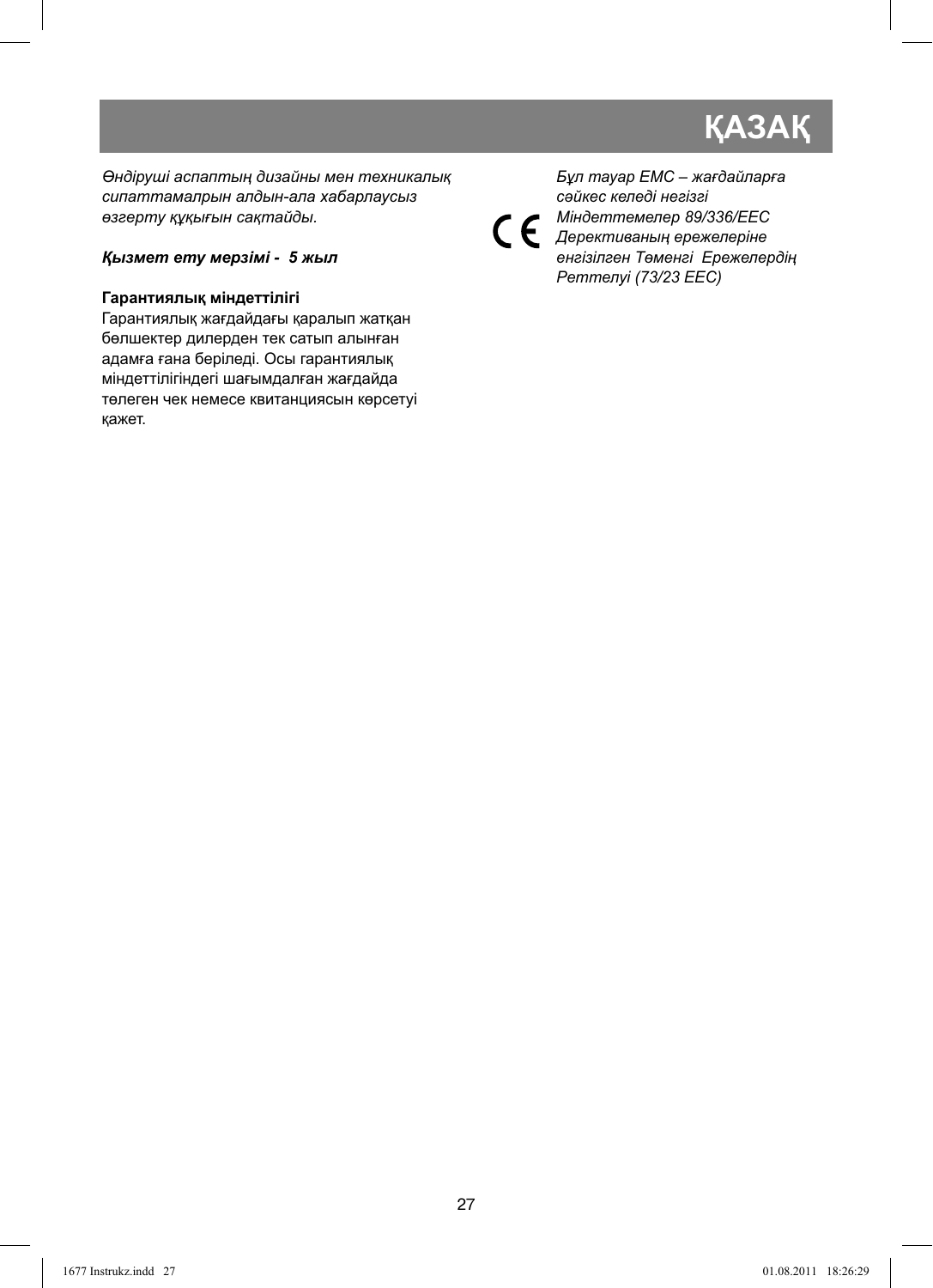# ҚАЗАҚ

*Өндіруші аспаптың дизайны мен техникалық сипаттамалрын алдын-ала хабарлаусыз өзгерту құқығын сақтайды.*

***Қызмет ету мерзімі - 5 жыл***

**Гарантиялық міндеттілігі**

Гарантиялық жағдайдағы қаралып жатқан бөлшектер дилерден тек сатып алынған адамға ғана беріледі. Осы гарантиялық міндеттілігіндегі шағымдалған жағдайда төлеген чек немесе квитанциясын көрсетуі қажет.

CE *Бұл тауар ЕМС – жағдайларға сәйкес келеді негізгі Міндеттемелер 89/336/EEC Дерективаның ережелеріне енгізілген Төменгі Ережелердің Реттелуі (73/23 EEC)*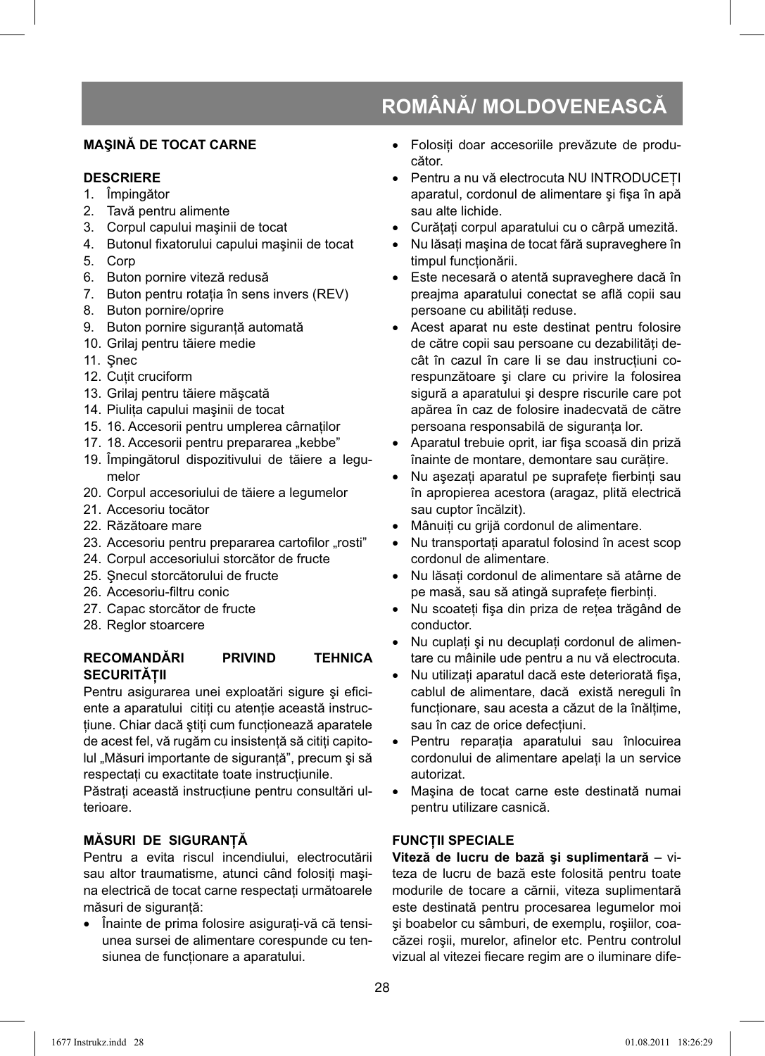# ROMÂNĂ/ MOLDOVENEASCĂ

## MAŞINĂ DE TOCAT CARNE

### DESCRIERE

1. Împingător
2. Tavă pentru alimente
3. Corpul capului maşinii de tocat
4. Butonul fixatorului capului maşinii de tocat
5. Corp
6. Buton pornire viteză redusă
7. Buton pentru rotația în sens invers (REV)
8. Buton pornire/oprire
9. Buton pornire siguranță automată
10. Grilaj pentru tăiere medie
11. Şnec
12. Cuțit cruciform
13. Grilaj pentru tăiere măşcată
14. Piulița capului maşinii de tocat
15. 16. Accesorii pentru umplerea cârnaților
17. 18. Accesorii pentru prepararea „kebbe"
19. Împingătorul dispozitivului de tăiere a legumelor
20. Corpul accesoriului de tăiere a legumelor
21. Accesoriu tocător
22. Răzătoare mare
23. Accesoriu pentru prepararea cartofilor „rosti"
24. Corpul accesoriului storcător de fructe
25. Şnecul storcătorului de fructe
26. Accesoriu-filtru conic
27. Capac storcător de fructe
28. Reglor stoarcere

### RECOMANDĂRI PRIVIND TEHNICA SECURITĂȚII

Pentru asigurarea unei exploatări sigure şi eficiente a aparatului citiți cu atenție această instrucțiune. Chiar dacă ştiți cum funcționează aparatele de acest fel, vă rugăm cu insistență să citiți capitolul „Măsuri importante de siguranță", precum şi să respectați cu exactitate toate instrucțiunile.

Păstrați această instrucțiune pentru consultări ulterioare.

### MĂSURI DE SIGURANȚĂ

Pentru a evita riscul incendiului, electrocutării sau altor traumatisme, atunci când folosiți maşina electrică de tocat carne respectați următoarele măsuri de siguranță:

- Înainte de prima folosire asigurați-vă că tensiunea sursei de alimentare corespunde cu tensiunea de funcționare a aparatului.
- Folosiți doar accesoriile prevăzute de producător.
- Pentru a nu vă electrocuta NU INTRODUCEȚI aparatul, cordonul de alimentare şi fişa în apă sau alte lichide.
- Curățați corpul aparatului cu o cârpă umezită.
- Nu lăsați maşina de tocat fără supraveghere în timpul funcționării.
- Este necesară o atentă supraveghere dacă în preajma aparatului conectat se află copii sau persoane cu abilități reduse.
- Acest aparat nu este destinat pentru folosire de către copii sau persoane cu dezabilități decât în cazul în care li se dau instrucțiuni corespunzătoare şi clare cu privire la folosirea sigură a aparatului şi despre riscurile care pot apărea în caz de folosire inadecvată de către persoana responsabilă de siguranța lor.
- Aparatul trebuie oprit, iar fişa scoasă din priză înainte de montare, demontare sau curățire.
- Nu aşezați aparatul pe suprafețe fierbinți sau în apropierea acestora (aragaz, plită electrică sau cuptor încălzit).
- Mânuiți cu grijă cordonul de alimentare.
- Nu transportați aparatul folosind în acest scop cordonul de alimentare.
- Nu lăsați cordonul de alimentare să atârne de pe masă, sau să atingă suprafețe fierbinți.
- Nu scoateți fişa din priza de rețea trăgând de conductor.
- Nu cuplați şi nu decuplați cordonul de alimentare cu mâinile ude pentru a nu vă electrocuta.
- Nu utilizați aparatul dacă este deteriorată fişa, cablul de alimentare, dacă există nereguli în funcționare, sau acesta a căzut de la înălțime, sau în caz de orice defecțiuni.
- Pentru reparația aparatului sau înlocuirea cordonului de alimentare apelați la un service autorizat.
- Maşina de tocat carne este destinată numai pentru utilizare casnică.

### FUNCȚII SPECIALE

**Viteză de lucru de bază şi suplimentară** – viteza de lucru de bază este folosită pentru toate modurile de tocare a cărnii, viteza suplimentară este destinată pentru procesarea legumelor moi şi boabelor cu sâmburi, de exemplu, roşiilor, coacăzei roşii, murelor, afinelor etc. Pentru controlul vizual al vitezei fiecare regim are o iluminare dife-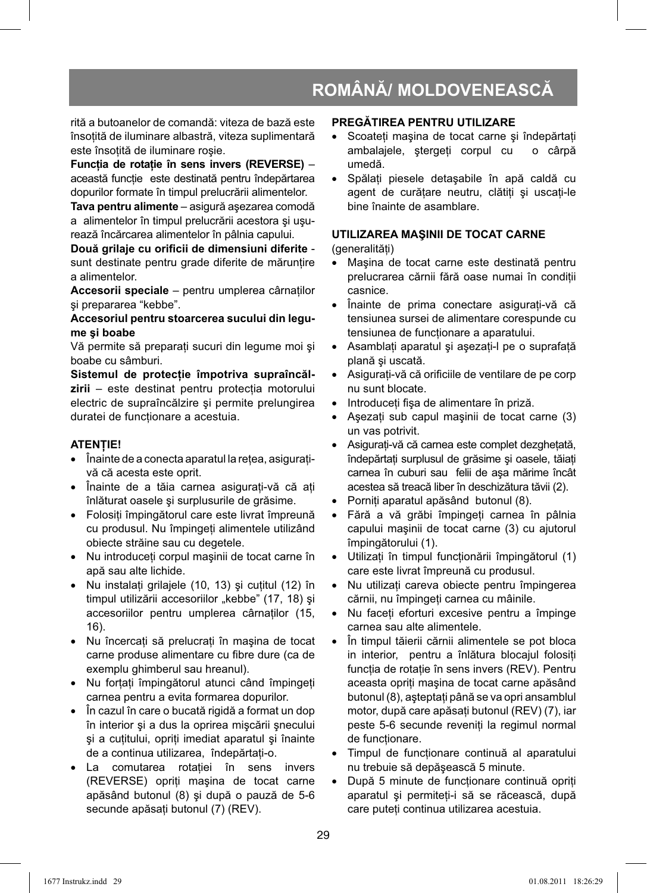rită a butoanelor de comandă: viteza de bază este însoțită de iluminare albastră, viteza suplimentară este însoțită de iluminare roşie.

**Funcția de rotație în sens invers (REVERSE)** – această funcție este destinată pentru îndepărtarea dopurilor formate în timpul prelucrării alimentelor.

**Tava pentru alimente** – asigură aşezarea comodă a alimentelor în timpul prelucrării acestora şi uşurează încărcarea alimentelor în pâlnia capului.

**Două grilaje cu orificii de dimensiuni diferite** - sunt destinate pentru grade diferite de mărunțire a alimentelor.

**Accesorii speciale** – pentru umplerea cârnaților şi prepararea "kebbe".

**Accesoriul pentru stoarcerea sucului din legume şi boabe**

Vă permite să preparați sucuri din legume moi şi boabe cu sâmburi.

**Sistemul de protecție împotriva supraîncălzirii** – este destinat pentru protecția motorului electric de supraîncălzire şi permite prelungirea duratei de funcționare a acestuia.

**ATENȚIE!**

- Înainte de a conecta aparatul la rețea, asigurați-vă că acesta este oprit.
- Înainte de a tăia carnea asigurați-vă că ați înlăturat oasele şi surplusurile de grăsime.
- Folosiți împingătorul care este livrat împreună cu produsul. Nu împingeți alimentele utilizând obiecte străine sau cu degetele.
- Nu introduceți corpul maşinii de tocat carne în apă sau alte lichide.
- Nu instalați grilajele (10, 13) şi cuțitul (12) în timpul utilizării accesoriilor „kebbe" (17, 18) şi accesoriilor pentru umplerea cârnaților (15, 16).
- Nu încercați să prelucrați în maşina de tocat carne produse alimentare cu fibre dure (ca de exemplu ghimberul sau hreanul).
- Nu forțați împingătorul atunci când împingeți carnea pentru a evita formarea dopurilor.
- În cazul în care o bucată rigidă a format un dop în interior şi a dus la oprirea mişcării şnecului şi a cuțitului, opriți imediat aparatul şi înainte de a continua utilizarea, îndepărtați-o.
- La comutarea rotației în sens invers (REVERSE) opriți maşina de tocat carne apăsând butonul (8) şi după o pauză de 5-6 secunde apăsați butonul (7) (REV).

**PREGĂTIREA PENTRU UTILIZARE**

- Scoateți maşina de tocat carne şi îndepărtați ambalajele, ştergeți corpul cu o cârpă umedă.
- Spălați piesele detaşabile în apă caldă cu agent de curățare neutru, clătiți şi uscați-le bine înainte de asamblare.

**UTILIZAREA MAŞINII DE TOCAT CARNE**
(generalități)

- Maşina de tocat carne este destinată pentru prelucrarea cărnii fără oase numai în condiții casnice.
- Înainte de prima conectare asigurați-vă că tensiunea sursei de alimentare corespunde cu tensiunea de funcționare a aparatului.
- Asamblați aparatul şi aşezați-l pe o suprafață plană şi uscată.
- Asigurați-vă că orificiile de ventilare de pe corp nu sunt blocate.
- Introduceți fişa de alimentare în priză.
- Aşezați sub capul maşinii de tocat carne (3) un vas potrivit.
- Asigurați-vă că carnea este complet dezghețată, îndepărtați surplusul de grăsime şi oasele, tăiați carnea în cuburi sau felii de aşa mărime încât acestea să treacă liber în deschizătura tăvii (2).
- Porniți aparatul apăsând butonul (8).
- Fără a vă grăbi împingeți carnea în pâlnia capului maşinii de tocat carne (3) cu ajutorul împingătorului (1).
- Utilizați în timpul funcționării împingătorul (1) care este livrat împreună cu produsul.
- Nu utilizați careva obiecte pentru împingerea cărnii, nu împingeți carnea cu mâinile.
- Nu faceți eforturi excesive pentru a împinge carnea sau alte alimentele.
- În timpul tăierii cărnii alimentele se pot bloca in interior, pentru a înlătura blocajul folosiți funcția de rotație în sens invers (REV). Pentru aceasta opriți maşina de tocat carne apăsând butonul (8), aşteptați până se va opri ansamblul motor, după care apăsați butonul (REV) (7), iar peste 5-6 secunde reveniți la regimul normal de funcționare.
- Timpul de funcționare continuă al aparatului nu trebuie să depăşească 5 minute.
- După 5 minute de funcționare continuă opriți aparatul şi permiteți-i să se răcească, după care puteți continua utilizarea acestuia.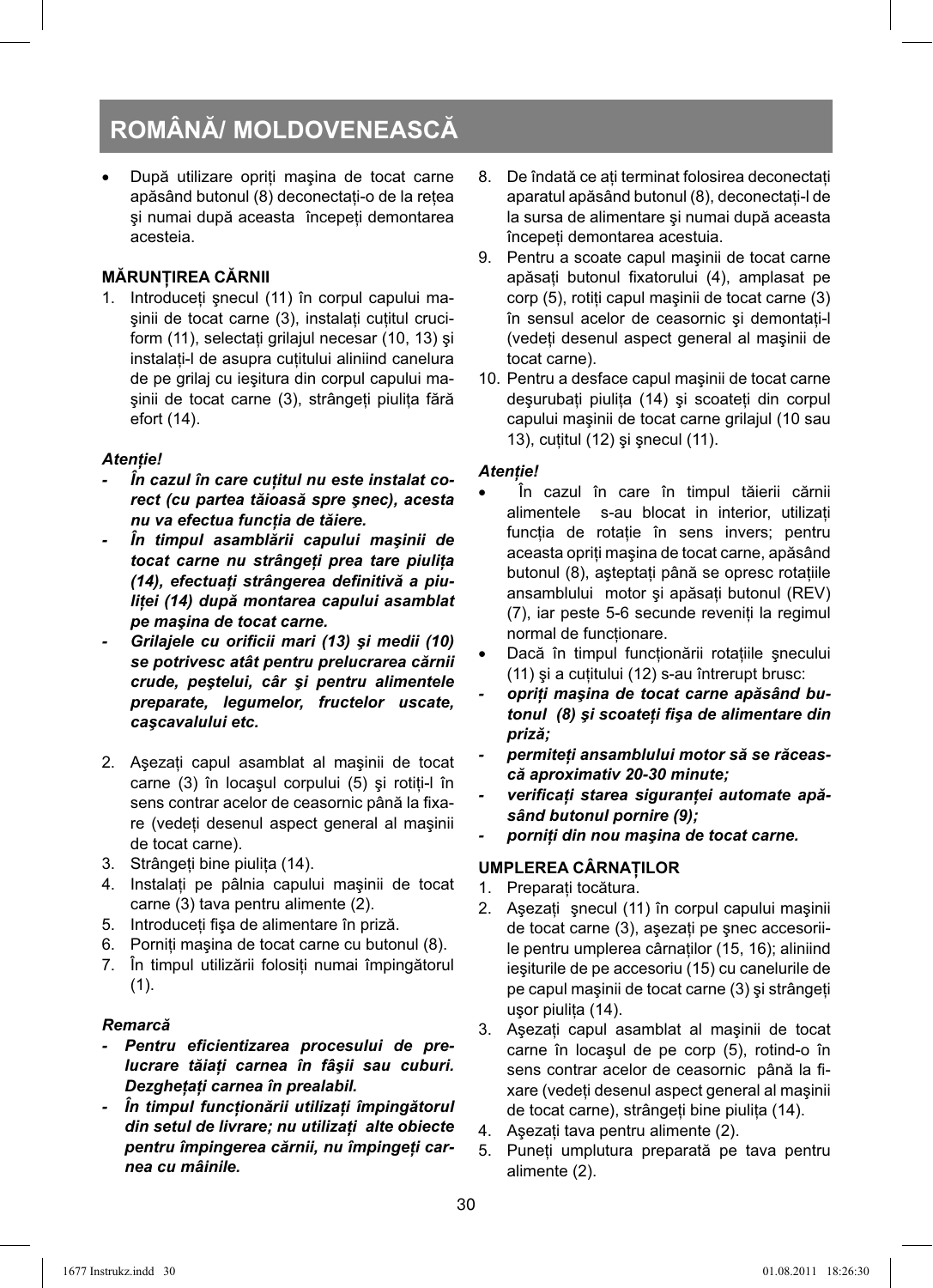## ROMÂNĂ/ MOLDOVENEASCĂ

- După utilizare opriți maşina de tocat carne apăsând butonul (8) deconectați-o de la rețea şi numai după aceasta începeți demontarea acesteia.

### MĂRUNȚIREA CĂRNII

1. Introduceți şnecul (11) în corpul capului maşinii de tocat carne (3), instalați cuțitul cruciform (11), selectați grilajul necesar (10, 13) şi instalați-l de asupra cuțitului aliniind canelura de pe grilaj cu ieşitura din corpul capului maşinii de tocat carne (3), strângeți piulița fără efort (14).

***Atenție!***

- ***În cazul în care cuțitul nu este instalat corect (cu partea tăioasă spre şnec), acesta nu va efectua funcția de tăiere.***
- ***În timpul asamblării capului maşinii de tocat carne nu strângeți prea tare piulița (14), efectuați strângerea definitivă a piuliței (14) după montarea capului asamblat pe maşina de tocat carne.***
- ***Grilajele cu orificii mari (13) şi medii (10) se potrivesc atât pentru prelucrarea cărnii crude, peştelui, cât şi pentru alimentele preparate, legumelor, fructelor uscate, caşcavalului etc.***

2. Aşezați capul asamblat al maşinii de tocat carne (3) în locaşul corpului (5) şi rotiți-l în sens contrar acelor de ceasornic până la fixare (vedeți desenul aspect general al maşinii de tocat carne).
3. Strângeți bine piulița (14).
4. Instalați pe pâlnia capului maşinii de tocat carne (3) tava pentru alimente (2).
5. Introduceți fişa de alimentare în priză.
6. Porniți maşina de tocat carne cu butonul (8).
7. În timpul utilizării folosiți numai împingătorul (1).

***Remarcă***

- ***Pentru eficientizarea procesului de prelucrare tăiați carnea în fâşii sau cuburi. Dezghețați carnea în prealabil.***
- ***În timpul funcționării utilizați împingătorul din setul de livrare; nu utilizați alte obiecte pentru împingerea cărnii, nu împingeți carnea cu mâinile.***

8. De îndată ce ați terminat folosirea deconectați aparatul apăsând butonul (8), deconectați-l de la sursa de alimentare şi numai după aceasta începeți demontarea acestuia.
9. Pentru a scoate capul maşinii de tocat carne apăsați butonul fixatorului (4), amplasat pe corp (5), rotiți capul maşinii de tocat carne (3) în sensul acelor de ceasornic şi demontați-l (vedeți desenul aspect general al maşinii de tocat carne).
10. Pentru a desface capul maşinii de tocat carne deşurubați piulița (14) şi scoateți din corpul capului maşinii de tocat carne grilajul (10 sau 13), cuțitul (12) şi şnecul (11).

***Atenție!***

- În cazul în care în timpul tăierii cărnii alimentele s-au blocat in interior, utilizați funcția de rotație în sens invers; pentru aceasta opriți maşina de tocat carne, apăsând butonul (8), aşteptați până se opresc rotațiile ansamblului motor şi apăsați butonul (REV) (7), iar peste 5-6 secunde reveniți la regimul normal de funcționare.
- Dacă în timpul funcționării rotațiile şnecului (11) şi a cuțitului (12) s-au întrerupt brusc:
- ***opriți maşina de tocat carne apăsând butonul (8) şi scoateți fişa de alimentare din priză;***
- ***permiteți ansamblului motor să se răcească aproximativ 20-30 minute;***
- ***verificați starea siguranței automate apăsând butonul pornire (9);***
- ***porniți din nou maşina de tocat carne.***

### UMPLEREA CÂRNAȚILOR

1. Preparați tocătura.
2. Aşezați şnecul (11) în corpul capului maşinii de tocat carne (3), aşezați pe şnec accesoriile pentru umplerea cârnaților (15, 16); aliniind ieşiturile de pe accesoriu (15) cu canelurile de pe capul maşinii de tocat carne (3) şi strângeți uşor piulița (14).
3. Aşezați capul asamblat al maşinii de tocat carne în locaşul de pe corp (5), rotind-o în sens contrar acelor de ceasornic până la fixare (vedeți desenul aspect general al maşinii de tocat carne), strângeți bine piulița (14).
4. Aşezați tava pentru alimente (2).
5. Puneți umplutura preparată pe tava pentru alimente (2).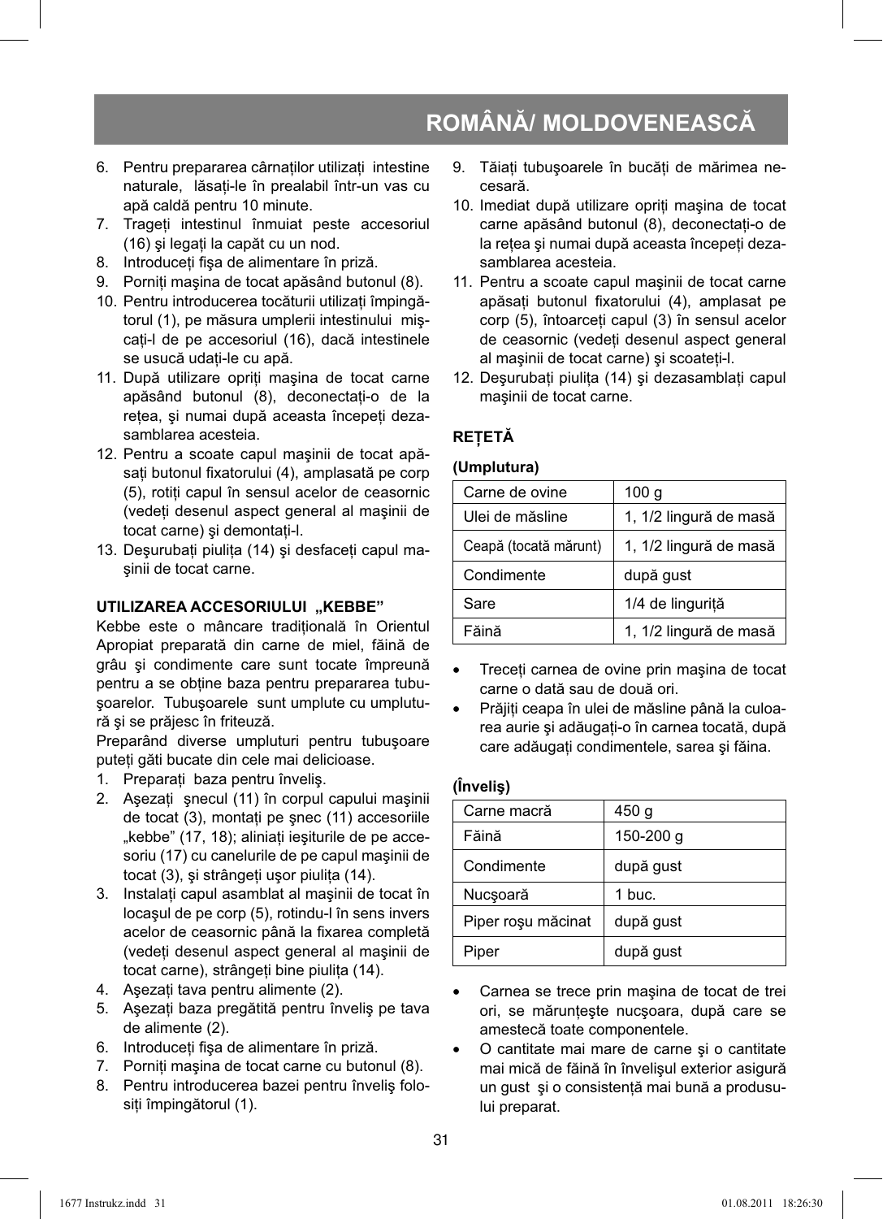## ROMÂNĂ/ MOLDOVENEASCĂ

6. Pentru prepararea cârnaților utilizați intestine naturale, lăsați-le în prealabil într-un vas cu apă caldă pentru 10 minute.
7. Trageți intestinul înmuiat peste accesoriul (16) şi legați la capăt cu un nod.
8. Introduceți fişa de alimentare în priză.
9. Porniți maşina de tocat apăsând butonul (8).
10. Pentru introducerea tocăturii utilizați împingătorul (1), pe măsura umplerii intestinului mişcați-l de pe accesoriul (16), dacă intestinele se usucă udați-le cu apă.
11. După utilizare opriți maşina de tocat carne apăsând butonul (8), deconectați-o de la rețea, şi numai după aceasta începeți dezasamblarea acesteia.
12. Pentru a scoate capul maşinii de tocat apăsați butonul fixatorului (4), amplasată pe corp (5), rotiți capul în sensul acelor de ceasornic (vedeți desenul aspect general al maşinii de tocat carne) şi demontați-l.
13. Deşurubați piulița (14) şi desfaceți capul maşinii de tocat carne.

### UTILIZAREA ACCESORIULUI „KEBBE"

Kebbe este o mâncare tradițională în Orientul Apropiat preparată din carne de miel, făină de grâu şi condimente care sunt tocate împreună pentru a se obține baza pentru prepararea tubuşoarelor. Tubuşoarele sunt umplute cu umplutură şi se prăjesc în friteuză.

Preparând diverse umpluturi pentru tubuşoare puteți găti bucate din cele mai delicioase.

1. Preparați baza pentru înveliş.
2. Aşezați şnecul (11) în corpul capului maşinii de tocat (3), montați pe şnec (11) accesoriile „kebbe" (17, 18); aliniați ieşiturile de pe accesoriu (17) cu canelurile de pe capul maşinii de tocat (3), şi strângeți uşor piulița (14).
3. Instalați capul asamblat al maşinii de tocat în locaşul de pe corp (5), rotindu-l în sens invers acelor de ceasornic până la fixarea completă (vedeți desenul aspect general al maşinii de tocat carne), strângeți bine piulița (14).
4. Aşezați tava pentru alimente (2).
5. Aşezați baza pregătită pentru înveliş pe tava de alimente (2).
6. Introduceți fişa de alimentare în priză.
7. Porniți maşina de tocat carne cu butonul (8).
8. Pentru introducerea bazei pentru înveliş folosiți împingătorul (1).
9. Tăiați tubuşoarele în bucăți de mărimea necesară.
10. Imediat după utilizare opriți maşina de tocat carne apăsând butonul (8), deconectați-o de la rețea şi numai după aceasta începeți dezasamblarea acesteia.
11. Pentru a scoate capul maşinii de tocat carne apăsați butonul fixatorului (4), amplasat pe corp (5), întoarceți capul (3) în sensul acelor de ceasornic (vedeți desenul aspect general al maşinii de tocat carne) şi scoateți-l.
12. Deşurubați piulița (14) şi dezasamblați capul maşinii de tocat carne.

### REȚETĂ

**(Umplutura)**

| Carne de ovine | 100 g |
|---|---|
| Ulei de măsline | 1, 1/2 lingură de masă |
| Ceapă (tocată mărunt) | 1, 1/2 lingură de masă |
| Condimente | după gust |
| Sare | 1/4 de linguriță |
| Făină | 1, 1/2 lingură de masă |

- Treceți carnea de ovine prin maşina de tocat carne o dată sau de două ori.
- Prăjiți ceapa în ulei de măsline până la culoarea aurie şi adăugați-o în carnea tocată, după care adăugați condimentele, sarea şi făina.

**(Înveliş)**

| Carne macră | 450 g |
|---|---|
| Făină | 150-200 g |
| Condimente | după gust |
| Nucşoară | 1 buc. |
| Piper roşu măcinat | după gust |
| Piper | după gust |

- Carnea se trece prin maşina de tocat de trei ori, se mărunțeşte nucşoara, după care se amestecă toate componentele.
- O cantitate mai mare de carne şi o cantitate mai mică de făină în învelişul exterior asigură un gust şi o consistență mai bună a produsului preparat.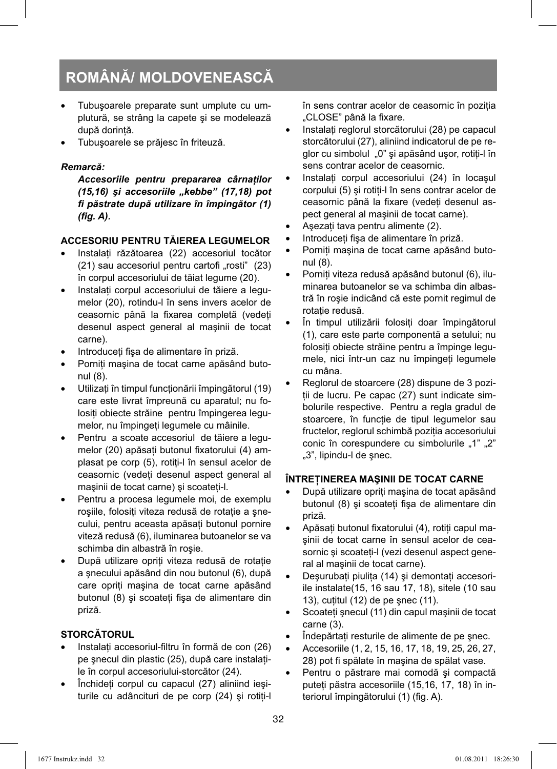# ROMÂNĂ/ MOLDOVENEASCĂ

- Tubuşoarele preparate sunt umplute cu umplutură, se strâng la capete şi se modelează după dorinţă.
- Tubuşoarele se prăjesc în friteuză.

***Remarcă:***

***Accesoriile pentru prepararea cârnaţilor (15,16) şi accesoriile „kebbe" (17,18) pot fi păstrate după utilizare în împingător (1) (fig. A).***

### ACCESORIU PENTRU TĂIEREA LEGUMELOR

- Instalaţi răzătoarea (22) accesoriul tocător (21) sau accesoriul pentru cartofi „rosti" (23) în corpul accesoriului de tăiat legume (20).
- Instalaţi corpul accesoriului de tăiere a legumelor (20), rotindu-l în sens invers acelor de ceasornic până la fixarea completă (vedeţi desenul aspect general al maşinii de tocat carne).
- Introduceţi fişa de alimentare în priză.
- Porniţi maşina de tocat carne apăsând butonul (8).
- Utilizaţi în timpul funcţionării împingătorul (19) care este livrat împreună cu aparatul; nu folosiţi obiecte străine pentru împingerea legumelor, nu împingeţi legumele cu mâinile.
- Pentru a scoate accesoriul de tăiere a legumelor (20) apăsaţi butonul fixatorului (4) amplasat pe corp (5), rotiţi-l în sensul acelor de ceasornic (vedeţi desenul aspect general al maşinii de tocat carne) şi scoateţi-l.
- Pentru a procesa legumele moi, de exemplu roşiile, folosiţi viteza redusă de rotaţie a şnecului, pentru aceasta apăsaţi butonul pornire viteză redusă (6), iluminarea butoanelor se va schimba din albastră în roşie.
- După utilizare opriţi viteza redusă de rotaţie a şnecului apăsând din nou butonul (6), după care opriţi maşina de tocat carne apăsând butonul (8) şi scoateţi fişa de alimentare din priză.

### STORCĂTORUL

- Instalaţi accesoriul-filtru în formă de con (26) pe şnecul din plastic (25), după care instalaţi-le în corpul accesoriului-storcător (24).
- Închideţi corpul cu capacul (27) aliniind ieşiturile cu adâncituri de pe corp (24) şi rotiţi-l în sens contrar acelor de ceasornic în poziţia „CLOSE" până la fixare.
- Instalaţi reglorul storcătorului (28) pe capacul storcătorului (27), aliniind indicatorul de pe reglor cu simbolul „0" şi apăsând uşor, rotiţi-l în sens contrar acelor de ceasornic.
- Instalaţi corpul accesoriului (24) în locaşul corpului (5) şi rotiţi-l în sens contrar acelor de ceasornic până la fixare (vedeţi desenul aspect general al maşinii de tocat carne).
- Aşezaţi tava pentru alimente (2).
- Introduceţi fişa de alimentare în priză.
- Porniţi maşina de tocat carne apăsând butonul (8).
- Porniţi viteza redusă apăsând butonul (6), iluminarea butoanelor se va schimba din albastră în roşie indicând că este pornit regimul de rotaţie redusă.
- În timpul utilizării folosiţi doar împingătorul (1), care este parte componentă a setului; nu folosiţi obiecte străine pentru a împinge legumele, nici într-un caz nu împingeţi legumele cu mâna.
- Reglorul de stoarcere (28) dispune de 3 poziţii de lucru. Pe capac (27) sunt indicate simbolurile respective. Pentru a regla gradul de stoarcere, în funcţie de tipul legumelor sau fructelor, reglorul schimbă poziţia accesoriului conic în corespundere cu simbolurile „1" „2" „3", lipindu-l de şnec.

### ÎNTREŢINEREA MAŞINII DE TOCAT CARNE

- După utilizare opriţi maşina de tocat apăsând butonul (8) şi scoateţi fişa de alimentare din priză.
- Apăsaţi butonul fixatorului (4), rotiţi capul maşinii de tocat carne în sensul acelor de ceasornic şi scoateţi-l (vezi desenul aspect general al maşinii de tocat carne).
- Deşurubaţi piuliţa (14) şi demontaţi accesoriile instalate(15, 16 sau 17, 18), sitele (10 sau 13), cuţitul (12) de pe şnec (11).
- Scoateţi şnecul (11) din capul maşinii de tocat carne (3).
- Îndepărtaţi resturile de alimente de pe şnec.
- Accesoriile (1, 2, 15, 16, 17, 18, 19, 25, 26, 27, 28) pot fi spălate în maşina de spălat vase.
- Pentru o păstrare mai comodă şi compactă puteţi păstra accesoriile (15,16, 17, 18) în interiorul împingătorului (1) (fig. A).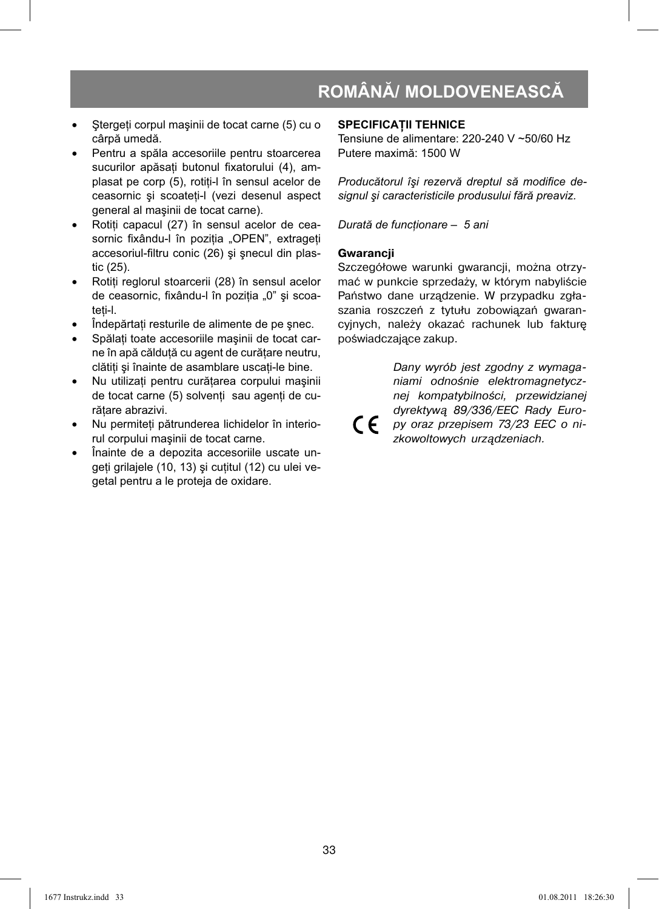- Ştergeți corpul maşinii de tocat carne (5) cu o cârpă umedă.
- Pentru a spăla accesoriile pentru stoarcerea sucurilor apăsați butonul fixatorului (4), amplasat pe corp (5), rotiți-l în sensul acelor de ceasornic şi scoateți-l (vezi desenul aspect general al maşinii de tocat carne).
- Rotiți capacul (27) în sensul acelor de ceasornic fixându-l în poziția „OPEN", extrageți accesoriul-filtru conic (26) şi şnecul din plastic (25).
- Rotiți reglorul stoarcerii (28) în sensul acelor de ceasornic, fixându-l în poziția „0" şi scoateți-l.
- Îndepărtați resturile de alimente de pe şnec.
- Spălați toate accesoriile maşinii de tocat carne în apă călduță cu agent de curățare neutru, clătiți şi înainte de asamblare uscați-le bine.
- Nu utilizați pentru curățarea corpului maşinii de tocat carne (5) solvenți sau agenți de curățare abrazivi.
- Nu permiteți pătrunderea lichidelor în interiorul corpului maşinii de tocat carne.
- Înainte de a depozita accesoriile uscate ungeți grilajele (10, 13) şi cuțitul (12) cu ulei vegetal pentru a le proteja de oxidare.

**SPECIFICAȚII TEHNICE**
Tensiune de alimentare: 220-240 V ~50/60 Hz
Putere maximă: 1500 W

*Producătorul îşi rezervă dreptul să modifice designul şi caracteristicile produsului fără preaviz.*

*Durată de funcționare – 5 ani*

**Gwarancji**
Szczegółowe warunki gwarancji, można otrzymać w punkcie sprzedaży, w którym nabyliście Państwo dane urządzenie. W przypadku zgłaszania roszczeń z tytułu zobowiązań gwarancyjnych, należy okazać rachunek lub fakturę poświadczające zakup.

CE *Dany wyrób jest zgodny z wymaganiami odnośnie elektromagnetycznej kompatybilności, przewidzianej dyrektywą 89/336/EEC Rady Europy oraz przepisem 73/23 EEC o nizkowoltowych urządzeniach.*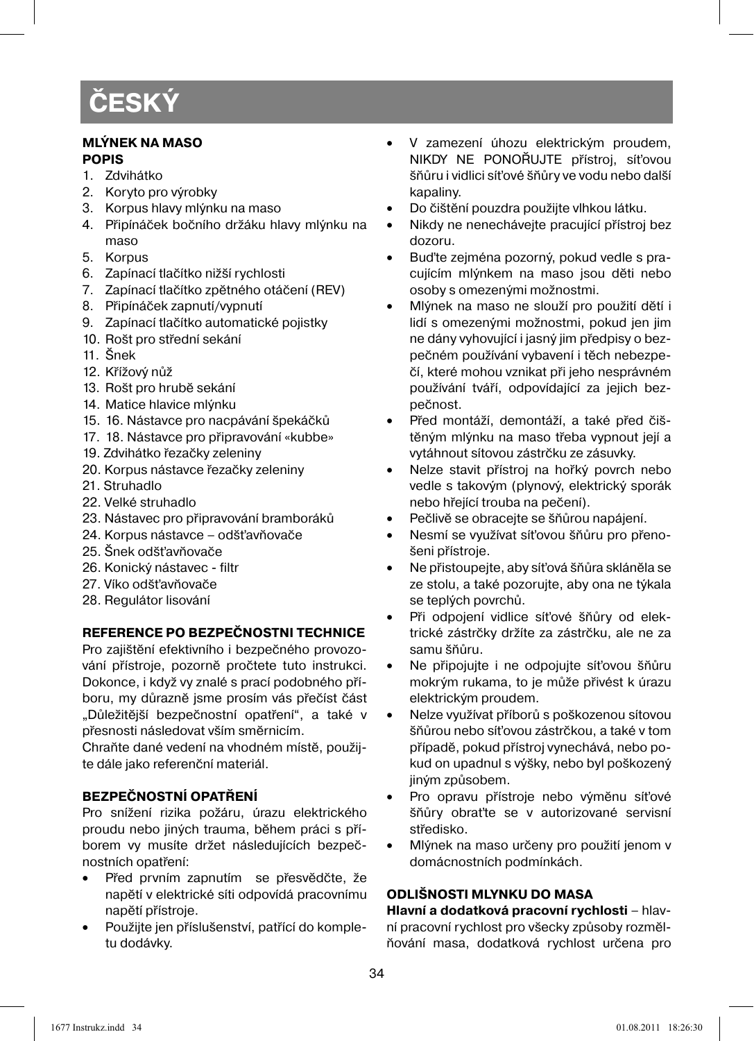# ČESKÝ

**MLÝNEK NA MASO**

**POPIS**

1. Zdvihátko
2. Koryto pro výrobky
3. Korpus hlavy mlýnku na maso
4. Připínáček bočního držáku hlavy mlýnku na maso
5. Korpus
6. Zapínací tlačítko nižší rychlosti
7. Zapínací tlačítko zpětného otáčení (REV)
8. Připínáček zapnutí/vypnutí
9. Zapínací tlačítko automatické pojistky
10. Rošt pro střední sekání
11. Šnek
12. Křížový nůž
13. Rošt pro hrubě sekání
14. Matice hlavice mlýnku
15. 16. Nástavce pro nacpávání špekáčků
17. 18. Nástavce pro připravování «kubbe»
19. Zdvihátko řezačky zeleniny
20. Korpus nástavce řezačky zeleniny
21. Struhadlo
22. Velké struhadlo
23. Nástavec pro připravování bramboráků
24. Korpus nástavce – odšťavňovače
25. Šnek odšťavňovače
26. Konický nástavec - filtr
27. Víko odšťavňovače
28. Regulátor lisování

**REFERENCE PO BEZPEČNOSTNI TECHNICE**

Pro zajištění efektivního i bezpečného provozování přístroje, pozorně pročtete tuto instrukci. Dokonce, i když vy znalé s prací podobného příboru, my důrazně jsme prosím vás přečíst část „Důležitější bezpečnostní opatření", a také v přesnosti následovat vším směrnicím.

Chraňte dané vedení na vhodném místě, použijte dále jako referenční materiál.

**BEZPEČNOSTNÍ OPATŘENÍ**

Pro snížení rizika požáru, úrazu elektrického proudu nebo jiných trauma, během práci s příborem vy musíte držet následujících bezpečnostních opatření:

- Před prvním zapnutím se přesvědčte, že napětí v elektrické síti odpovídá pracovnímu napětí přístroje.
- Použijte jen příslušenství, patřící do kompletu dodávky.
- V zamezení úhozu elektrickým proudem, NIKDY NE PONOŘUJTE přístroj, síťovou šňůru i vidlici síťové šňůry ve vodu nebo další kapaliny.
- Do čištění pouzdra použijte vlhkou látku.
- Nikdy ne nenechávejte pracující přístroj bez dozoru.
- Buďte zejména pozorný, pokud vedle s pracujícím mlýnkem na maso jsou děti nebo osoby s omezenými možnostmi.
- Mlýnek na maso ne slouží pro použití dětí i lidí s omezenými možnostmi, pokud jen jim ne dány vyhovující i jasný jim předpisy o bezpečném používání vybavení i těch nebezpečí, které mohou vznikat při jeho nesprávném používání tváří, odpovídající za jejich bezpečnost.
- Před montáží, demontáží, a také před čištěným mlýnku na maso třeba vypnout její a vytáhnout sítovou zástrčku ze zásuvky.
- Nelze stavit přístroj na hořký povrch nebo vedle s takovým (plynový, elektrický sporák nebo hřející trouba na pečení).
- Pečlivě se obracejte se šňůrou napájení.
- Nesmí se využívat síťovou šňůru pro přenošeni přístroje.
- Ne přistoupejte, aby síťová šňůra skláněla se ze stolu, a také pozorujte, aby ona ne týkala se teplých povrchů.
- Při odpojení vidlice síťové šňůry od elektrické zástrčky držíte za zástrčku, ale ne za samu šňůru.
- Ne připojujte i ne odpojujte síťovou šňůru mokrým rukama, to je může přivést k úrazu elektrickým proudem.
- Nelze využívat příborů s poškozenou sítovou šňůrou nebo síťovou zástrčkou, a také v tom případě, pokud přístroj vynechává, nebo pokud on upadnul s výšky, nebo byl poškozený jiným způsobem.
- Pro opravu přístroje nebo výměnu síťové šňůry obraťte se v autorizované servisní středisko.
- Mlýnek na maso určeny pro použití jenom v domácnostních podmínkách.

**ODLIŠNOSTI MLYNKU DO MASA**

**Hlavní a dodatková pracovní rychlosti** – hlavní pracovní rychlost pro všecky způsoby rozmělňování masa, dodatková rychlost určena pro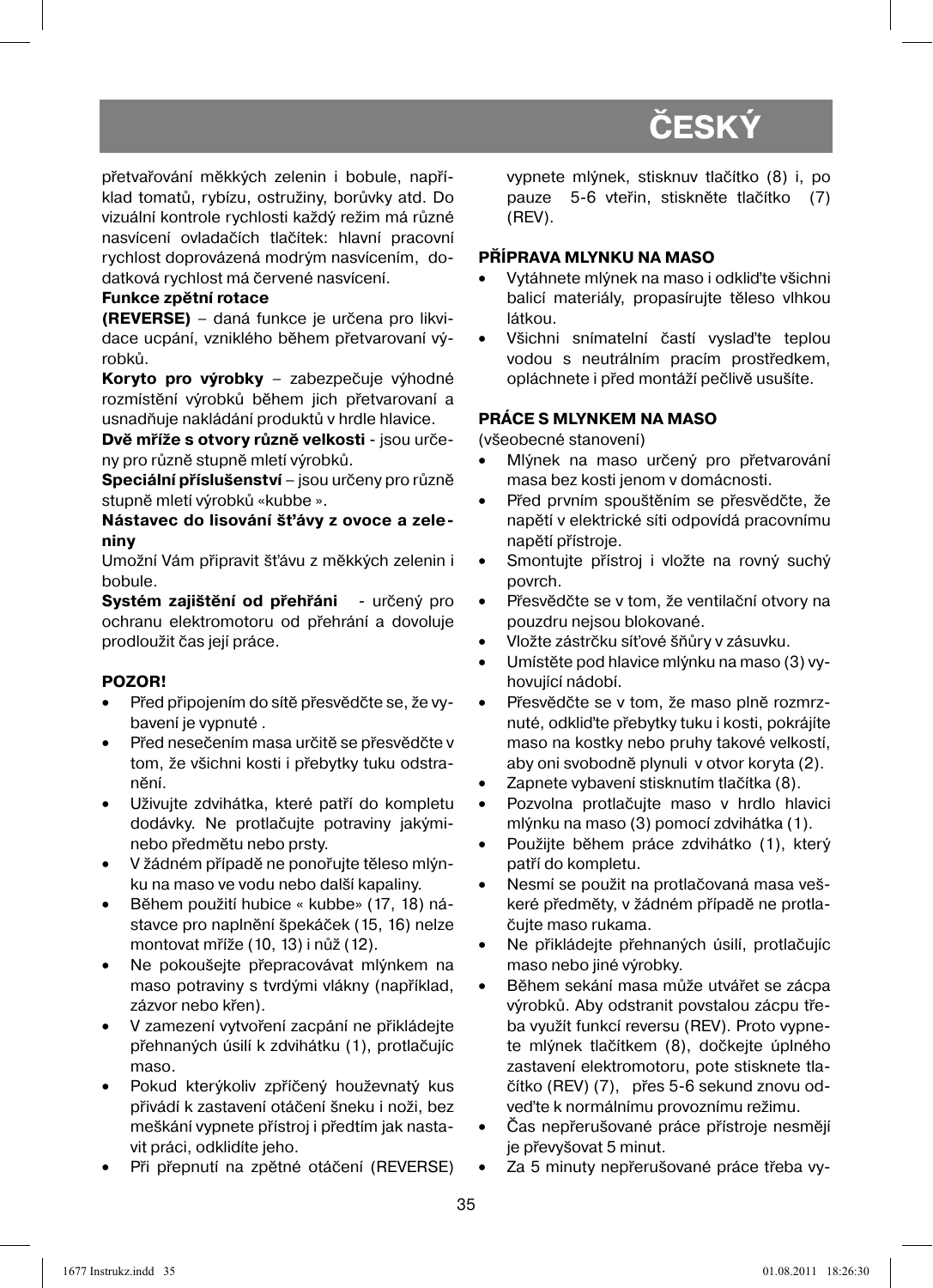přetvařování měkkých zelenin i bobule, například tomatů, rybízu, ostružiny, borůvky atd. Do vizuální kontrole rychlosti každý režim má různé nasvícení ovladačích tlačítek: hlavní pracovní rychlost doprovázená modrým nasvícením, dodatková rychlost má červené nasvícení.

**Funkce zpětní rotace**

**(REVERSE)** – daná funkce je určena pro likvidace ucpání, vzniklého během přetvarovaní výrobků.

**Koryto pro výrobky** – zabezpečuje výhodné rozmístění výrobků během jich přetvarovaní a usnadňuje nakládání produktů v hrdle hlavice.

**Dvě mříže s otvory různě velkosti** - jsou určeny pro různě stupně mletí výrobků.

**Speciální příslušenství** – jsou určeny pro různě stupně mletí výrobků «kubbe ».

**Nástavec do lisování šťávy z ovoce a zeleniny**

Umožní Vám připravit šťávu z měkkých zelenin i bobule.

**Systém zajištění od přehřáni** - určený pro ochranu elektromotoru od přehrání a dovoluje prodloužit čas její práce.

**POZOR!**

- Před připojením do sítě přesvědčte se, že vybavení je vypnuté .
- Před nesečením masa určitě se přesvědčte v tom, že všichni kosti i přebytky tuku odstranění.
- Uživujte zdvihátka, které patří do kompletu dodávky. Ne protlačujte potraviny jakýminebo předmětu nebo prsty.
- V žádném případě ne ponořujte těleso mlýnku na maso ve vodu nebo další kapaliny.
- Během použití hubice « kubbe» (17, 18) nástavce pro naplnění špekáček (15, 16) nelze montovat mříže (10, 13) i nůž (12).
- Ne pokoušejte přepracovávat mlýnkem na maso potraviny s tvrdými vlákny (například, zázvor nebo křen).
- V zamezení vytvoření zacpání ne přikládejte přehnaných úsílí k zdvihátku (1), protlačujíc maso.
- Pokud kterýkoliv zpříčený houževnatý kus přivádí k zastavení otáčení šneku i noži, bez meškání vypnete přístroj i předtím jak nastavit práci, odklidíte jeho.
- Při přepnutí na zpětné otáčení (REVERSE) vypnete mlýnek, stisknuv tlačítko (8) i, po pauze 5-6 vteřin, stiskněte tlačítko (7) (REV).

**PŘÍPRAVA MLYNKU NA MASO**

- Vytáhnete mlýnek na maso i odkliďte všichni balicí materiály, propasírujte těleso vlhkou látkou.
- Všichni snímatelní částí vyslaďte teplou vodou s neutrálním pracím prostředkem, opláchnete i před montáží pečlivě usušíte.

**PRÁCE S MLYNKEM NA MASO**

(všeobecné stanovení)

- Mlýnek na maso určený pro přetvarování masa bez kosti jenom v domácnosti.
- Před prvním spouštěním se přesvědčte, že napětí v elektrické síti odpovídá pracovnímu napětí přístroje.
- Smontujte přístroj i vložte na rovný suchý povrch.
- Přesvědčte se v tom, že ventilační otvory na pouzdru nejsou blokované.
- Vložte zástrčku síťové šňůry v zásuvku.
- Umístěte pod hlavice mlýnku na maso (3) vyhovující nádobí.
- Přesvědčte se v tom, že maso plně rozmrznuté, odkliďte přebytky tuku i kosti, pokrájíte maso na kostky nebo pruhy takové velkostí, aby oni svobodně plynuli v otvor koryta (2).
- Zapnete vybavení stisknutím tlačítka (8).
- Pozvolna protlačujte maso v hrdlo hlavici mlýnku na maso (3) pomocí zdvihátka (1).
- Použijte během práce zdvihátko (1), který patří do kompletu.
- Nesmí se použit na protlačovaná masa veškeré předměty, v žádném případě ne protlačujte maso rukama.
- Ne přikládejte přehnaných úsílí, protlačujíc maso nebo jiné výrobky.
- Během sekání masa může utvářet se zácpa výrobků. Aby odstranit povstalou zácpu třeba využít funkcí reversu (REV). Proto vypnete mlýnek tlačítkem (8), dočkejte úplného zastavení elektromotoru, pote stisknete tlačítko (REV) (7), přes 5-6 sekund znovu odveďte k normálnímu provoznímu režimu.
- Čas nepřerušované práce přístroje nesmějí je převyšovat 5 minut.
- Za 5 minuty nepřerušované práce třeba vy-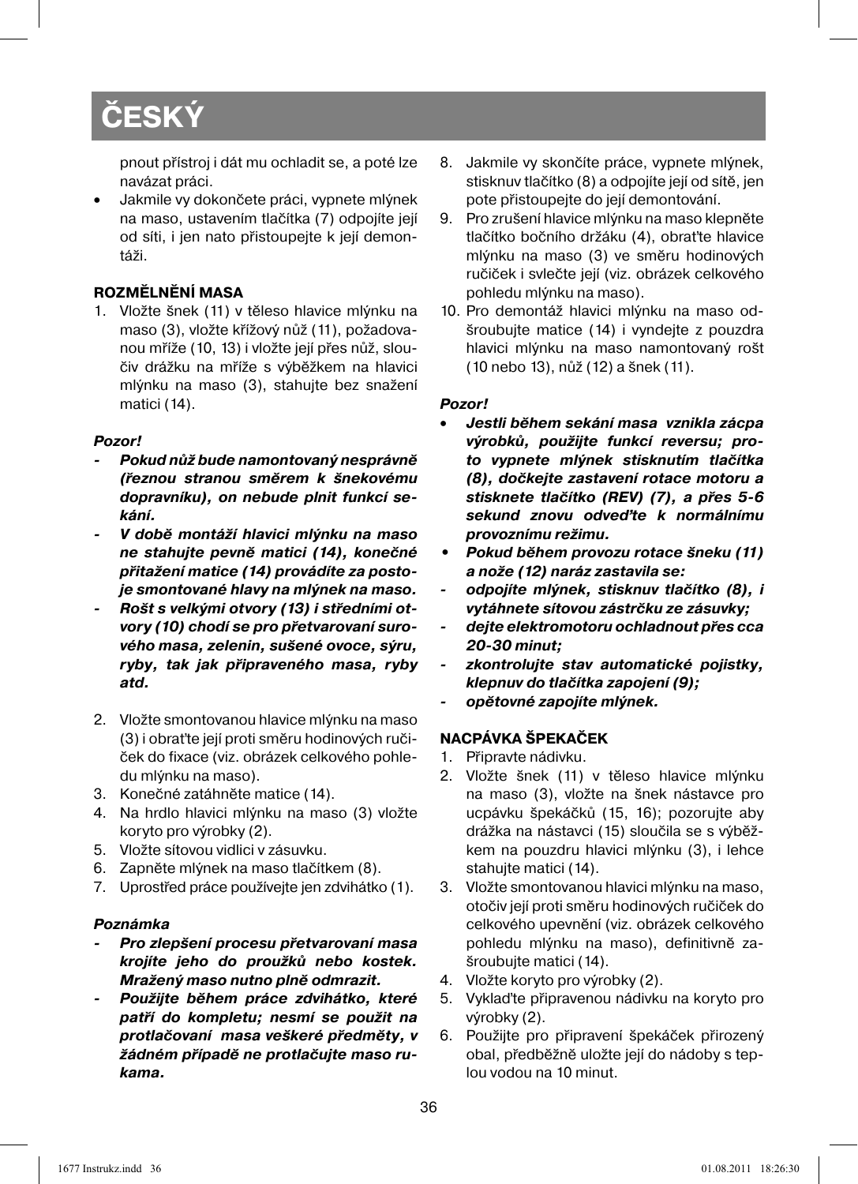# ČESKÝ

pnout přístroj i dát mu ochladit se, a poté lze navázat práci.

- Jakmile vy dokončete práci, vypnete mlýnek na maso, ustavením tlačítka (7) odpojíte její od síti, i jen nato přistoupejte k její demontáži.

### ROZMĚLNĚNÍ MASA

1. Vložte šnek (11) v těleso hlavice mlýnku na maso (3), vložte křížový nůž (11), požadovanou mříže (10, 13) i vložte její přes nůž, sloučiv drážku na mříže s výběžkem na hlavici mlýnku na maso (3), stahujte bez snažení matici (14).

***Pozor!***

- ***Pokud nůž bude namontovaný nesprávně (řeznou stranou směrem k šnekovému dopravníku), on nebude plnit funkcí sekání.***
- ***V době montáží hlavici mlýnku na maso ne stahujte pevně matici (14), konečné přitažení matice (14) provádíte za postoje smontované hlavy na mlýnek na maso.***
- ***Rošt s velkými otvory (13) i středními otvory (10) chodí se pro přetvarovaní surového masa, zelenin, sušené ovoce, sýru, ryby, tak jak připraveného masa, ryby atd.***

2. Vložte smontovanou hlavice mlýnku na maso (3) i obraťte její proti směru hodinových ručiček do fixace (viz. obrázek celkového pohledu mlýnku na maso).
3. Konečné zatáhněte matice (14).
4. Na hrdlo hlavici mlýnku na maso (3) vložte koryto pro výrobky (2).
5. Vložte sítovou vidlici v zásuvku.
6. Zapněte mlýnek na maso tlačítkem (8).
7. Uprostřed práce používejte jen zdvihátko (1).

***Poznámka***

- ***Pro zlepšení procesu přetvarovaní masa krojíte jeho do proužků nebo kostek. Mražený maso nutno plně odmrazit.***
- ***Použijte během práce zdvihátko, které patří do kompletu; nesmí se použit na protlačovaní masa veškeré předměty, v žádném případě ne protlačujte maso rukama.***

8. Jakmile vy skončíte práce, vypnete mlýnek, stisknuv tlačítko (8) a odpojíte její od sítě, jen pote přistoupejte do její demontování.
9. Pro zrušení hlavice mlýnku na maso klepněte tlačítko bočního držáku (4), obraťte hlavice mlýnku na maso (3) ve směru hodinových ručiček i svlečte její (viz. obrázek celkového pohledu mlýnku na maso).
10. Pro demontáž hlavici mlýnku na maso odšroubujte matice (14) i vyndejte z pouzdra hlavici mlýnku na maso namontovaný rošt (10 nebo 13), nůž (12) a šnek (11).

***Pozor!***

- ***Jestli během sekání masa vznikla zácpa výrobků, použijte funkcí reversu; proto vypnete mlýnek stisknutím tlačítka (8), dočkejte zastavení rotace motoru a stisknete tlačítko (REV) (7), a přes 5-6 sekund znovu odveďte k normálnímu provoznímu režimu.***
- ***Pokud během provozu rotace šneku (11) a nože (12) naráz zastavila se:***
  - ***odpojíte mlýnek, stisknuv tlačítko (8), i vytáhnete sítovou zástrčku ze zásuvky;***
  - ***dejte elektromotoru ochladnout přes cca 20-30 minut;***
  - ***zkontrolujte stav automatické pojistky, klepnuv do tlačítka zapojení (9);***
  - ***opětovné zapojíte mlýnek.***

### NACPÁVKA ŠPEKAČEK

1. Připravte nádivku.
2. Vložte šnek (11) v těleso hlavice mlýnku na maso (3), vložte na šnek nástavce pro ucpávku špekáčků (15, 16); pozorujte aby drážka na nástavci (15) sloučila se s výběžkem na pouzdru hlavici mlýnku (3), i lehce stahujte matici (14).
3. Vložte smontovanou hlavici mlýnku na maso, otočiv její proti směru hodinových ručiček do celkového upevnění (viz. obrázek celkového pohledu mlýnku na maso), definitivně zašroubujte matici (14).
4. Vložte koryto pro výrobky (2).
5. Vyklaďte připravenou nádivku na koryto pro výrobky (2).
6. Použijte pro připravení špekáček přirozený obal, předběžně uložte její do nádoby s teplou vodou na 10 minut.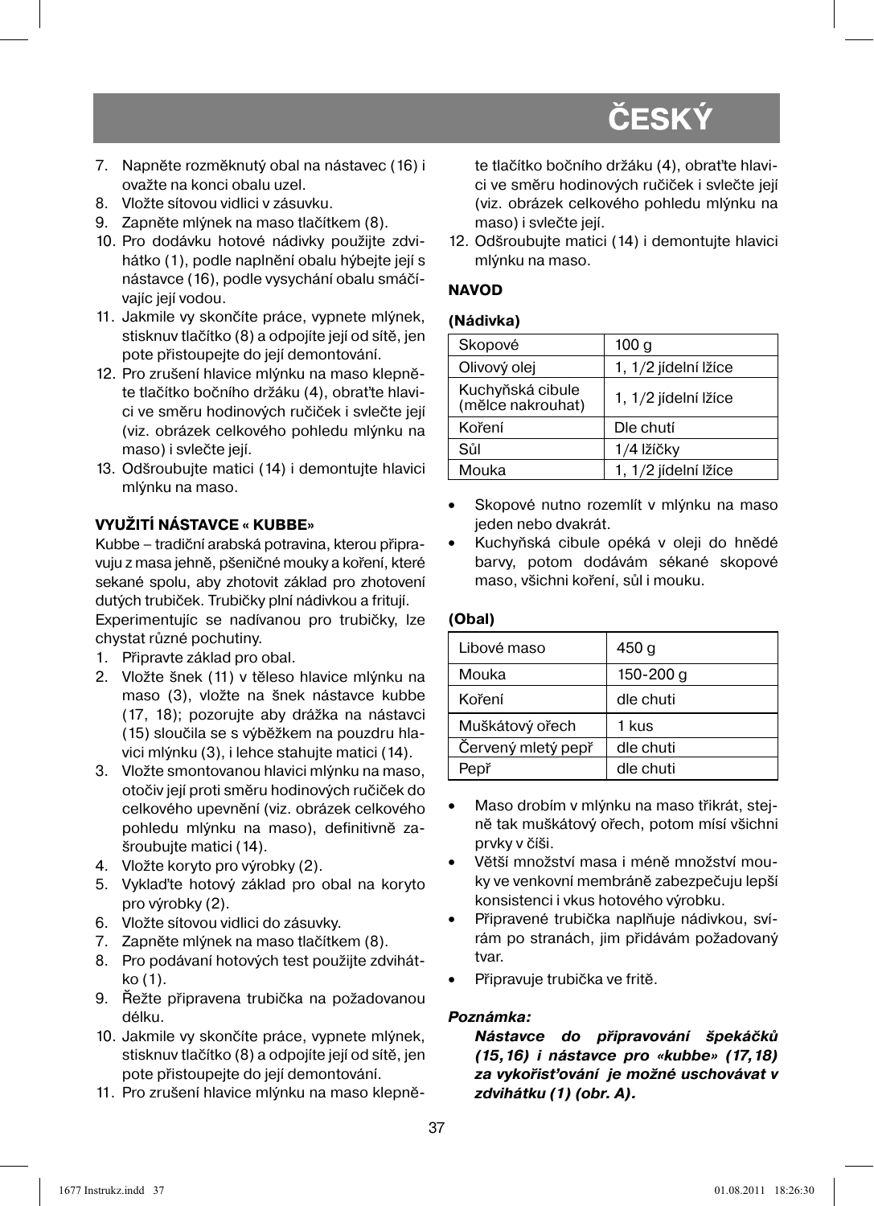7. Napněte rozměknutý obal na nástavec (16) i ovažte na konci obalu uzel.
8. Vložte sítovou vidlici v zásuvku.
9. Zapněte mlýnek na maso tlačítkem (8).
10. Pro dodávku hotové nádivky použijte zdvihátko (1), podle naplnění obalu hýbejte její s nástavce (16), podle vysychání obalu smáčívajíc její vodou.
11. Jakmile vy skončíte práce, vypnete mlýnek, stisknuv tlačítko (8) a odpojíte její od sítě, jen pote přistoupejte do její demontování.
12. Pro zrušení hlavice mlýnku na maso klepněte tlačítko bočního držáku (4), obraťte hlavici ve směru hodinových ručiček i svlečte její (viz. obrázek celkového pohledu mlýnku na maso) i svlečte její.
13. Odšroubujte matici (14) i demontujte hlavici mlýnku na maso.

**VYUŽITÍ NÁSTAVCE « KUBBE»**

Kubbe – tradiční arabská potravina, kterou připravuju z masa jehně, pšeničné mouky a koření, které sekané spolu, aby zhotovit základ pro zhotovení dutých trubiček. Trubičky plní nádivkou a fritují.

Experimentujíc se nadívanou pro trubičky, lze chystat různé pochutiny.

1. Připravte základ pro obal.
2. Vložte šnek (11) v těleso hlavice mlýnku na maso (3), vložte na šnek nástavce kubbe (17, 18); pozorujte aby drážka na nástavci (15) sloučila se s výběžkem na pouzdru hlavici mlýnku (3), i lehce stahujte matici (14).
3. Vložte smontovanou hlavici mlýnku na maso, otočiv její proti směru hodinových ručiček do celkového upevnění (viz. obrázek celkového pohledu mlýnku na maso), definitivně zašroubujte matici (14).
4. Vložte koryto pro výrobky (2).
5. Vykladťe hotový základ pro obal na koryto pro výrobky (2).
6. Vložte sítovou vidlici do zásuvky.
7. Zapněte mlýnek na maso tlačítkem (8).
8. Pro podávaní hotových test použijte zdvihátko (1).
9. Řežte připravena trubička na požadovanou délku.
10. Jakmile vy skončíte práce, vypnete mlýnek, stisknuv tlačítko (8) a odpojíte její od sítě, jen pote přistoupejte do její demontování.
11. Pro zrušení hlavice mlýnku na maso klepněte tlačítko bočního držáku (4), obraťte hlavici ve směru hodinových ručiček i svlečte její (viz. obrázek celkového pohledu mlýnku na maso) i svlečte její.
12. Odšroubujte matici (14) i demontujte hlavici mlýnku na maso.

**NAVOD**

**(Nádivka)**

| Skopové | 100 g |
|---|---|
| Olivový olej | 1, 1/2 jídelní lžíce |
| Kuchyňská cibule (mělce nakrouhat) | 1, 1/2 jídelní lžíce |
| Koření | Dle chutí |
| Sůl | 1/4 lžíčky |
| Mouka | 1, 1/2 jídelní lžíce |

- Skopové nutno rozemlít v mlýnku na maso jeden nebo dvakrát.
- Kuchyňská cibule opéká v oleji do hnědé barvy, potom dodávám sékané skopové maso, všichni koření, sůl i mouku.

**(Obal)**

| Libové maso | 450 g |
|---|---|
| Mouka | 150-200 g |
| Koření | dle chuti |
| Muškátový ořech | 1 kus |
| Červený mletý pepř | dle chuti |
| Pepř | dle chuti |

- Maso drobím v mlýnku na maso třikrát, stejně tak muškátový ořech, potom mísí všichni prvky v číši.
- Větší množství masa i méně množství mouky ve venkovní membráně zabezpečuju lepší konsistenci i vkus hotového výrobku.
- Připravené trubička naplňuje nádivkou, svírám po stranách, jim přidávám požadovaný tvar.
- Připravuje trubička ve fritě.

***Poznámka:***

***Nástavce do připravování špekáčků (15,16) i nástavce pro «kubbe» (17,18) za vykořisťování je možné uschovávat v zdvihátku (1) (obr. A).***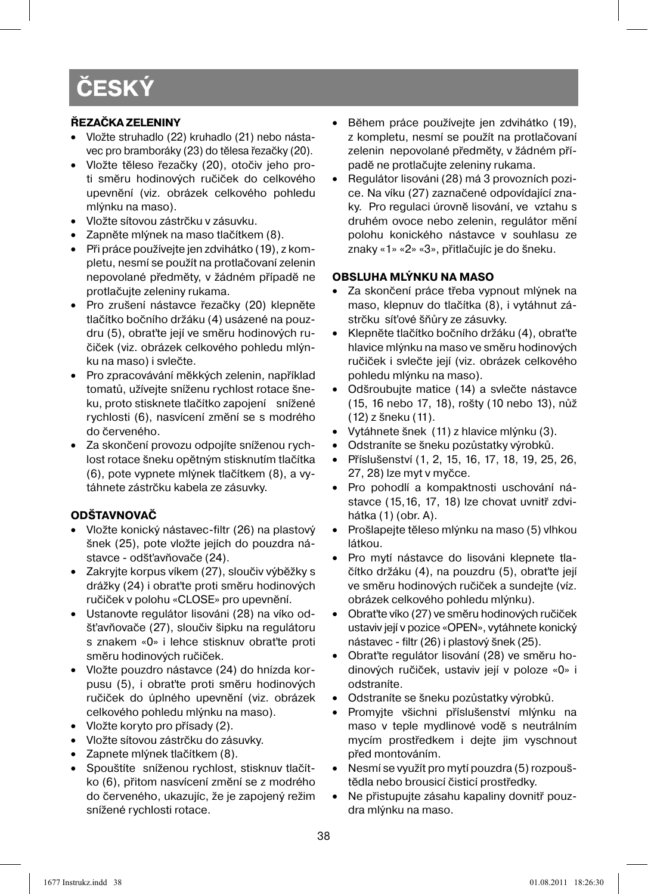# ČESKÝ

**ŘEZAČKA ZELENINY**

- Vložte struhadlo (22) kruhadlo (21) nebo nástavec pro bramboráky (23) do tělesa řezačky (20).
- Vložte těleso řezačky (20), otočiv jeho proti směru hodinových ručiček do celkového upevnění (viz. obrázek celkového pohledu mlýnku na maso).
- Vložte sítovou zástrčku v zásuvku.
- Zapněte mlýnek na maso tlačítkem (8).
- Při práce používejte jen zdvihátko (19), z kompletu, nesmí se použít na protlačovaní zelenin nepovolané předměty, v žádném případě ne protlačujte zeleniny rukama.
- Pro zrušení nástavce řezačky (20) klepněte tlačítko bočního držáku (4) usázené na pouzdru (5), obraťte její ve směru hodinových ručiček (viz. obrázek celkového pohledu mlýnku na maso) i svlečte.
- Pro zpracovávání měkkých zelenin, například tomatů, užívejte sníženu rychlost rotace šneku, proto stisknete tlačítko zapojení snížené rychlosti (6), nasvícení změní se s modrého do červeného.
- Za skončení provozu odpojíte sníženou rychlost rotace šneku opětným stisknutím tlačítka (6), pote vypnete mlýnek tlačítkem (8), a vytáhnete zástrčku kabela ze zásuvky.

**ODŠTAVNOVAČ**

- Vložte konický nástavec-filtr (26) na plastový šnek (25), pote vložte jejích do pouzdra nástavce - odšťavňovače (24).
- Zakryjte korpus víkem (27), sloučiv výběžky s drážky (24) i obraťte proti směru hodinových ručiček v polohu «CLOSE» pro upevnění.
- Ustanovte regulátor lisováni (28) na víko odšťavňovače (27), sloučiv šipku na regulátoru s znakem «0» i lehce stisknuv obraťte proti směru hodinových ručiček.
- Vložte pouzdro nástavce (24) do hnízda korpusu (5), i obraťte proti směru hodinových ručiček do úplného upevnění (viz. obrázek celkového pohledu mlýnku na maso).
- Vložte koryto pro přísady (2).
- Vložte sítovou zástrčku do zásuvky.
- Zapnete mlýnek tlačítkem (8).
- Spouštíte sníženou rychlost, stisknuv tlačítko (6), přitom nasvícení změní se z modrého do červeného, ukazujíc, že je zapojený režim snížené rychlosti rotace.
- Během práce používejte jen zdvihátko (19), z kompletu, nesmí se použít na protlačovaní zelenin nepovolané předměty, v žádném případě ne protlačujte zeleniny rukama.
- Regulátor lisováni (28) má 3 provozních pozice. Na víku (27) zaznačené odpovídající znaky. Pro regulaci úrovně lisování, ve vztahu s druhém ovoce nebo zelenin, regulátor mění polohu konického nástavce v souhlasu ze znaky «1» «2» «3», přitlačujíc je do šneku.

**OBSLUHA MLÝNKU NA MASO**

- Za skončení práce třeba vypnout mlýnek na maso, klepnuv do tlačítka (8), i vytáhnut zástrčku síťové šňůry ze zásuvky.
- Klepněte tlačítko bočního držáku (4), obraťte hlavice mlýnku na maso ve směru hodinových ručiček i svlečte její (viz. obrázek celkového pohledu mlýnku na maso).
- Odšroubujte matice (14) a svlečte nástavce (15, 16 nebo 17, 18), rošty (10 nebo 13), nůž (12) z šneku (11).
- Vytáhnete šnek (11) z hlavice mlýnku (3).
- Odstraníte se šneku pozůstatky výrobků.
- Příslušenství (1, 2, 15, 16, 17, 18, 19, 25, 26, 27, 28) lze myt v myčce.
- Pro pohodlí a kompaktnosti uschování nástavce (15,16, 17, 18) lze chovat uvnitř zdvihátka (1) (obr. A).
- Prošlapejte těleso mlýnku na maso (5) vlhkou látkou.
- Pro mytí nástavce do lisováni klepnete tlačítko držáku (4), na pouzdru (5), obraťte její ve směru hodinových ručiček a sundejte (víz. obrázek celkového pohledu mlýnku).
- Obraťte víko (27) ve směru hodinových ručiček ustaviv její v pozice «OPEN», vytáhnete konický nástavec - filtr (26) i plastový šnek (25).
- Obraťte regulátor lisování (28) ve směru hodinových ručiček, ustaviv její v poloze «0» i odstraníte.
- Odstraníte se šneku pozůstatky výrobků.
- Promyjte všichni příslušenství mlýnku na maso v teple mydlinové vodě s neutrálním mycím prostředkem i dejte jim vyschnout před montováním.
- Nesmí se využít pro mytí pouzdra (5) rozpouštědla nebo brousicí čisticí prostředky.
- Ne přistupujte zásahu kapaliny dovnitř pouzdra mlýnku na maso.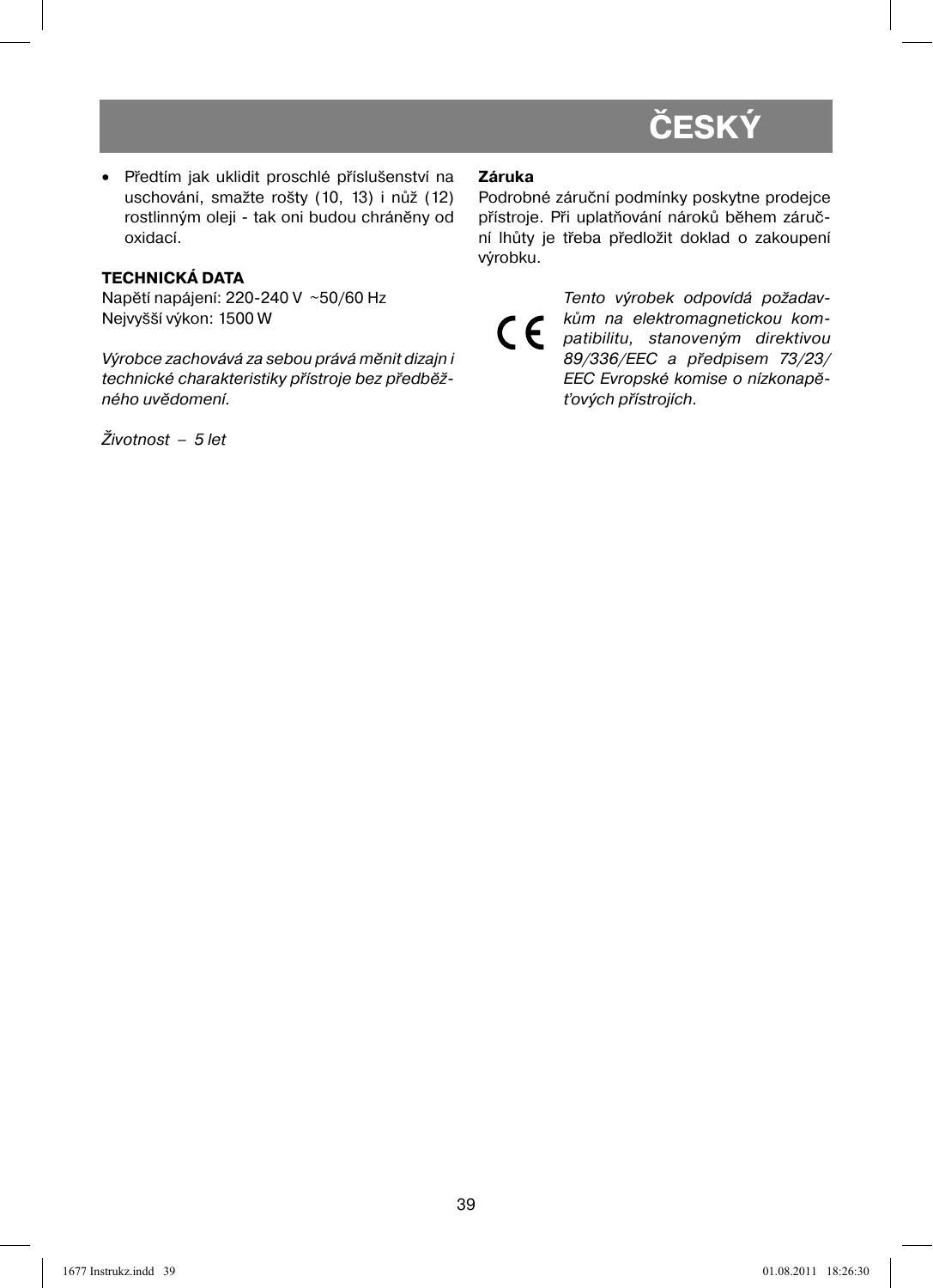- Předtím jak uklidit proschlé příslušenství na uschování, smažte rošty (10, 13) i nůž (12) rostlinným oleji - tak oni budou chráněny od oxidací.

**TECHNICKÁ DATA**

Napětí napájení: 220-240 V ~50/60 Hz
Nejvyšší výkon: 1500 W

*Výrobce zachovává za sebou prává měnit dizajn i technické charakteristiky přístroje bez předběžného uvědomení.*

*Životnost – 5 let*

**Záruka**

Podrobné záruční podmínky poskytne prodejce přístroje. Při uplatňování nároků během záruční lhůty je třeba předložit doklad o zakoupení výrobku.

CE

*Tento výrobek odpovídá požadavkům na elektromagnetickou kompatibilitu, stanoveným direktivou 89/336/EEC a předpisem 73/23/EEC Evropské komise o nízkonapěťových přístrojích.*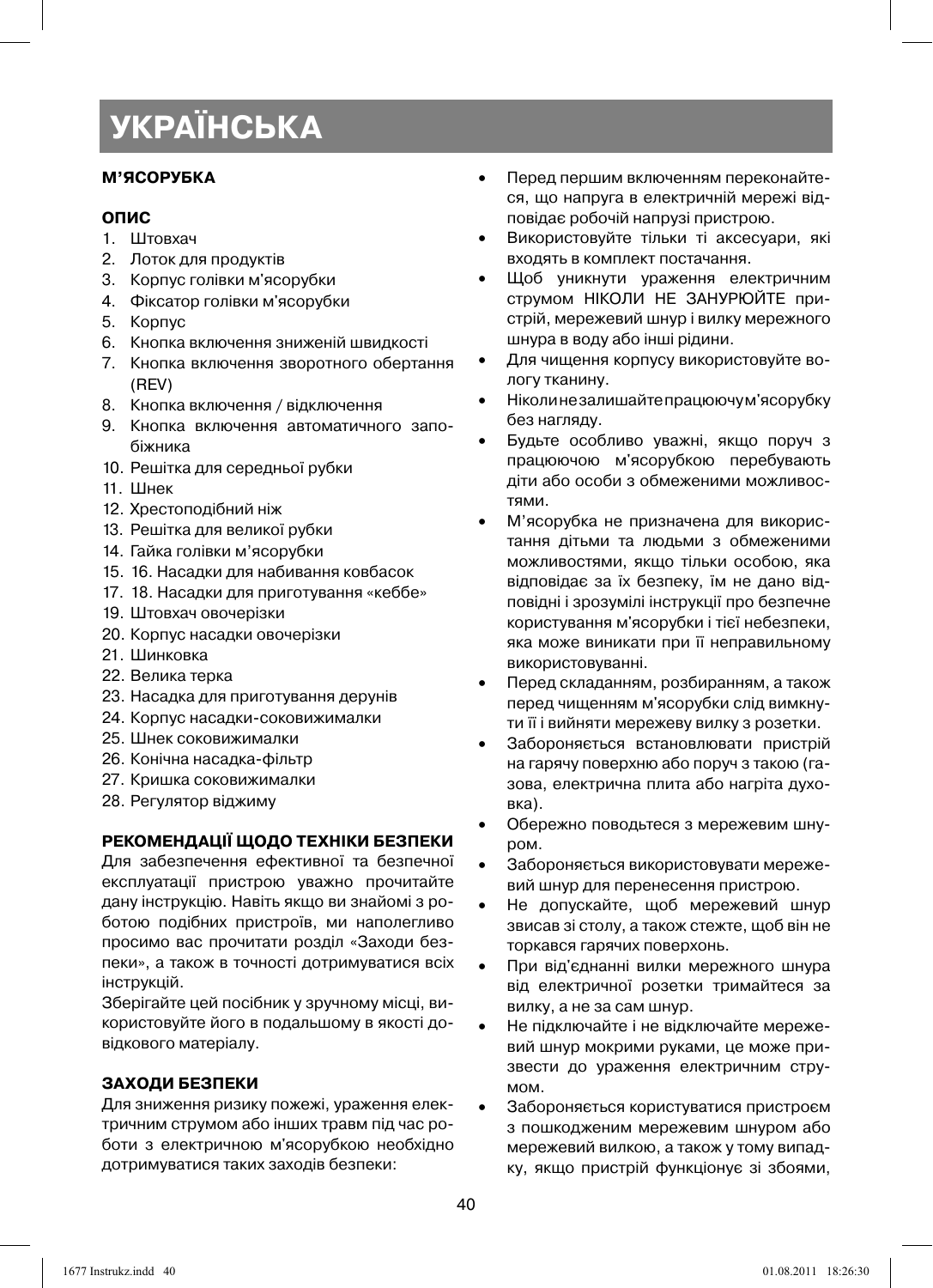# УКРАЇНСЬКА

**М'ЯСОРУБКА**

**ОПИС**

1. Штовхач
2. Лоток для продуктів
3. Корпус голівки м'ясорубки
4. Фіксатор голівки м'ясорубки
5. Корпус
6. Кнопка включення зниженій швидкості
7. Кнопка включення зворотного обертання (REV)
8. Кнопка включення / відключення
9. Кнопка включення автоматичного запобіжника
10. Решітка для середньої рубки
11. Шнек
12. Хрестоподібний ніж
13. Решітка для великої рубки
14. Гайка голівки м'ясорубки
15. 16. Насадки для набивання ковбасок
17. 18. Насадки для приготування «кеббе»
19. Штовхач овочерізки
20. Корпус насадки овочерізки
21. Шинковка
22. Велика терка
23. Насадка для приготування дерунів
24. Корпус насадки-соковижималки
25. Шнек соковижималки
26. Конічна насадка-фільтр
27. Кришка соковижималки
28. Регулятор віджиму

**РЕКОМЕНДАЦІЇ ЩОДО ТЕХНІКИ БЕЗПЕКИ**

Для забезпечення ефективної та безпечної експлуатації пристрою уважно прочитайте дану інструкцію. Навіть якщо ви знайомі з роботою подібних пристроїв, ми наполегливо просимо вас прочитати розділ «Заходи безпеки», а також в точності дотримуватися всіх інструкцій.

Зберігайте цей посібник у зручному місці, використовуйте його в подальшому в якості довідкового матеріалу.

**ЗАХОДИ БЕЗПЕКИ**

Для зниження ризику пожежі, ураження електричним струмом або інших травм під час роботи з електричною м'ясорубкою необхідно дотримуватися таких заходів безпеки:

- Перед першим включенням переконайтеся, що напруга в електричній мережі відповідає робочій напрузі пристрою.
- Використовуйте тільки ті аксесуари, які входять в комплект постачання.
- Щоб уникнути ураження електричним струмом НІКОЛИ НЕ ЗАНУРЮЙТЕ пристрій, мережевий шнур і вилку мережного шнура в воду або інші рідини.
- Для чищення корпусу використовуйте вологу тканину.
- Ніколи не залишайте працюючу м'ясорубку без нагляду.
- Будьте особливо уважні, якщо поруч з працюючою м'ясорубкою перебувають діти або особи з обмеженими можливостями.
- М'ясорубка не призначена для використання дітьми та людьми з обмеженими можливостями, якщо тільки особою, яка відповідає за їх безпеку, їм не дано відповідні і зрозумілі інструкції про безпечне користування м'ясорубки і тієї небезпеки, яка може виникати при її неправильному використовуванні.
- Перед складанням, розбиранням, а також перед чищенням м'ясорубки слід вимкнути її і вийняти мережеву вилку з розетки.
- Забороняється встановлювати пристрій на гарячу поверхню або поруч з такою (газова, електрична плита або нагріта духовка).
- Обережно поводьтеся з мережевим шнуром.
- Забороняється використовувати мережевий шнур для перенесення пристрою.
- Не допускайте, щоб мережевий шнур звисав зі столу, а також стежте, щоб він не торкався гарячих поверхонь.
- При від'єднанні вилки мережного шнура від електричної розетки тримайтеся за вилку, а не за сам шнур.
- Не підключайте і не відключайте мережевий шнур мокрими руками, це може призвести до ураження електричним струмом.
- Забороняється користуватися пристроєм з пошкодженим мережевим шнуром або мережевий вилкою, а також у тому випадку, якщо пристрій функціонує зі збоями,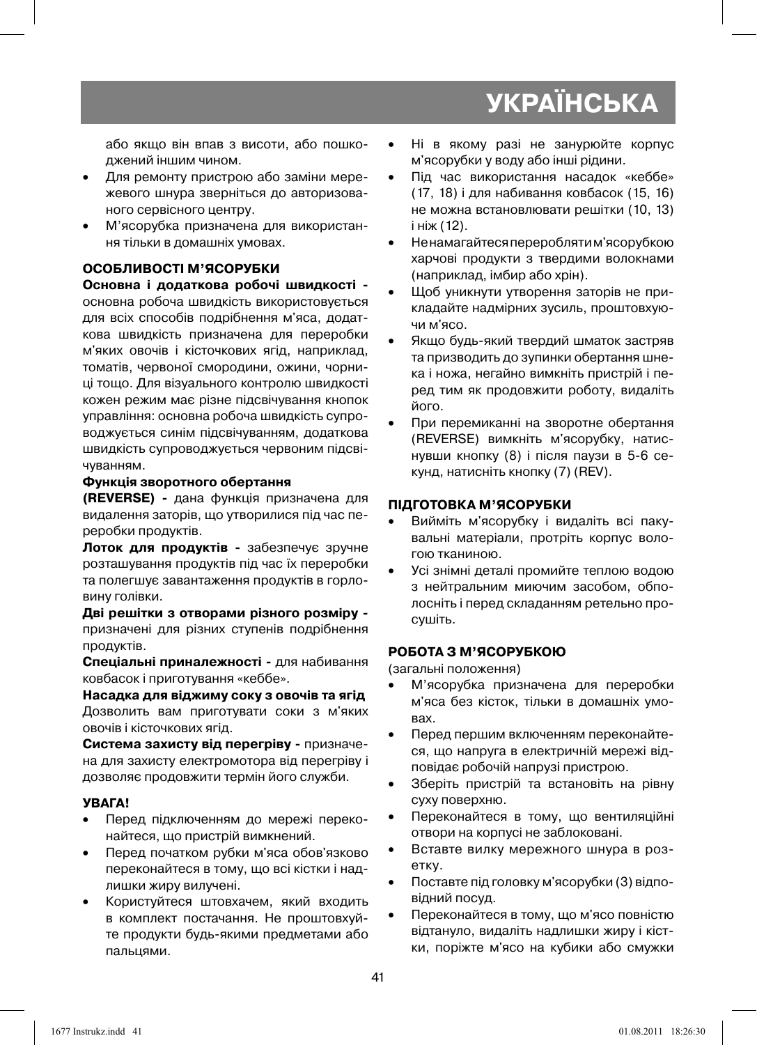або якщо він впав з висоти, або пошкоджений іншим чином.

- Для ремонту пристрою або заміни мережевого шнура зверніться до авторизованого сервісного центру.
- М'ясорубка призначена для використання тільки в домашніх умовах.

## ОСОБЛИВОСТІ М'ЯСОРУБКИ

**Основна і додаткова робочі швидкості -** основна робоча швидкість використовується для всіх способів подрібнення м'яса, додаткова швидкість призначена для переробки м'яких овочів і кісточкових ягід, наприклад, томатів, червоної смородини, ожини, чорниці тощо. Для візуального контролю швидкості кожен режим має різне підсвічування кнопок управління: основна робоча швидкість супроводжується синім підсвічуванням, додаткова швидкість супроводжується червоним підсвічуванням.

**Функція зворотного обертання**

**(REVERSE) -** дана функція призначена для видалення заторів, що утворилися під час переробки продуктів.

**Лоток для продуктів -** забезпечує зручне розташування продуктів під час їх переробки та полегшує завантаження продуктів в горловину голівки.

**Дві решітки з отворами різного розміру -** призначені для різних ступенів подрібнення продуктів.

**Спеціальні приналежності -** для набивання ковбасок і приготування «кеббе».

**Насадка для віджиму соку з овочів та ягід** Дозволить вам приготувати соки з м'яких овочів і кісточкових ягід.

**Система захисту від перегріву -** призначена для захисту електромотора від перегріву і дозволяє продовжити термін його служби.

## УВАГА!

- Перед підключенням до мережі переконайтеся, що пристрій вимкнений.
- Перед початком рубки м'яса обов'язково переконайтеся в тому, що всі кістки і надлишки жиру вилучені.
- Користуйтеся штовхачем, який входить в комплект постачання. Не проштовхуйте продукти будь-якими предметами або пальцями.
- Ні в якому разі не занурюйте корпус м'ясорубки у воду або інші рідини.
- Під час використання насадок «кеббе» (17, 18) і для набивання ковбасок (15, 16) не можна встановлювати решітки (10, 13) і ніж (12).
- Не намагайтеся переробляти м'ясорубкою харчові продукти з твердими волокнами (наприклад, імбир або хрін).
- Щоб уникнути утворення заторів не прикладайте надмірних зусиль, проштовхуючи м'ясо.
- Якщо будь-який твердий шматок застряв та призводить до зупинки обертання шнека і ножа, негайно вимкніть пристрій і перед тим як продовжити роботу, видаліть його.
- При перемиканні на зворотне обертання (REVERSE) вимкніть м'ясорубку, натиснувши кнопку (8) і після паузи в 5-6 секунд, натисніть кнопку (7) (REV).

## ПІДГОТОВКА М'ЯСОРУБКИ

- Вийміть м'ясорубку і видаліть всі пакувальні матеріали, протріть корпус вологою тканиною.
- Усі знімні деталі промийте теплою водою з нейтральним миючим засобом, обполосніть і перед складанням ретельно просушіть.

## РОБОТА З М'ЯСОРУБКОЮ

(загальні положення)

- М'ясорубка призначена для переробки м'яса без кісток, тільки в домашніх умовах.
- Перед першим включенням переконайтеся, що напруга в електричній мережі відповідає робочій напрузі пристрою.
- Зберіть пристрій та встановіть на рівну суху поверхню.
- Переконайтеся в тому, що вентиляційні отвори на корпусі не заблоковані.
- Вставте вилку мережного шнура в розетку.
- Поставте під головку м'ясорубки (3) відповідний посуд.
- Переконайтеся в тому, що м'ясо повністю відтануло, видаліть надлишки жиру і кістки, поріжте м'ясо на кубики або смужки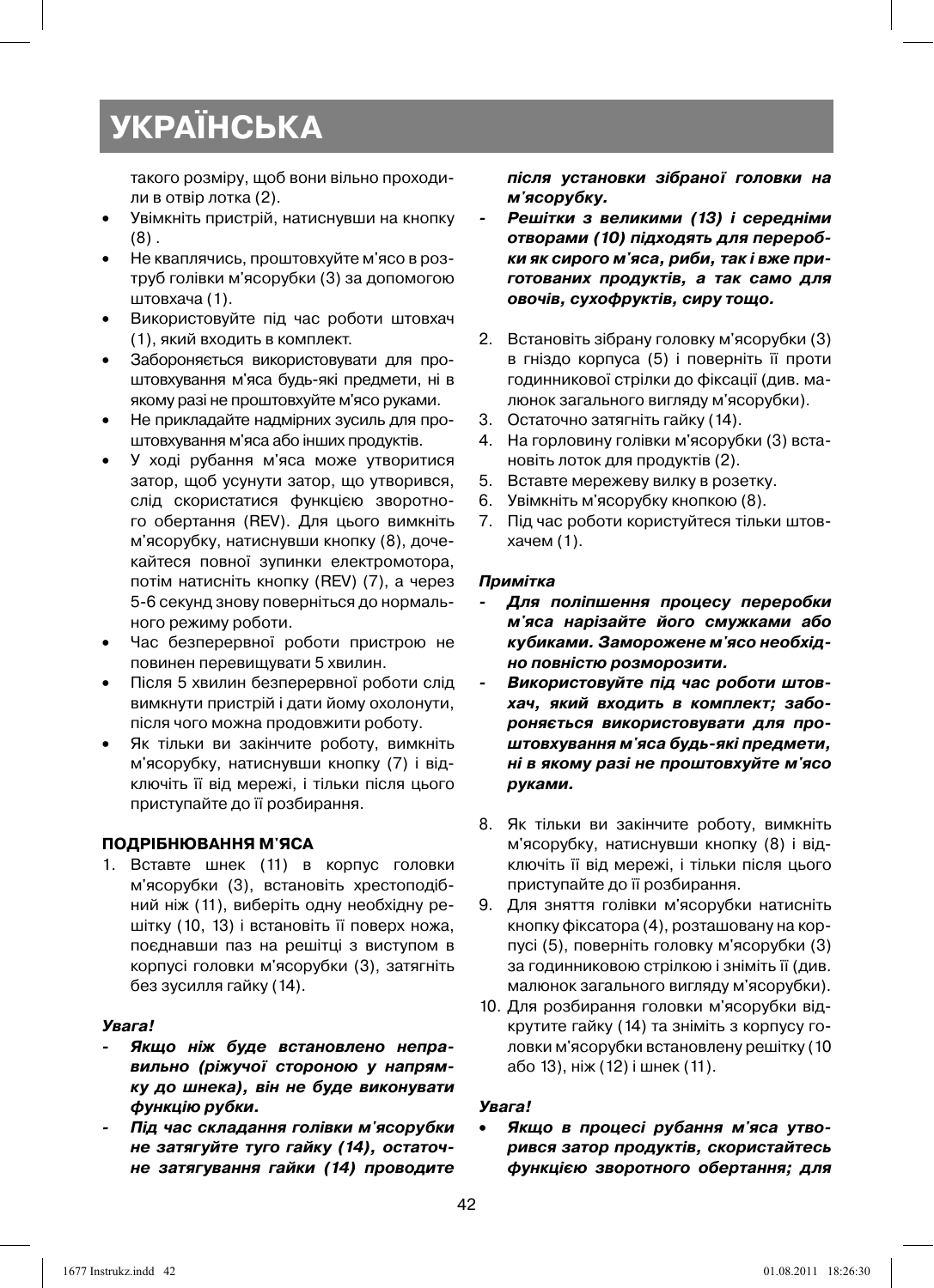# УКРАЇНСЬКА

такого розміру, щоб вони вільно проходили в отвір лотка (2).

- Увімкніть пристрій, натиснувши на кнопку (8) .
- Не кваплячись, проштовхуйте м'ясо в розтруб голівки м'ясорубки (3) за допомогою штовхача (1).
- Використовуйте під час роботи штовхач (1), який входить в комплект.
- Забороняється використовувати для проштовхування м'яса будь-які предмети, ні в якому разі не проштовхуйте м'ясо руками.
- Не прикладайте надмірних зусиль для проштовхування м'яса або інших продуктів.
- У ході рубання м'яса може утворитися затор, щоб усунути затор, що утворився, слід скористатися функцією зворотного обертання (REV). Для цього вимкніть м'ясорубку, натиснувши кнопку (8), дочекайтеся повної зупинки електромотора, потім натисніть кнопку (REV) (7), а через 5-6 секунд знову поверніться до нормального режиму роботи.
- Час безперервної роботи пристрою не повинен перевищувати 5 хвилин.
- Після 5 хвилин безперервної роботи слід вимкнути пристрій і дати йому охолонути, після чого можна продовжити роботу.
- Як тільки ви закінчите роботу, вимкніть м'ясорубку, натиснувши кнопку (7) і відключіть її від мережі, і тільки після цього приступайте до її розбирання.

### ПОДРІБНЮВАННЯ М'ЯСА

1. Вставте шнек (11) в корпус головки м'ясорубки (3), встановіть хрестоподібний ніж (11), виберіть одну необхідну решітку (10, 13) і встановіть її поверх ножа, поєднавши паз на решітці з виступом в корпусі головки м'ясорубки (3), затягніть без зусилля гайку (14).

***Увага!***

- ***Якщо ніж буде встановлено неправильно (ріжучої стороною у напрямку до шнека), він не буде виконувати функцію рубки.***
- ***Під час складання голівки м'ясорубки не затягуйте туго гайку (14), остаточне затягування гайки (14) проводите після установки зібраної головки на м'ясорубку.***
- ***Решітки з великими (13) і середніми отворами (10) підходять для переробки як сирого м'яса, риби, так і вже приготованих продуктів, а так само для овочів, сухофруктів, сиру тощо.***

2. Встановіть зібрану головку м'ясорубки (3) в гніздо корпуса (5) і поверніть її проти годинникової стрілки до фіксації (див. малюнок загального вигляду м'ясорубки).
3. Остаточно затягніть гайку (14).
4. На горловину голівки м'ясорубки (3) встановіть лоток для продуктів (2).
5. Вставте мережеву вилку в розетку.
6. Увімкніть м'ясорубку кнопкою (8).
7. Під час роботи користуйтеся тільки штовхачем (1).

***Примітка***

- ***Для поліпшення процесу переробки м'яса нарізайте його смужками або кубиками. Заморожене м'ясо необхідно повністю розморозити.***
- ***Використовуйте під час роботи штовхач, який входить в комплект; забороняється використовувати для проштовхування м'яса будь-які предмети, ні в якому разі не проштовхуйте м'ясо руками.***

8. Як тільки ви закінчите роботу, вимкніть м'ясорубку, натиснувши кнопку (8) і відключіть її від мережі, і тільки після цього приступайте до її розбирання.
9. Для зняття голівки м'ясорубки натисніть кнопку фіксатора (4), розташовану на корпусі (5), поверніть головку м'ясорубки (3) за годинниковою стрілкою і зніміть її (див. малюнок загального вигляду м'ясорубки).
10. Для розбирання головки м'ясорубки відкрутите гайку (14) та зніміть з корпусу головки м'ясорубки встановлену решітку (10 або 13), ніж (12) і шнек (11).

***Увага!***

- ***Якщо в процесі рубання м'яса утворився затор продуктів, скористайтесь функцією зворотного обертання; для***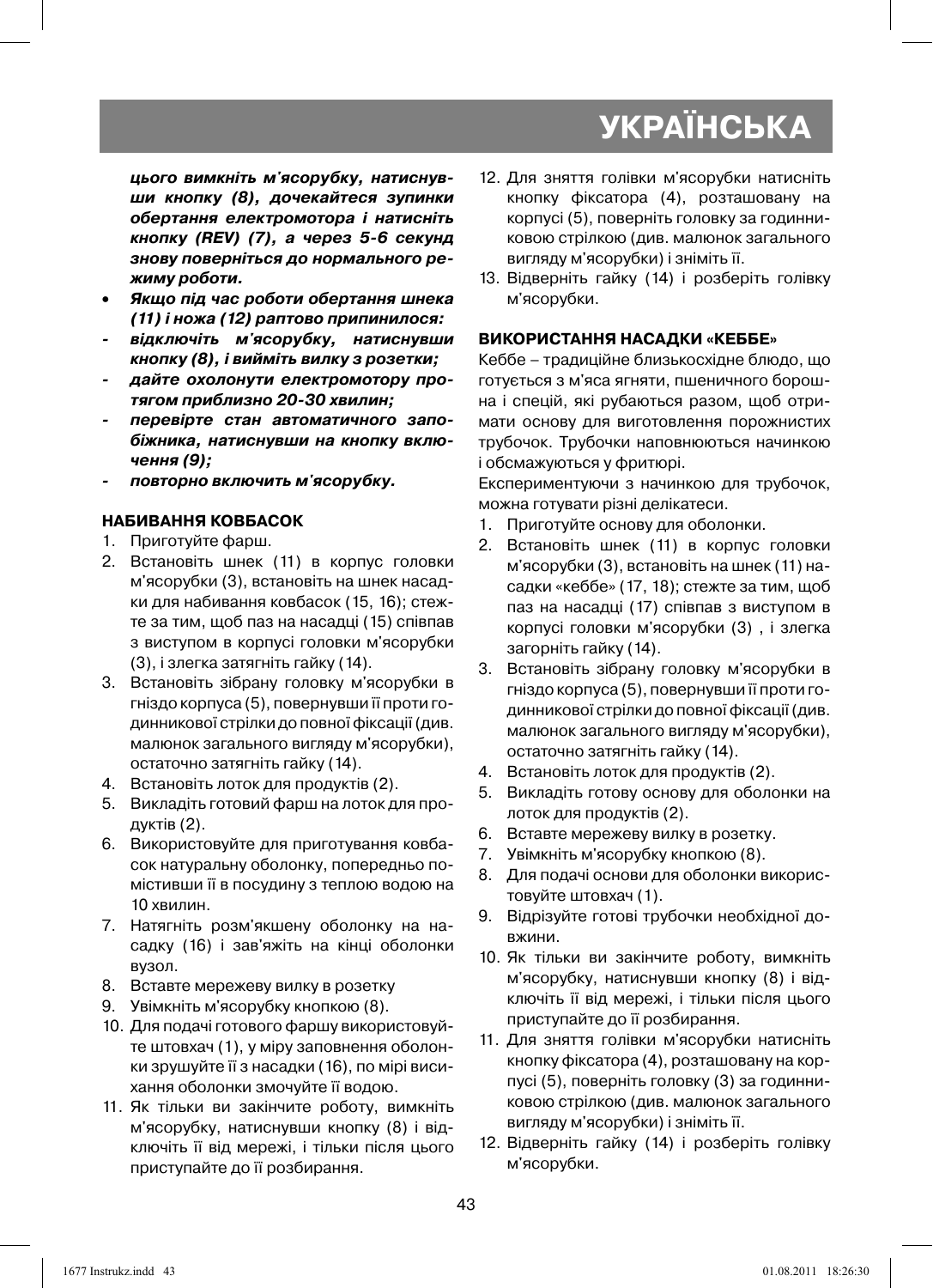***цього вимкніть м'ясорубку, натиснувши кнопку (8), дочекайтеся зупинки обертання електромотора і натисніть кнопку (REV) (7), а через 5-6 секунд знову поверніться до нормального режиму роботи.***

- ***Якщо під час роботи обертання шнека (11) і ножа (12) раптово припинилося:***
- ***відключіть м'ясорубку, натиснувши кнопку (8), і вийміть вилку з розетки;***
- ***дайте охолонути електромотору протягом приблизно 20-30 хвилин;***
- ***перевірте стан автоматичного запобіжника, натиснувши на кнопку включення (9);***
- ***повторно включить м'ясорубку.***

**НАБИВАННЯ КОВБАСОК**

1. Приготуйте фарш.
2. Встановіть шнек (11) в корпус головки м'ясорубки (3), встановіть на шнек насадки для набивання ковбасок (15, 16); стежте за тим, щоб паз на насадці (15) співпав з виступом в корпусі головки м'ясорубки (3), і злегка затягніть гайку (14).
3. Встановіть зібрану головку м'ясорубки в гніздо корпуса (5), повернувши її проти годинникової стрілки до повної фіксації (див. малюнок загального вигляду м'ясорубки), остаточно затягніть гайку (14).
4. Встановіть лоток для продуктів (2).
5. Викладіть готовий фарш на лоток для продуктів (2).
6. Використовуйте для приготування ковбасок натуральну оболонку, попередньо помістивши її в посудину з теплою водою на 10 хвилин.
7. Натягніть розм'якшену оболонку на насадку (16) і зав'яжіть на кінці оболонки вузол.
8. Вставте мережеву вилку в розетку
9. Увімкніть м'ясорубку кнопкою (8).
10. Для подачі готового фаршу використовуйте штовхач (1), у міру заповнення оболонки зрушуйте її з насадки (16), по мірі висихання оболонки змочуйте її водою.
11. Як тільки ви закінчите роботу, вимкніть м'ясорубку, натиснувши кнопку (8) і відключіть її від мережі, і тільки після цього приступайте до її розбирання.
12. Для зняття голівки м'ясорубки натисніть кнопку фіксатора (4), розташовану на корпусі (5), поверніть головку за годинниковою стрілкою (див. малюнок загального вигляду м'ясорубки) і зніміть її.
13. Відверніть гайку (14) і розберіть голівку м'ясорубки.

**ВИКОРИСТАННЯ НАСАДКИ «КЕББЕ»**

Кеббе – традиційне близькосхідне блюдо, що готується з м'яса ягняти, пшеничного борошна і спецій, які рубаються разом, щоб отримати основу для виготовлення порожнистих трубочок. Трубочки наповнюються начинкою і обсмажуються у фритюрі.

Експериментуючи з начинкою для трубочок, можна готувати різні делікатеси.

1. Приготуйте основу для оболонки.
2. Встановіть шнек (11) в корпус головки м'ясорубки (3), встановіть на шнек (11) насадки «кеббе» (17, 18); стежте за тим, щоб паз на насадці (17) співпав з виступом в корпусі головки м'ясорубки (3) , і злегка загорніть гайку (14).
3. Встановіть зібрану головку м'ясорубки в гніздо корпуса (5), повернувши її проти годинникової стрілки до повної фіксації (див. малюнок загального вигляду м'ясорубки), остаточно затягніть гайку (14).
4. Встановіть лоток для продуктів (2).
5. Викладіть готову основу для оболонки на лоток для продуктів (2).
6. Вставте мережеву вилку в розетку.
7. Увімкніть м'ясорубку кнопкою (8).
8. Для подачі основи для оболонки використовуйте штовхач (1).
9. Відрізуйте готові трубочки необхідної довжини.
10. Як тільки ви закінчите роботу, вимкніть м'ясорубку, натиснувши кнопку (8) і відключіть її від мережі, і тільки після цього приступайте до її розбирання.
11. Для зняття голівки м'ясорубки натисніть кнопку фіксатора (4), розташовану на корпусі (5), поверніть головку (3) за годинниковою стрілкою (див. малюнок загального вигляду м'ясорубки) і зніміть її.
12. Відверніть гайку (14) і розберіть голівку м'ясорубки.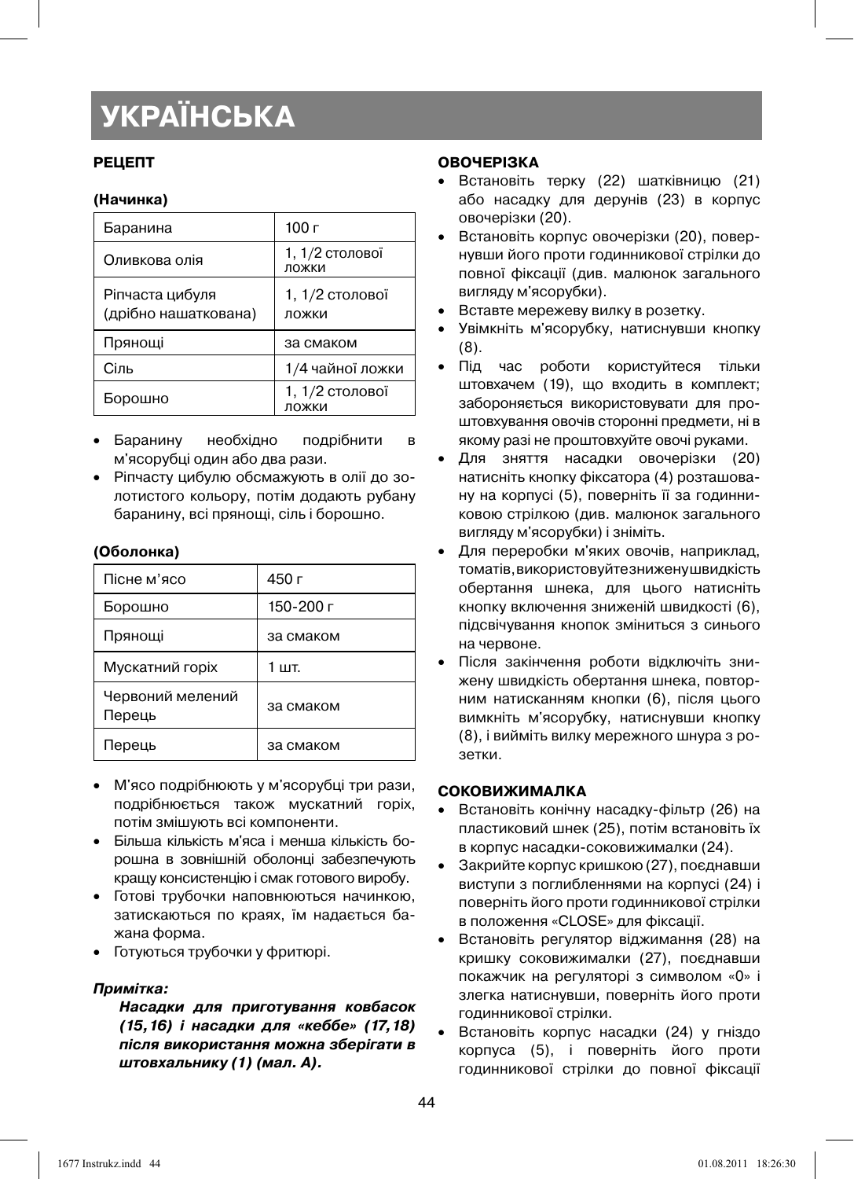# УКРАЇНСЬКА

**РЕЦЕПТ**

**(Начинка)**

| | |
|---|---|
| Баранина | 100 г |
| Оливкова олія | 1, 1/2 столової ложки |
| Ріпчаста цибуля (дрібно нашаткована) | 1, 1/2 столової ложки |
| Прянощі | за смаком |
| Сіль | 1/4 чайної ложки |
| Борошно | 1, 1/2 столової ложки |

- Баранину необхідно подрібнити в м'ясорубці один або два рази.
- Ріпчасту цибулю обсмажують в олії до золотистого кольору, потім додають рубану баранину, всі прянощі, сіль і борошно.

**(Оболонка)**

| | |
|---|---|
| Пісне м'ясо | 450 г |
| Борошно | 150-200 г |
| Прянощі | за смаком |
| Мускатний горіх | 1 шт. |
| Червоний мелений Перець | за смаком |
| Перець | за смаком |

- М'ясо подрібнюють у м'ясорубці три рази, подрібнюється також мускатний горіх, потім змішують всі компоненти.
- Більша кількість м'яса і менша кількість борошна в зовнішній оболонці забезпечують кращу консистенцію і смак готового виробу.
- Готові трубочки наповнюються начинкою, затискаються по краях, їм надається бажана форма.
- Готуються трубочки у фритюрі.

***Примітка:***

***Насадки для приготування ковбасок (15,16) і насадки для «кеббе» (17,18) після використання можна зберігати в штовхальнику (1) (мал. А).***

**ОВОЧЕРІЗКА**

- Встановіть терку (22) шатківницю (21) або насадку для дерунів (23) в корпус овочерізки (20).
- Встановіть корпус овочерізки (20), повернувши його проти годинникової стрілки до повної фіксації (див. малюнок загального вигляду м'ясорубки).
- Вставте мережеву вилку в розетку.
- Увімкніть м'ясорубку, натиснувши кнопку (8).
- Під час роботи користуйтеся тільки штовхачем (19), що входить в комплект; забороняється використовувати для проштовхування овочів сторонні предмети, ні в якому разі не проштовхуйте овочі руками.
- Для зняття насадки овочерізки (20) натисніть кнопку фіксатора (4) розташовану на корпусі (5), поверніть її за годинниковою стрілкою (див. малюнок загального вигляду м'ясорубки) і зніміть.
- Для переробки м'яких овочів, наприклад, томатів, використовуйте знижену швидкість обертання шнека, для цього натисніть кнопку включення зниженій швидкості (6), підсвічування кнопок зміниться з синього на червоне.
- Після закінчення роботи відключіть знижену швидкість обертання шнека, повторним натисканням кнопки (6), після цього вимкніть м'ясорубку, натиснувши кнопку (8), і вийміть вилку мережного шнура з розетки.

**СОКОВИЖИМАЛКА**

- Встановіть конічну насадку-фільтр (26) на пластиковий шнек (25), потім встановіть їх в корпус насадки-соковижималки (24).
- Закрийте корпус кришкою (27), поєднавши виступи з поглибленнями на корпусі (24) і поверніть його проти годинникової стрілки в положення «CLOSE» для фіксації.
- Встановіть регулятор віджимання (28) на кришку соковижималки (27), поєднавши покажчик на регуляторі з символом «0» і злегка натиснувши, поверніть його проти годинникової стрілки.
- Встановіть корпус насадки (24) у гніздо корпуса (5), і поверніть його проти годинникової стрілки до повної фіксації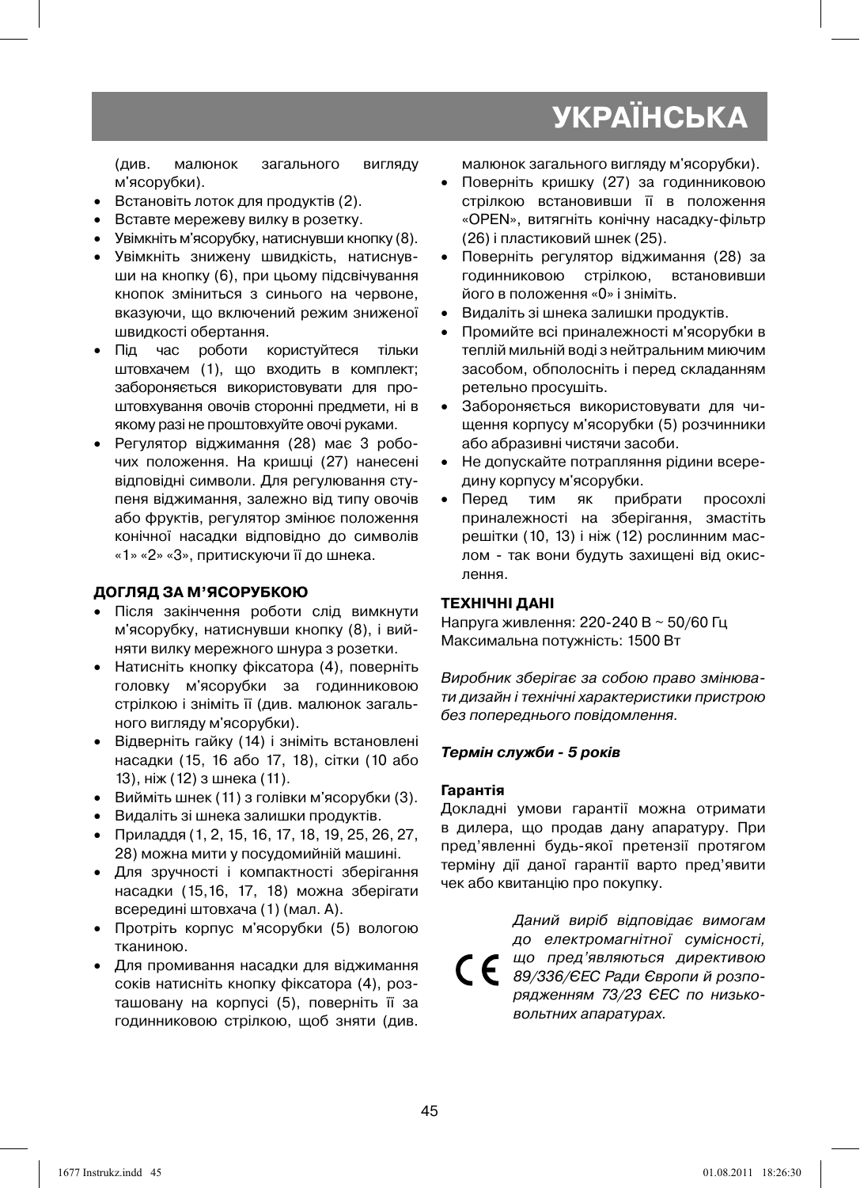(див. малюнок загального вигляду м'ясорубки).

- Встановіть лоток для продуктів (2).
- Вставте мережеву вилку в розетку.
- Увімкніть м'ясорубку, натиснувши кнопку (8).
- Увімкніть знижену швидкість, натиснувши на кнопку (6), при цьому підсвічування кнопок зміниться з синього на червоне, вказуючи, що включений режим зниженої швидкості обертання.
- Під час роботи користуйтеся тільки штовхачем (1), що входить в комплект; забороняється використовувати для проштовхування овочів сторонні предмети, ні в якому разі не проштовхуйте овочі руками.
- Регулятор віджимання (28) має 3 робочих положення. На кришці (27) нанесені відповідні символи. Для регулювання ступеня віджимання, залежно від типу овочів або фруктів, регулятор змінює положення конічної насадки відповідно до символів «1» «2» «3», притискуючи її до шнека.

**ДОГЛЯД ЗА М'ЯСОРУБКОЮ**

- Після закінчення роботи слід вимкнути м'ясорубку, натиснувши кнопку (8), і вийняти вилку мережного шнура з розетки.
- Натисніть кнопку фіксатора (4), поверніть головку м'ясорубки за годинниковою стрілкою і зніміть її (див. малюнок загального вигляду м'ясорубки).
- Відверніть гайку (14) і зніміть встановлені насадки (15, 16 або 17, 18), сітки (10 або 13), ніж (12) з шнека (11).
- Вийміть шнек (11) з голівки м'ясорубки (3).
- Видаліть зі шнека залишки продуктів.
- Приладдя (1, 2, 15, 16, 17, 18, 19, 25, 26, 27, 28) можна мити у посудомийній машині.
- Для зручності і компактності зберігання насадки (15,16, 17, 18) можна зберігати всередині штовхача (1) (мал. А).
- Протріть корпус м'ясорубки (5) вологою тканиною.
- Для промивання насадки для віджимання соків натисніть кнопку фіксатора (4), розташовану на корпусі (5), поверніть її за годинниковою стрілкою, щоб зняти (див. малюнок загального вигляду м'ясорубки).
- Поверніть кришку (27) за годинниковою стрілкою встановивши її в положення «OPEN», витягніть конічну насадку-фільтр (26) і пластиковий шнек (25).
- Поверніть регулятор віджимання (28) за годинниковою стрілкою, встановивши його в положення «0» і зніміть.
- Видаліть зі шнека залишки продуктів.
- Промийте всі приналежності м'ясорубки в теплій мильній воді з нейтральним миючим засобом, обполосніть і перед складанням ретельно просушіть.
- Забороняється використовувати для чищення корпусу м'ясорубки (5) розчинники або абразивні чистячи засоби.
- Не допускайте потрапляння рідини всередину корпусу м'ясорубки.
- Перед тим як прибрати просохлі приналежності на зберігання, змастіть решітки (10, 13) і ніж (12) рослинним маслом - так вони будуть захищені від окислення.

**ТЕХНІЧНІ ДАНІ**

Напруга живлення: 220-240 В ~ 50/60 Гц
Максимальна потужність: 1500 Вт

*Виробник зберігає за собою право змінювати дизайн і технічні характеристики пристрою без попереднього повідомлення.*

***Термін служби - 5 років***

**Гарантія**

Докладні умови гарантії можна отримати в дилера, що продав дану апаратуру. При пред'явленні будь-якої претензії протягом терміну дії даної гарантії варто пред'явити чек або квитанцію про покупку.

CE *Даний виріб відповідає вимогам до електромагнітної сумісності, що пред'являються директивою 89/336/ЄЕС Ради Європи й розпорядженням 73/23 ЄЕС по низьковольтних апаратурах.*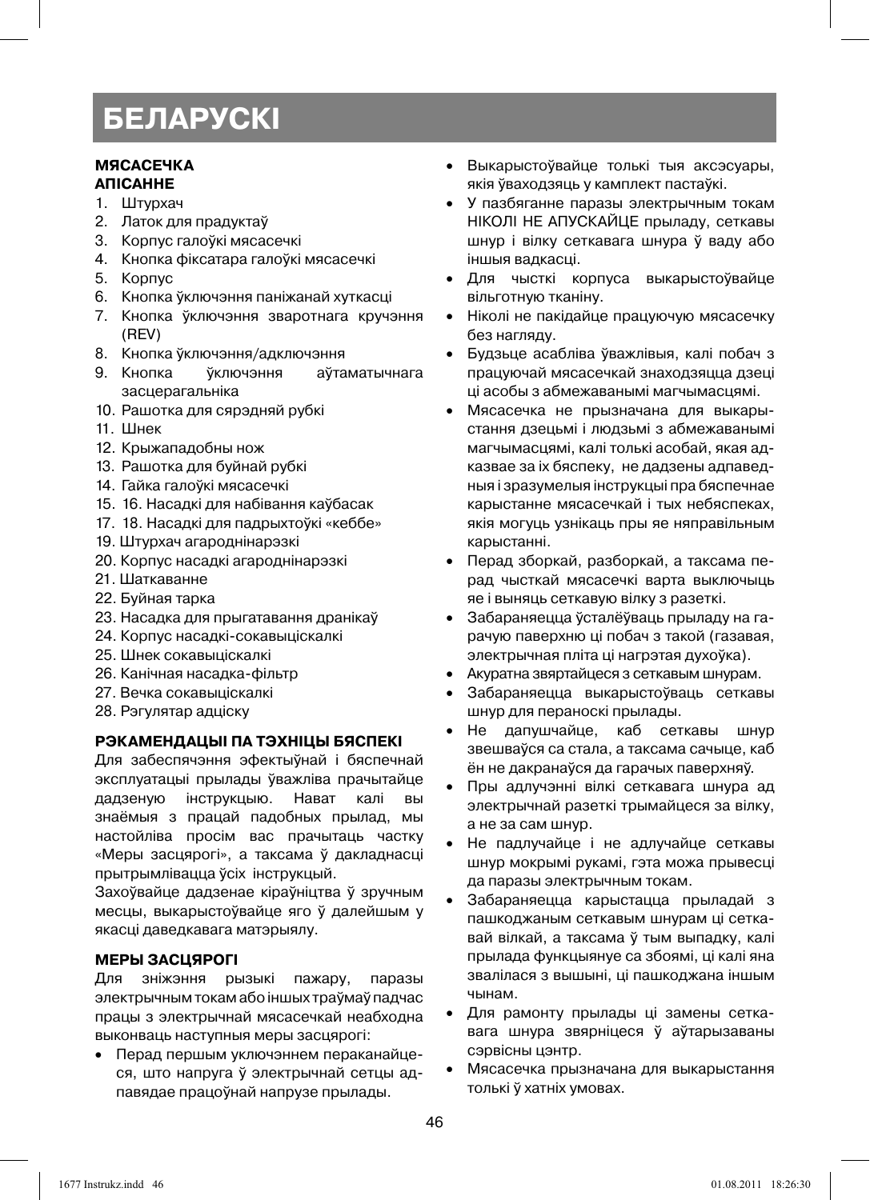# БЕЛАРУСКІ

**МЯСАСЕЧКА**
**АПІСАННЕ**

1. Штурхач
2. Латок для прадуктаў
3. Корпус галоўкі мясасечкі
4. Кнопка фіксатара галоўкі мясасечкі
5. Корпус
6. Кнопка ўключэння паніжанай хуткасці
7. Кнопка ўключэння зваротнага кручэння (REV)
8. Кнопка ўключэння/адключэння
9. Кнопка ўключэння аўтаматычнага засцерагальніка
10. Рашотка для сярэдняй рубкі
11. Шнек
12. Крыжападобны нож
13. Рашотка для буйнай рубкі
14. Гайка галоўкі мясасечкі
15. 16. Насадкі для набівання каўбасак
17. 18. Насадкі для падрыхтоўкі «кеббе»
19. Штурхач агароднінарэзкі
20. Корпус насадкі агароднінарэзкі
21. Шаткаванне
22. Буйная тарка
23. Насадка для прыгатавання дранікаў
24. Корпус насадкі-сокавыціскалкі
25. Шнек сокавыціскалкі
26. Канічная насадка-фільтр
27. Вечка сокавыціскалкі
28. Рэгулятар адціску

**РЭКАМЕНДАЦЫІ ПА ТЭХНІЦЫ БЯСПЕКІ**

Для забеспячэння эфектыўнай і бяспечнай эксплуатацыі прылады ўважліва прачытайце дадзеную інструкцыю. Нават калі вы знаёмыя з працай падобных прылад, мы настойліва просім вас прачытаць частку «Меры засцярогі», а таксама ў дакладнасці прытрымлівацца ўсіх інструкцый.

Захоўвайце дадзенае кіраўніцтва ў зручным месцы, выкарыстоўвайце яго ў далейшым у якасці даведкавага матэрыялу.

**МЕРЫ ЗАСЦЯРОГІ**

Для зніжэння рызыкі пажару, паразы электрычным токам або іншых траўмаў падчас працы з электрычнай мясасечкай неабходна выконваць наступныя меры засцярогі:

- Перад першым уключэннем пераканайцеся, што напруга ў электрычнай сетцы адпавядае працоўнай напрузе прылады.
- Выкарыстоўвайце толькі тыя аксэсуары, якія ўваходзяць у камплект пастаўкі.
- У пазбяганне паразы электрычным токам НІКОЛІ НЕ АПУСКАЙЦЕ прыладу, сеткавы шнур і вілку сеткавага шнура ў ваду або іншыя вадкасці.
- Для чысткі корпуса выкарыстоўвайце вільготную тканіну.
- Ніколі не пакідайце працуючую мясасечку без нагляду.
- Будзьце асабліва ўважлівыя, калі побач з працуючай мясасечкай знаходзяцца дзеці ці асобы з абмежаванымі магчымасцямі.
- Мясасечка не прызначана для выкарыстання дзецьмі і людзьмі з абмежаванымі магчымасцямі, калі толькі асобай, якая адказвае за іх бяспеку, не дадзены адпаведныя і зразумелыя інструкцыі пра бяспечнае карыстанне мясасечкай і тых небяспеках, якія могуць узнікаць пры яе няправільным карыстанні.
- Перад зборкай, разборкай, а таксама перад чысткай мясасечкі варта выключыць яе і выняць сеткавую вілку з разеткі.
- Забараняецца ўсталёўваць прыладу на гарачую паверхню ці побач з такой (газавая, электрычная пліта ці нагрэтая духоўка).
- Акуратна звяртайцеся з сеткавым шнурам.
- Забараняецца выкарыстоўваць сеткавы шнур для пераноскі прылады.
- Не дапушчайце, каб сеткавы шнур звешваўся са стала, а таксама сачыце, каб ён не дакранаўся да гарачых паверхняў.
- Пры адлучэнні вілкі сеткавага шнура ад электрычнай разеткі трымайцеся за вілку, а не за сам шнур.
- Не падлучайце і не адлучайце сеткавы шнур мокрымі рукамі, гэта можа прывесці да паразы электрычным токам.
- Забараняецца карыстацца прыладай з пашкоджаным сеткавым шнурам ці сеткавай вілкай, а таксама ў тым выпадку, калі прылада функцыянуе са збоямі, ці калі яна звалілася з вышыні, ці пашкоджана іншым чынам.
- Для рамонту прылады ці замены сеткавага шнура звярніцеся ў аўтарызаваны сэрвісны цэнтр.
- Мясасечка прызначана для выкарыстання толькі ў хатніх умовах.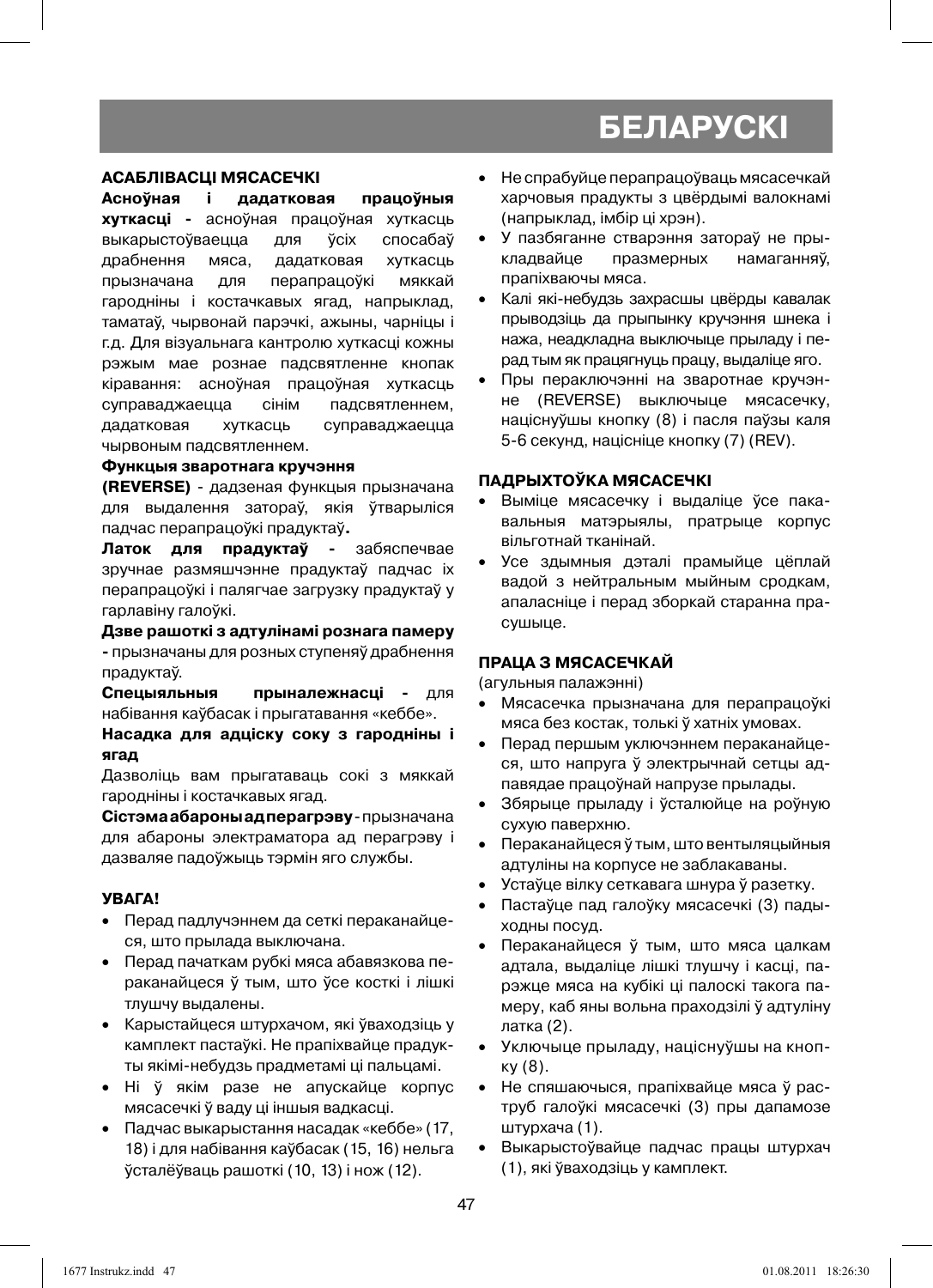# БЕЛАРУСКІ

### АСАБЛІВАСЦІ МЯСАСЕЧКІ

**Асноўная і дадатковая працоўныя хуткасці -** асноўная працоўная хуткасць выкарыстоўваецца для ўсіх спосабаў драбнення мяса, дадатковая хуткасць прызначана для перапрацоўкі мяккай гародніны і костачкавых ягад, напрыклад, таматаў, чырвонай парэчкі, ажыны, чарніцы і г.д. Для візуальнага кантролю хуткасці кожны рэжым мае рознае падсвятленне кнопак кіравання: асноўная працоўная хуткасць суправаджаецца сінім падсвятленнем, дадатковая хуткасць суправаджаецца чырвоным падсвятленнем.

**Функцыя зваротнага кручэння**

**(REVERSE)** - дадзеная функцыя прызначана для выдалення затораў, якія ўтварыліся падчас перапрацоўкі прадуктаў**.**

**Латок для прадуктаў -** забяспечвае зручнае размяшчэнне прадуктаў падчас іх перапрацоўкі і палягчае загрузку прадуктаў у гарлавіну галоўкі.

**Дзве рашоткі з адтулінамі рознага памеру -** прызначаны для розных ступеняў драбнення прадуктаў.

**Спецыяльныя прыналежнасці -** для набівання каўбасак і прыгатавання «кеббе».

**Насадка для адціску соку з гародніны і ягад**

Дазволіць вам прыгатаваць сокі з мяккай гародніны і костачкавых ягад.

**Сістэма абароны ад перагрэву** - прызначана для абароны электраматора ад перагрэву і дазваляе падоўжыць тэрмін яго службы.

### УВАГА!

- Перад падлучэннем да сеткі пераканайцеся, што прылада выключана.
- Перад пачаткам рубкі мяса абавязкова пераканайцеся ў тым, што ўсе косткі і лішкі тлушчу выдалены.
- Карыстайцеся штурхачом, які ўваходзіць у камплект пастаўкі. Не прапіхвайце прадукты якімі-небудзь прадметамі ці пальцамі.
- Ні ў якім разе не апускайце корпус мясасечкі ў ваду ці іншыя вадкасці.
- Падчас выкарыстання насадак «кеббе» (17, 18) і для набівання каўбасак (15, 16) нельга ўсталёўваць рашоткі (10, 13) і нож (12).
- Не спрабуйце перапрацоўваць мясасечкай харчовыя прадукты з цвёрдымі валокнамі (напрыклад, імбір ці хрэн).
- У пазбяганне стварэння затораў не прыкладвайце празмерных намаганняў, прапіхваючы мяса.
- Калі які-небудзь захрасшы цвёрды кавалак прыводзіць да прыпынку кручэння шнека і нажа, неадкладна выключыце прыладу і перад тым як працягнуць працу, выдаліце яго.
- Пры пераключэнні на зваротнае кручэнне (REVERSE) выключыце мясасечку, націснуўшы кнопку (8) і пасля паўзы каля 5-6 секунд, націсніце кнопку (7) (REV).

### ПАДРЫХТОЎКА МЯСАСЕЧКІ

- Выміце мясасечку і выдаліце ўсе пакавальныя матэрыялы, пратрыце корпус вільготнай тканінай.
- Усе здымныя дэталі прамыйце цёплай вадой з нейтральным мыйным сродкам, апаласніце і перад зборкай старанна прасушыце.

### ПРАЦА З МЯСАСЕЧКАЙ

(агульныя палажэнні)

- Мясасечка прызначана для перапрацоўкі мяса без костак, толькі ў хатніх умовах.
- Перад першым уключэннем пераканайцеся, што напруга ў электрычнай сетцы адпавядае працоўнай напрузе прылады.
- Збярыце прыладу і ўсталюйце на роўную сухую паверхню.
- Пераканайцеся ў тым, што вентыляцыйныя адтуліны на корпусе не заблакаваны.
- Устаўце вілку сеткавага шнура ў разетку.
- Пастаўце пад галоўку мясасечкі (3) падыходны посуд.
- Пераканайцеся ў тым, што мяса цалкам адтала, выдаліце лішкі тлушчу і касці, парэжце мяса на кубікі ці палоскі такога памеру, каб яны вольна праходзілі ў адтуліну латка (2).
- Уключыце прыладу, націснуўшы на кнопку (8).
- Не спяшаючыся, прапіхвайце мяса ў раструб галоўкі мясасечкі (3) пры дапамозе штурхача (1).
- Выкарыстоўвайце падчас працы штурхач (1), які ўваходзіць у камплект.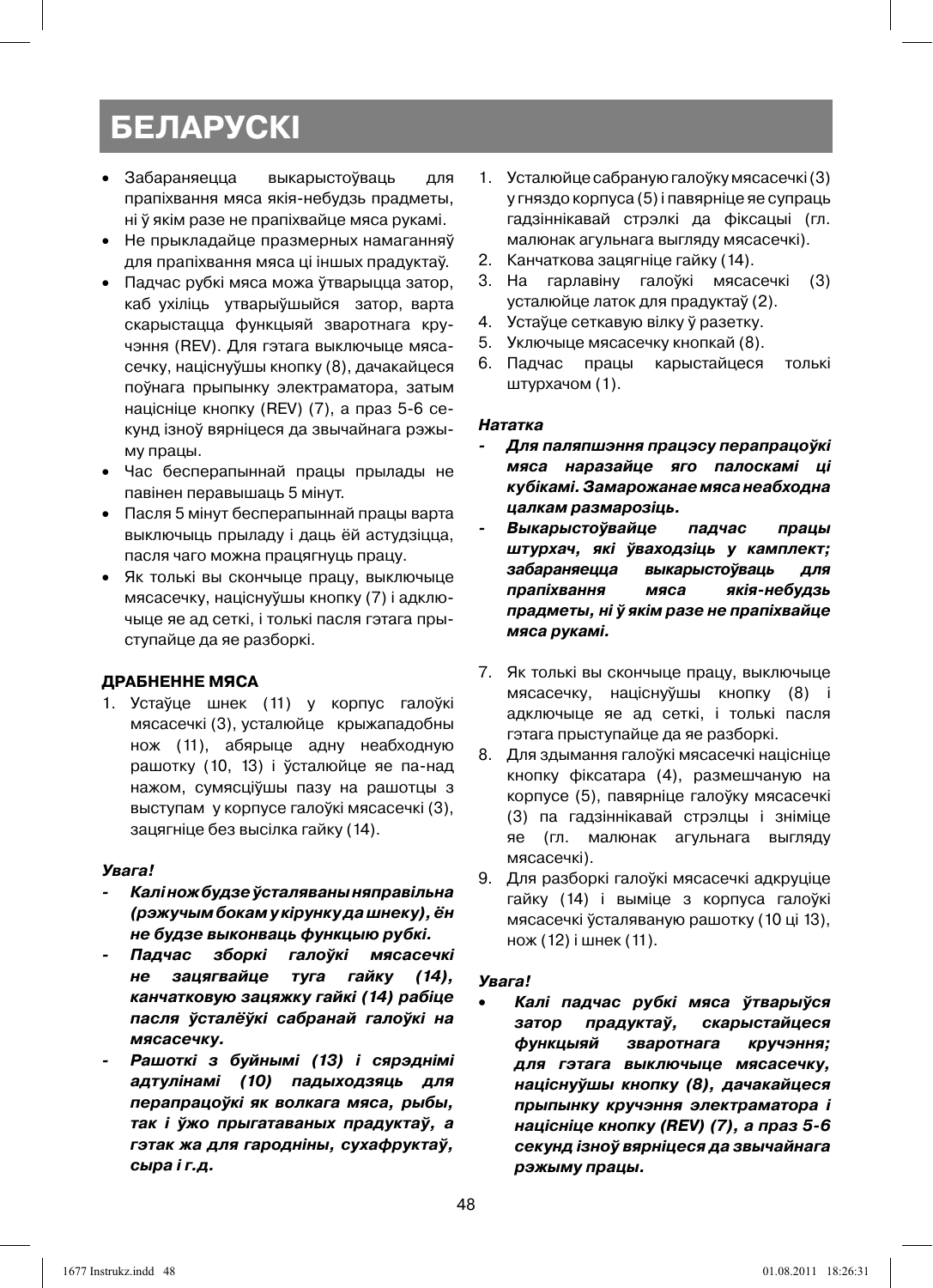# БЕЛАРУСКІ

- Забараняецца выкарыстоўваць для прапіхвання мяса якія-небудзь прадметы, ні ў якім разе не прапіхвайце мяса рукамі.
- Не прыкладайце празмерных намаганняў для прапіхвання мяса ці іншых прадуктаў.
- Падчас рубкі мяса можа ўтварыцца затор, каб ухіліць утварыўшыйся затор, варта скарыстацца функцыяй зваротнага кручэння (REV). Для гэтага выключыце мясасечку, націснуўшы кнопку (8), дачакайцеся поўнага прыпынку электраматора, затым націсніце кнопку (REV) (7), а праз 5-6 секунд ізноў вярніцеся да звычайнага рэжыму працы.
- Час бесперапыннай працы прылады не павінен перавышаць 5 мінут.
- Пасля 5 мінут бесперапыннай працы варта выключыць прыладу і даць ёй астудзіцца, пасля чаго можна працягнуць працу.
- Як толькі вы скончыце працу, выключыце мясасечку, націснуўшы кнопку (7) і адключыце яе ад сеткі, і толькі пасля гэтага прыступайце да яе разборкі.

**ДРАБНЕННЕ МЯСА**

1. Устаўце шнек (11) у корпус галоўкі мясасечкі (3), усталюйце крыжападобны нож (11), абярыце адну неабходную рашотку (10, 13) і ўсталюйце яе па-над нажом, сумясціўшы пазу на рашотцы з выступам у корпусе галоўкі мясасечкі (3), зацягніце без высілка гайку (14).

***Увага!***

- ***Калі нож будзе ўсталяваны няправільна (рэжучым бокам у кірунку да шнеку), ён не будзе выконваць функцыю рубкі.***
- ***Падчас зборкі галоўкі мясасечкі не зацягвайце туга гайку (14), канчатковую зацяжку гайкі (14) рабіце пасля ўсталёўкі сабранай галоўкі на мясасечку.***
- ***Рашоткі з буйнымі (13) і сярэднімі адтулінамі (10) падыходзяць для перапрацоўкі як волкага мяса, рыбы, так і ўжо прыгатаваных прадуктаў, а гэтак жа для гародніны, сухафруктаў, сыра і г.д.***

1. Усталюйце сабраную галоўку мясасечкі (3) у гняздо корпуса (5) і павярніце яе супраць гадзіннікавай стрэлкі да фіксацыі (гл. малюнак агульнага выгляду мясасечкі).
2. Канчаткова зацягніце гайку (14).
3. На гарлавіну галоўкі мясасечкі (3) усталюйце латок для прадуктаў (2).
4. Устаўце сеткавую вілку ў разетку.
5. Уключыце мясасечку кнопкай (8).
6. Падчас працы карыстайцеся толькі штурхачом (1).

***Нататка***

- ***Для паляпшэння працэсу перапрацоўкі мяса наразайце яго палоскамі ці кубікамі. Замарожанае мяса неабходна цалкам размарозіць.***
- ***Выкарыстоўвайце падчас працы штурхач, які ўваходзіць у камплект; забараняецца выкарыстоўваць для прапіхвання мяса якія-небудзь прадметы, ні ў якім разе не прапіхвайце мяса рукамі.***

7. Як толькі вы скончыце працу, выключыце мясасечку, націснуўшы кнопку (8) і адключыце яе ад сеткі, і толькі пасля гэтага прыступайце да яе разборкі.
8. Для здымання галоўкі мясасечкі націсніце кнопку фіксатара (4), размешчаную на корпусе (5), павярніце галоўку мясасечкі (3) па гадзіннікавай стрэлцы і зніміце яе (гл. малюнак агульнага выгляду мясасечкі).
9. Для разборкі галоўкі мясасечкі адкруціце гайку (14) і выміце з корпуса галоўкі мясасечкі ўсталяваную рашотку (10 ці 13), нож (12) і шнек (11).

***Увага!***

- ***Калі падчас рубкі мяса ўтварыўся затор прадуктаў, скарыстайцеся функцыяй зваротнага кручэння; для гэтага выключыце мясасечку, націснуўшы кнопку (8), дачакайцеся прыпынку кручэння электраматора і націсніце кнопку (REV) (7), а праз 5-6 секунд ізноў вярніцеся да звычайнага рэжыму працы.***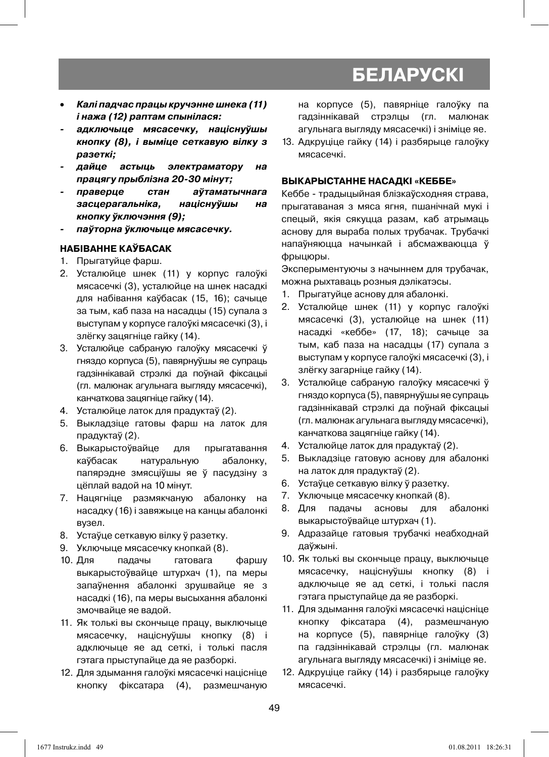# БЕЛАРУСКІ

- ***Калі падчас працы кручэнне шнека (11) і нажа (12) раптам спынілася:***
- ***адключыце мясасечку, націснуўшы кнопку (8), і выміце сеткавую вілку з разеткі;***
- ***дайце астыць электраматору на працягу прыблізна 20-30 мінут;***
- ***праверце стан аўтаматычнага засцерагальніка, націснуўшы на кнопку ўключэння (9);***
- ***паўторна ўключыце мясасечку.***

### НАБІВАННЕ КАЎБАСАК

1. Прыгатуйце фарш.
2. Усталюйце шнек (11) у корпус галоўкі мясасечкі (3), усталюйце на шнек насадкі для набівання каўбасак (15, 16); сачыце за тым, каб паза на насадцы (15) супала з выступам у корпусе галоўкі мясасечкі (3), і злёгку зацягніце гайку (14).
3. Усталюйце сабраную галоўку мясасечкі ў гняздо корпуса (5), павярнуўшы яе супраць гадзіннікавай стрэлкі да поўнай фіксацыі (гл. малюнак агульнага выгляду мясасечкі), канчаткова зацягніце гайку (14).
4. Усталюйце латок для прадуктаў (2).
5. Выкладзіце гатовы фарш на латок для прадуктаў (2).
6. Выкарыстоўвайце для прыгатавання каўбасак натуральную абалонку, папярэдне змясціўшы яе ў пасудзіну з цёплай вадой на 10 мінут.
7. Нацягніце размякчаную абалонку на насадку (16) і завяжыце на канцы абалонкі вузел.
8. Устаўце сеткавую вілку ў разетку.
9. Уключыце мясасечку кнопкай (8).
10. Для падачы гатовага фаршу выкарыстоўвайце штурхач (1), па меры запаўнення абалонкі зрушвайце яе з насадкі (16), па меры высыхання абалонкі змочвайце яе вадой.
11. Як толькі вы скончыце працу, выключыце мясасечку, націснуўшы кнопку (8) і адключыце яе ад сеткі, і толькі пасля гэтага прыступайце да яе разборкі.
12. Для здымання галоўкі мясасечкі націсніце кнопку фіксатара (4), размешчаную на корпусе (5), павярніце галоўку па гадзіннікавай стрэлцы (гл. малюнак агульнага выгляду мясасечкі) і зніміце яе.
13. Адкруціце гайку (14) і разбярыце галоўку мясасечкі.

### ВЫКАРЫСТАННЕ НАСАДКІ «КЕББЕ»

Кеббе - традыцыйная блізкаўсходняя страва, прыгатаваная з мяса ягня, пшанічнай мукі і спецый, якія сякуцца разам, каб атрымаць аснову для выраба полых трубачак. Трубачкі напаўняюцца начынкай і абсмажваюцца ў фрыцюры.

Эксперыментуючы з начыннем для трубачак, можна рыхтаваць розныя дэлікатэсы.

1. Прыгатуйце аснову для абалонкі.
2. Усталюйце шнек (11) у корпус галоўкі мясасечкі (3), усталюйце на шнек (11) насадкі «кеббе» (17, 18); сачыце за тым, каб паза на насадцы (17) супала з выступам у корпусе галоўкі мясасечкі (3), і злёгку загарніце гайку (14).
3. Усталюйце сабраную галоўку мясасечкі ў гняздо корпуса (5), павярнуўшы яе супраць гадзіннікавай стрэлкі да поўнай фіксацыі (гл. малюнак агульнага выгляду мясасечкі), канчаткова зацягніце гайку (14).
4. Усталюйце латок для прадуктаў (2).
5. Выкладзіце гатовую аснову для абалонкі на латок для прадуктаў (2).
6. Устаўце сеткавую вілку ў разетку.
7. Уключыце мясасечку кнопкай (8).
8. Для падачы асновы для абалонкі выкарыстоўвайце штурхач (1).
9. Адразайце гатовыя трубачкі неабходнай даўжыні.
10. Як толькі вы скончыце працу, выключыце мясасечку, націснуўшы кнопку (8) і адключыце яе ад сеткі, і толькі пасля гэтага прыступайце да яе разборкі.
11. Для здымання галоўкі мясасечкі націсніце кнопку фіксатара (4), размешчаную на корпусе (5), павярніце галоўку (3) па гадзіннікавай стрэлцы (гл. малюнак агульнага выгляду мясасечкі) і зніміце яе.
12. Адкруціце гайку (14) і разбярыце галоўку мясасечкі.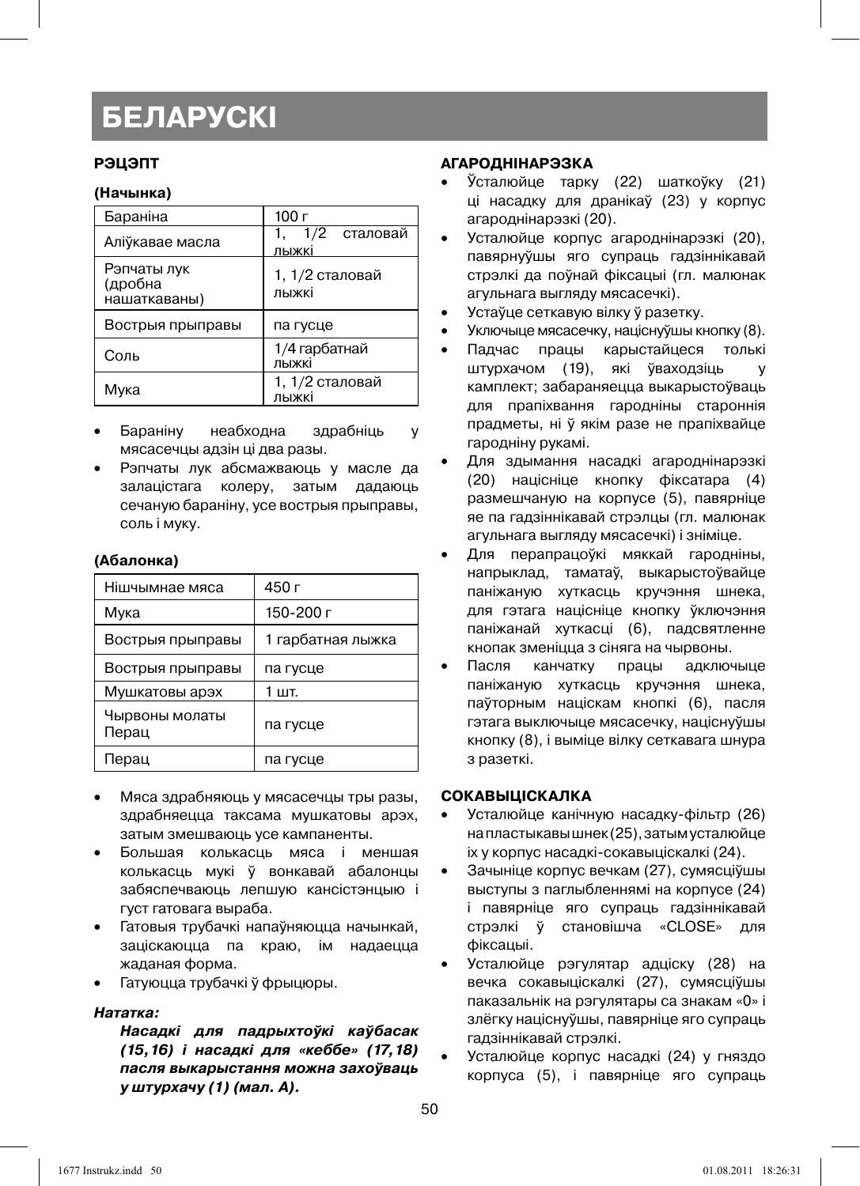# БЕЛАРУСКІ

### РЭЦЭПТ

**(Начынка)**

| Бараніна | 100 г |
|---|---|
| Аліўкавае масла | 1, 1/2 сталовай лыжкі |
| Рэпчаты лук (дробна нашаткаваны) | 1, 1/2 сталовай лыжкі |
| Вострыя прыправы | па гусце |
| Соль | 1/4 гарбатнай лыжкі |
| Мука | 1, 1/2 сталовай лыжкі |

- Бараніну неабходна здрабніць у мясасечцы адзін ці два разы.
- Рэпчаты лук абсмажваюць у масле да залацістага колеру, затым дадаюць сечаную бараніну, усе вострыя прыправы, соль і муку.

**(Абалонка)**

| Нішчымнае мяса | 450 г |
|---|---|
| Мука | 150-200 г |
| Вострыя прыправы | 1 гарбатная лыжка |
| Вострыя прыправы | па гусце |
| Мушкатовы арэх | 1 шт. |
| Чырвоны молаты Перац | па гусце |
| Перац | па гусце |

- Мяса здрабняюць у мясасечцы тры разы, здрабняецца таксама мушкатовы арэх, затым змешваюць усе кампаненты.
- Большая колькасць мяса і меншая колькасць мукі ў вонкавай абалонцы забяспечваюць лепшую кансістэнцыю і густ гатовага выраба.
- Гатовыя трубачкі напаўняюцца начынкай, заціскаюцца па краю, ім надаецца жаданая форма.
- Гатуюцца трубачкі ў фрыцюры.

***Нататка:***

***Насадкі для падрыхтоўкі каўбасак (15,16) і насадкі для «кеббе» (17,18) пасля выкарыстання можна захоўваць у штурхачу (1) (мал. А).***

### АГАРОДНІНАРЭЗКА

- Ўсталюйце тарку (22) шаткоўку (21) ці насадку для дранікаў (23) у корпус агароднінарэзкі (20).
- Усталюйце корпус агароднінарэзкі (20), павярнуўшы яго супраць гадзіннікавай стрэлкі да поўнай фіксацыі (гл. малюнак агульнага выгляду мясасечкі).
- Устаўце сеткавую вілку ў разетку.
- Уключыце мясасечку, націснуўшы кнопку (8).
- Падчас працы карыстайцеся толькі штурхачом (19), які ўваходзіць у камплект; забараняецца выкарыстоўваць для прапіхвання гародніны старонніх прадметы, ні ў якім разе не прапіхвайце гародніну рукамі.
- Для здымання насадкі агароднінарэзкі (20) націсніце кнопку фіксатара (4) размешчаную на корпусе (5), павярніце яе па гадзіннікавай стрэлцы (гл. малюнак агульнага выгляду мясасечкі) і зніміце.
- Для перапрацоўкі мяккай гародніны, напрыклад, таматаў, выкарыстоўвайце паніжаную хуткасць кручэння шнека, для гэтага націсніце кнопку ўключэння паніжанай хуткасці (6), падсвятленне кнопак зменіцца з сіняга на чырвоны.
- Пасля канчатку працы адключыце паніжаную хуткасць кручэння шнека, паўторным націскам кнопкі (6), пасля гэтага выключыце мясасечку, націснуўшы кнопку (8), і выміце вілку сеткавага шнура з разеткі.

### СОКАВЫЦІСКАЛКА

- Усталюйцеканічную насадку-фільтр (26) на пластыкавы шнек (25), затым усталюйце іх у корпус насадкі-сокавыціскалкі (24).
- Зачыніце корпус вечкам (27), сумясціўшы выступы з паглыбленнямі на корпусе (24) і павярніце яго супраць гадзіннікавай стрэлкі ў становішча «CLOSE» для фіксацыі.
- Усталюйце рэгулятар адціску (28) на вечка сокавыціскалкі (27), сумясціўшы паказальнік на рэгулятары са знакам «0» і злёгку націснуўшы, павярніце яго супраць гадзіннікавай стрэлкі.
- Усталюйце корпус насадкі (24) у гняздо корпуса (5), і павярніце яго супраць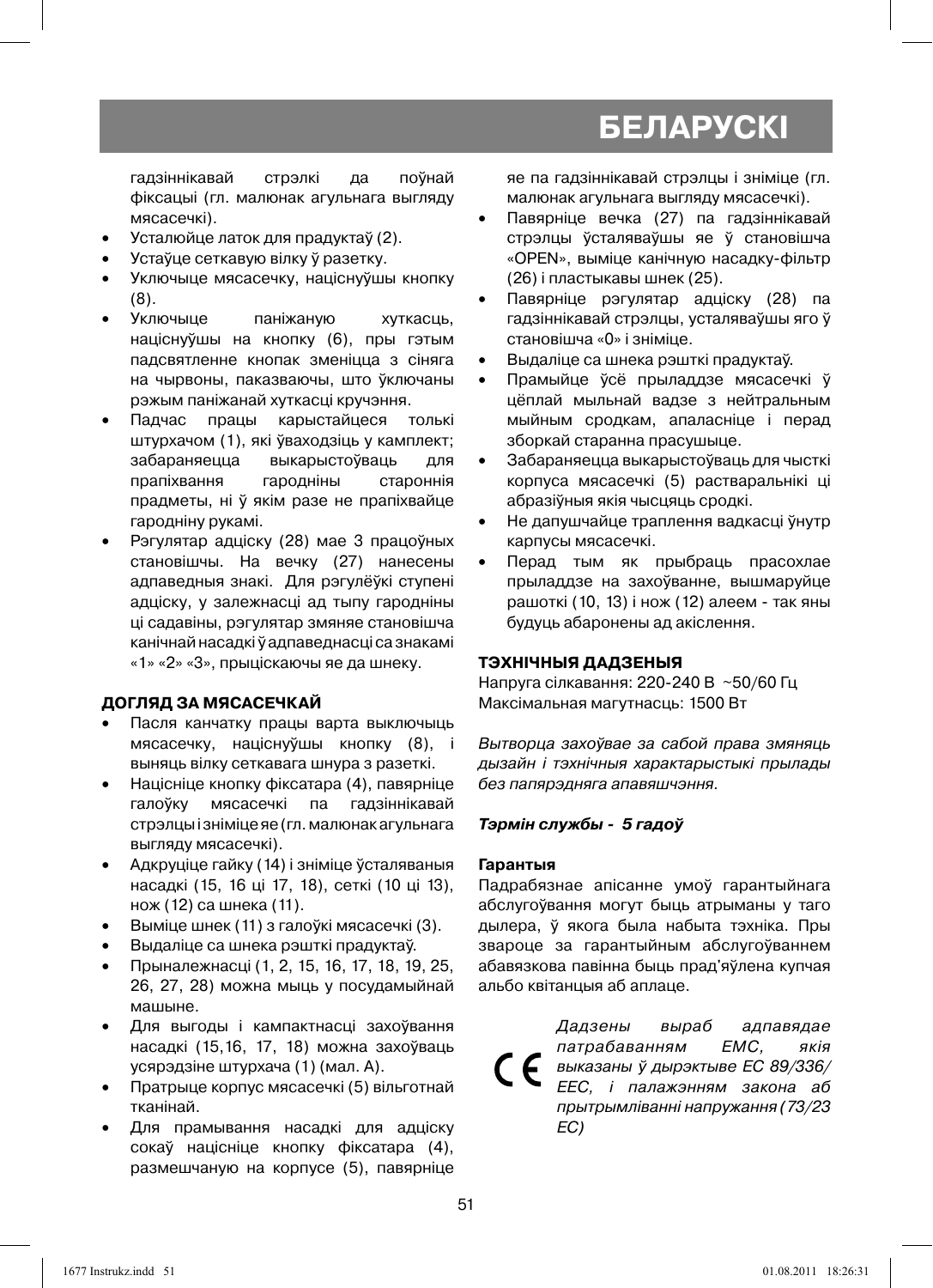гадзіннікавай стрэлкі да поўнай фіксацыі (гл. малюнак агульнага выгляду мясасечкі).

- Усталюйце латок для прадуктаў (2).
- Устаўце сеткавую вілку ў разетку.
- Уключыце мясасечку, націснуўшы кнопку (8).
- Уключыце паніжаную хуткасць, націснуўшы на кнопку (6), пры гэтым падсвятленне кнопак зменіцца з сіняга на чырвоны, паказваючы, што ўключаны рэжым паніжанай хуткасці кручэння.
- Падчас працы карыстайцеся толькі штурхачом (1), які ўваходзіць у камплект; забараняецца выкарыстоўваць для прапіхвання гародніны староннія прадметы, ні ў якім разе не прапіхвайце гародніну рукамі.
- Рэгулятар адціску (28) мае 3 працоўных становішчы. На вечку (27) нанесены адпаведныя знакі. Для рэгулёўкі ступені адціску, у залежнасці ад тыпу гародніны ці садавіны, рэгулятар змяняе становішча канічнай насадкі ў адпаведнасці са знакамі «1» «2» «3», прыціскаючы яе да шнеку.

**ДОГЛЯД ЗА МЯСАСЕЧКАЙ**

- Пасля канчатку працы варта выключыць мясасечку, націснуўшы кнопку (8), і выняць вілку сеткавага шнура з разеткі.
- Націсніце кнопку фіксатара (4), павярніце галоўку мясасечкі па гадзіннікавай стрэлцы і зніміце яе (гл. малюнак агульнага выгляду мясасечкі).
- Адкруціце гайку (14) і зніміце ўсталяваныя насадкі (15, 16 ці 17, 18), сеткі (10 ці 13), нож (12) са шнека (11).
- Выміце шнек (11) з галоўкі мясасечкі (3).
- Выдаліце са шнека рэшткі прадуктаў.
- Прыналежнасці (1, 2, 15, 16, 17, 18, 19, 25, 26, 27, 28) можна мыць у посудамыйнай машыне.
- Для выгоды і кампактнасці захоўвання насадкі (15,16, 17, 18) можна захоўваць усярэдзіне штурхача (1) (мал. А).
- Пратрыце корпус мясасечкі (5) вільготнай тканінай.
- Для прамывання насадкі для адціску сокаў націсніце кнопку фіксатара (4), размешчаную на корпусе (5), павярніце яе па гадзіннікавай стрэлцы і зніміце (гл. малюнак агульнага выгляду мясасечкі).
- Павярніце вечка (27) па гадзіннікавай стрэлцы ўсталяваўшы яе ў становішча «OPEN», выміце канічную насадку-фільтр (26) і пластыкавы шнек (25).
- Павярніце рэгулятар адціску (28) па гадзіннікавай стрэлцы, усталяваўшы яго ў становішча «0» і зніміце.
- Выдаліце са шнека рэшткі прадуктаў.
- Прамыйце ўсё прыладдзе мясасечкі ў цёплай мыльнай вадзе з нейтральным мыйным сродкам, апаласніце і перад зборкай старанна прасушыце.
- Забараняецца выкарыстоўваць для чысткі корпуса мясасечкі (5) растваральнікі ці абразіўныя якія чысцяць сродкі.
- Не дапушчайце траплення вадкасці ўнутр карпусы мясасечкі.
- Перад тым як прыбраць прасохлае прыладдзе на захоўванне, вышмаруйце рашоткі (10, 13) і нож (12) алеем - так яны будуць абаронены ад акіслення.

**ТЭХНІЧНЫЯ ДАДЗЕНЫЯ**

Напруга сілкавання: 220-240 В ~50/60 Гц
Максімальная магутнасць: 1500 Вт

*Вытворца захоўвае за сабой права змяняць дызайн і тэхнічныя характарыстыкі прылады без папярэдняга апавяшчэння.*

***Тэрмін службы - 5 гадоў***

**Гарантыя**

Падрабязнае апісанне умоў гарантыйнага абслугоўвання могут быць атрыманы у таго дылера, ў якога была набыта тэхніка. Пры звароце за гарантыйным абслугоўваннем абавязкова павінна быць прад'яўлена купчая альбо квітанцыя аб аплаце.

CE *Дадзены выраб адпавядае патрабаванням ЕМС, якія выказаны ў дырэктыве ЕС 89/336/ЕЕС, і палажэнням закона аб прытрымліванні напружання (73/23 ЕС)*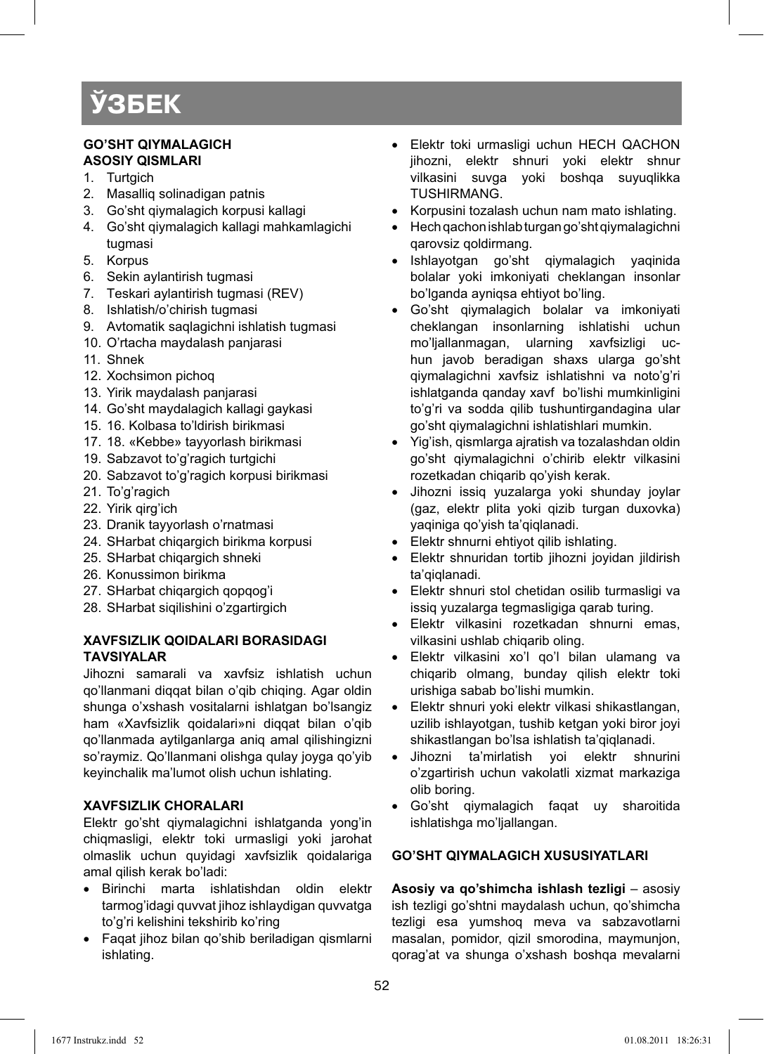# ЎЗБЕК

**GO'SHT QIYMALAGICH**
**ASOSIY QISMLARI**

1. Turtgich
2. Masalliq solinadigan patnis
3. Go'sht qiymalagich korpusi kallagi
4. Go'sht qiymalagich kallagi mahkamlagichi tugmasi
5. Korpus
6. Sekin aylantirish tugmasi
7. Teskari aylantirish tugmasi (REV)
8. Ishlatish/o'chirish tugmasi
9. Avtomatik saqlagichni ishlatish tugmasi
10. O'rtacha maydalash panjarasi
11. Shnek
12. Xochsimon pichoq
13. Yirik maydalash panjarasi
14. Go'sht maydalagich kallagi gaykasi
15. 16. Kolbasa to'ldirish birikmasi
17. 18. «Kebbe» tayyorlash birikmasi
19. Sabzavot to'g'ragich turtgichi
20. Sabzavot to'g'ragich korpusi birikmasi
21. To'g'ragich
22. Yirik qirg'ich
23. Dranik tayyorlash o'rnatmasi
24. SHarbat chiqargich birikma korpusi
25. SHarbat chiqargich shneki
26. Konussimon birikma
27. SHarbat chiqargich qopqog'i
28. SHarbat siqilishini o'zgartirgich

**XAVFSIZLIK QOIDALARI BORASIDAGI TAVSIYALAR**

Jihozni samarali va xavfsiz ishlatish uchun qo'llanmani diqqat bilan o'qib chiqing. Agar oldin shunga o'xshash vositalarni ishlatgan bo'lsangiz ham «Xavfsizlik qoidalari»ni diqqat bilan o'qib qo'llanmada aytilganlarga aniq amal qilishingizni so'raymiz. Qo'llanmani olishga qulay joyga qo'yib keyinchalik ma'lumot olish uchun ishlating.

**XAVFSIZLIK CHORALARI**

Elektr go'sht qiymalagichni ishlatganda yong'in chiqmasligi, elektr toki urmasligi yoki jarohat olmaslik uchun quyidagi xavfsizlik qoidalariga amal qilish kerak bo'ladi:

- Birinchi marta ishlatishdan oldin elektr tarmog'idagi quvvat jihoz ishlaydigan quvvatga to'g'ri kelishini tekshirib ko'ring
- Faqat jihoz bilan qo'shib beriladigan qismlarni ishlating.
- Elektr toki urmasligi uchun HECH QACHON jihozni, elektr shnuri yoki elektr shnur vilkasini suvga yoki boshqa suyuqlikka TUSHIRMANG.
- Korpusini tozalash uchun nam mato ishlating.
- Hech qachon ishlab turgan go'sht qiymalagichni qarovsiz qoldirmang.
- Ishlayotgan go'sht qiymalagich yaqinida bolalar yoki imkoniyati cheklangan insonlar bo'lganda ayniqsa ehtiyot bo'ling.
- Go'sht qiymalagich bolalar va imkoniyati cheklangan insonlarning ishlatishi uchun mo'ljallanmagan, ularning xavfsizligi uchun javob beradigan shaxs ularga go'sht qiymalagichni xavfsiz ishlatishni va noto'g'ri ishlatganda qanday xavf bo'lishi mumkinligini to'g'ri va sodda qilib tushuntirgandagina ular go'sht qiymalagichni ishlatishlari mumkin.
- Yig'ish, qismlarga ajratish va tozalashdan oldin go'sht qiymalagichni o'chirib elektr vilkasini rozetkadan chiqarib qo'yish kerak.
- Jihozni issiq yuzalarga yoki shunday joylar (gaz, elektr plita yoki qizib turgan duxovka) yaqiniga qo'yish ta'qiqlanadi.
- Elektr shnurni ehtiyot qilib ishlating.
- Elektr shnuridan tortib jihozni joyidan jildirish ta'qiqlanadi.
- Elektr shnuri stol chetidan osilib turmasligi va issiq yuzalarga tegmasligiga qarab turing.
- Elektr vilkasini rozetkadan shnurni emas, vilkasini ushlab chiqarib oling.
- Elektr vilkasini xo'l qo'l bilan ulamang va chiqarib olmang, bunday qilish elektr toki urishiga sabab bo'lishi mumkin.
- Elektr shnuri yoki elektr vilkasi shikastlangan, uzilib ishlayotgan, tushib ketgan yoki biror joyi shikastlangan bo'lsa ishlatish ta'qiqlanadi.
- Jihozni ta'mirlatish yoi elektr shnurini o'zgartirish uchun vakolatli xizmat markaziga olib boring.
- Go'sht qiymalagich faqat uy sharoitida ishlatishga mo'ljallangan.

**GO'SHT QIYMALAGICH XUSUSIYATLARI**

**Asosiy va qo'shimcha ishlash tezligi** – asosiy ish tezligi go'shtni maydalash uchun, qo'shimcha tezligi esa yumshoq meva va sabzavotlarni masalan, pomidor, qizil smorodina, maymunjon, qorag'at va shunga o'xshash boshqa mevalarni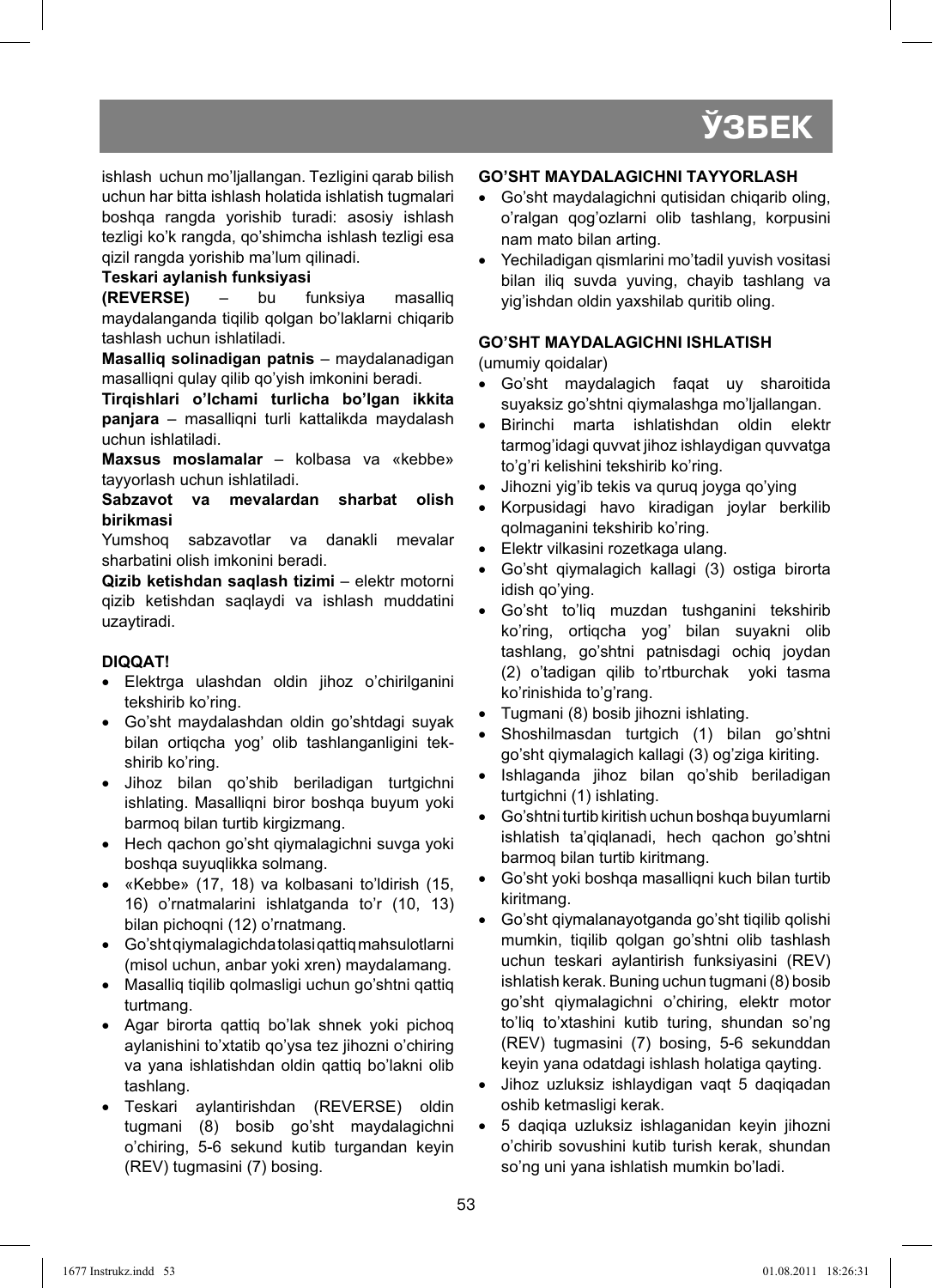ishlash uchun mo'ljallangan. Tezligini qarab bilish uchun har bitta ishlash holatida ishlatish tugmalari boshqa rangda yorishib turadi: asosiy ishlash tezligi ko'k rangda, qo'shimcha ishlash tezligi esa qizil rangda yorishib ma'lum qilinadi.

**Teskari aylanish funksiyasi**

**(REVERSE)** – bu funksiya masalliq maydalanganda tiqilib qolgan bo'laklarni chiqarib tashlash uchun ishlatiladi.

**Masalliq solinadigan patnis** – maydalanadigan masalliqni qulay qilib qo'yish imkonini beradi.

**Tirqishlari o'lchami turlicha bo'lgan ikkita panjara** – masalliqni turli kattalikda maydalash uchun ishlatiladi.

**Maxsus moslamalar** – kolbasa va «kebbe» tayyorlash uchun ishlatiladi.

**Sabzavot va mevalardan sharbat olish birikmasi**

Yumshoq sabzavotlar va danakli mevalar sharbatini olish imkonini beradi.

**Qizib ketishdan saqlash tizimi** – elektr motorni qizib ketishdan saqlaydi va ishlash muddatini uzaytiradi.

**DIQQAT!**

- Elektrga ulashdan oldin jihoz o'chirilganini tekshirib ko'ring.
- Go'sht maydalashdan oldin go'shtdagi suyak bilan ortiqcha yog' olib tashlanganligini tekshirib ko'ring.
- Jihoz bilan qo'shib beriladigan turtgichni ishlating. Masalliqni biror boshqa buyum yoki barmoq bilan turtib kirgizmang.
- Hech qachon go'sht qiymalagichni suvga yoki boshqa suyuqlikka solmang.
- «Kebbe» (17, 18) va kolbasani to'ldirish (15, 16) o'rnatmalarini ishlatganda to'r (10, 13) bilan pichoqni (12) o'rnatmang.
- Go'sht qiymalagichda tolasi qattiq mahsulotlarni (misol uchun, anbar yoki xren) maydalamang.
- Masalliq tiqilib qolmasligi uchun go'shtni qattiq turtmang.
- Agar birorta qattiq bo'lak shnek yoki pichoq aylanishini to'xtatib qo'ysa tez jihozni o'chiring va yana ishlatishdan oldin qattiq bo'lakni olib tashlang.
- Teskari aylantirishdan (REVERSE) oldin tugmani (8) bosib go'sht maydalagichni o'chiring, 5-6 sekund kutib turgandan keyin (REV) tugmasini (7) bosing.

**GO'SHT MAYDALAGICHNI TAYYORLASH**

- Go'sht maydalagichni qutisidan chiqarib oling, o'ralgan qog'ozlarni olib tashlang, korpusini nam mato bilan arting.
- Yechiladigan qismlarini mo'tadil yuvish vositasi bilan iliq suvda yuving, chayib tashlang va yig'ishdan oldin yaxshilab quritib oling.

**GO'SHT MAYDALAGICHNI ISHLATISH**

(umumiy qoidalar)

- Go'sht maydalagich faqat uy sharoitida suyaksiz go'shtni qiymalashga mo'ljallangan.
- Birinchi marta ishlatishdan oldin elektr tarmog'idagi quvvat jihoz ishlaydigan quvvatga to'g'ri kelishini tekshirib ko'ring.
- Jihozni yig'ib tekis va quruq joyga qo'ying
- Korpusidagi havo kiradigan joylar berkilib qolmaganini tekshirib ko'ring.
- Elektr vilkasini rozetkaga ulang.
- Go'sht qiymalagich kallagi (3) ostiga birorta idish qo'ying.
- Go'sht to'liq muzdan tushganini tekshirib ko'ring, ortiqcha yog' bilan suyakni olib tashlang, go'shtni patnisdagi ochiq joydan (2) o'tadigan qilib to'rtburchak yoki tasma ko'rinishida to'g'rang.
- Tugmani (8) bosib jihozni ishlating.
- Shoshilmasdan turtgich (1) bilan go'shtni go'sht qiymalagich kallagi (3) og'ziga kiriting.
- Ishlaganda jihoz bilan qo'shib beriladigan turtgichni (1) ishlating.
- Go'shtni turtib kiritish uchun boshqa buyumlarni ishlatish ta'qiqlanadi, hech qachon go'shtni barmoq bilan turtib kiritmang.
- Go'sht yoki boshqa masalliqni kuch bilan turtib kiritmang.
- Go'sht qiymalanayotganda go'sht tiqilib qolishi mumkin, tiqilib qolgan go'shtni olib tashlash uchun teskari aylantirish funksiyasini (REV) ishlatish kerak. Buning uchun tugmani (8) bosib go'sht qiymalagichni o'chiring, elektr motor to'liq to'xtashini kutib turing, shundan so'ng (REV) tugmasini (7) bosing, 5-6 sekunddan keyin yana odatdagi ishlash holatiga qayting.
- Jihoz uzluksiz ishlaydigan vaqt 5 daqiqadan oshib ketmasligi kerak.
- 5 daqiqa uzluksiz ishlaganidan keyin jihozni o'chirib sovushini kutib turish kerak, shundan so'ng uni yana ishlatish mumkin bo'ladi.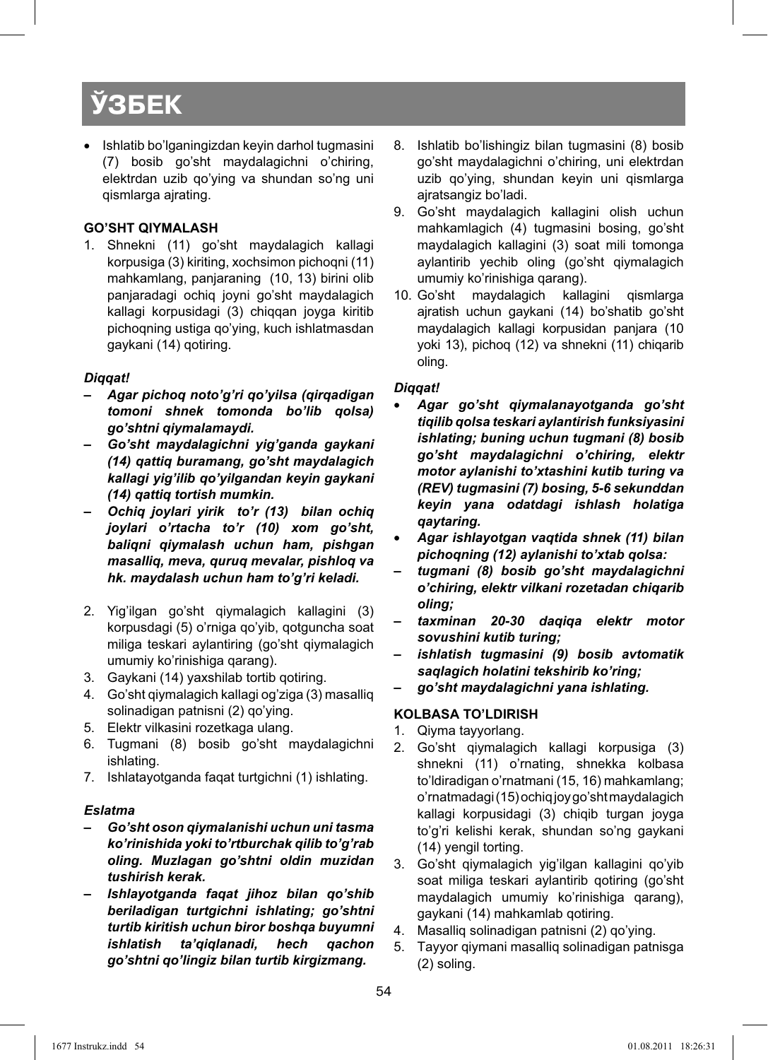# ЎЗБЕК

- Ishlatib bo'lganingizdan keyin darhol tugmasini (7) bosib go'sht maydalagichni o'chiring, elektrdan uzib qo'ying va shundan so'ng uni qismlarga ajrating.

**GO'SHT QIYMALASH**

1. Shnekni (11) go'sht maydalagich kallagi korpusiga (3) kiriting, xochsimon pichoqni (11) mahkamlang, panjaraning (10, 13) birini olib panjaradagi ochiq joyni go'sht maydalagich kallagi korpusidagi (3) chiqqan joyga kiritib pichoqning ustiga qo'ying, kuch ishlatmasdan gaykani (14) qotiring.

***Diqqat!***

– ***Agar pichoq noto'g'ri qo'yilsa (qirqadigan tomoni shnek tomonda bo'lib qolsa) go'shtni qiymalamaydi.***
– ***Go'sht maydalagichni yig'ganda gaykani (14) qattiq buramang, go'sht maydalagich kallagi yig'ilib qo'yilgandan keyin gaykani (14) qattiq tortish mumkin.***
– ***Ochiq joylari yirik to'r (13) bilan ochiq joylari o'rtacha to'r (10) xom go'sht, baliqni qiymalash uchun ham, pishgan masalliq, meva, quruq mevalar, pishloq va hk. maydalash uchun ham to'g'ri keladi.***

2. Yig'ilgan go'sht qiymalagich kallagini (3) korpusdagi (5) o'rniga qo'yib, qotguncha soat miliga teskari aylantiring (go'sht qiymalagich umumiy ko'rinishiga qarang).
3. Gaykani (14) yaxshilab tortib qotiring.
4. Go'sht qiymalagich kallagi og'ziga (3) masalliq solinadigan patnisni (2) qo'ying.
5. Elektr vilkasini rozetkaga ulang.
6. Tugmani (8) bosib go'sht maydalagichni ishlating.
7. Ishlatayotganda faqat turtgichni (1) ishlating.

***Eslatma***

– ***Go'sht oson qiymalanishi uchun uni tasma ko'rinishida yoki to'rtburchak qilib to'g'rab oling. Muzlagan go'shtni oldin muzidan tushirish kerak.***
– ***Ishlayotganda faqat jihoz bilan qo'shib beriladigan turtgichni ishlating; go'shtni turtib kiritish uchun biror boshqa buyumni ishlatish ta'qiqlanadi, hech qachon go'shtni qo'lingiz bilan turtib kirgizmang.***

8. Ishlatib bo'lishingiz bilan tugmasini (8) bosib go'sht maydalagichni o'chiring, uni elektrdan uzib qo'ying, shundan keyin uni qismlarga ajratsangiz bo'ladi.
9. Go'sht maydalagich kallagini olish uchun mahkamlagich (4) tugmasini bosing, go'sht maydalagich kallagini (3) soat mili tomonga aylantirib yechib oling (go'sht qiymalagich umumiy ko'rinishiga qarang).
10. Go'sht maydalagich kallagini qismlarga ajratish uchun gaykani (14) bo'shatib go'sht maydalagich kallagi korpusidan panjara (10 yoki 13), pichoq (12) va shnekni (11) chiqarib oling.

***Diqqat!***

- ***Agar go'sht qiymalanayotganda go'sht tiqilib qolsa teskari aylantirish funksiyasini ishlating; buning uchun tugmani (8) bosib go'sht maydalagichni o'chiring, elektr motor aylanishi to'xtashini kutib turing va (REV) tugmasini (7) bosing, 5-6 sekunddan keyin yana odatdagi ishlash holatiga qaytaring.***
- ***Agar ishlayotgan vaqtida shnek (11) bilan pichoqning (12) aylanishi to'xtab qolsa:***

– ***tugmani (8) bosib go'sht maydalagichni o'chiring, elektr vilkani rozetadan chiqarib oling;***
– ***taxminan 20-30 daqiqa elektr motor sovushini kutib turing;***
– ***ishlatish tugmasini (9) bosib avtomatik saqlagich holatini tekshirib ko'ring;***
– ***go'sht maydalagichni yana ishlating.***

**KOLBASA TO'LDIRISH**

1. Qiyma tayyorlang.
2. Go'sht qiymalagich kallagi korpusiga (3) shnekni (11) o'rnating, shnekka kolbasa to'ldiradigan o'rnatmani (15, 16) mahkamlang; o'rnatmadagi (15) ochiq joy go'sht maydalagich kallagi korpusidagi (3) chiqib turgan joyga to'g'ri kelishi kerak, shundan so'ng gaykani (14) yengil torting.
3. Go'sht qiymalagich yig'ilgan kallagini qo'yib soat miliga teskari aylantirib qotiring (go'sht maydalagich umumiy ko'rinishiga qarang), gaykani (14) mahkamlab qotiring.
4. Masalliq solinadigan patnisni (2) qo'ying.
5. Tayyor qiymani masalliq solinadigan patnisga (2) soling.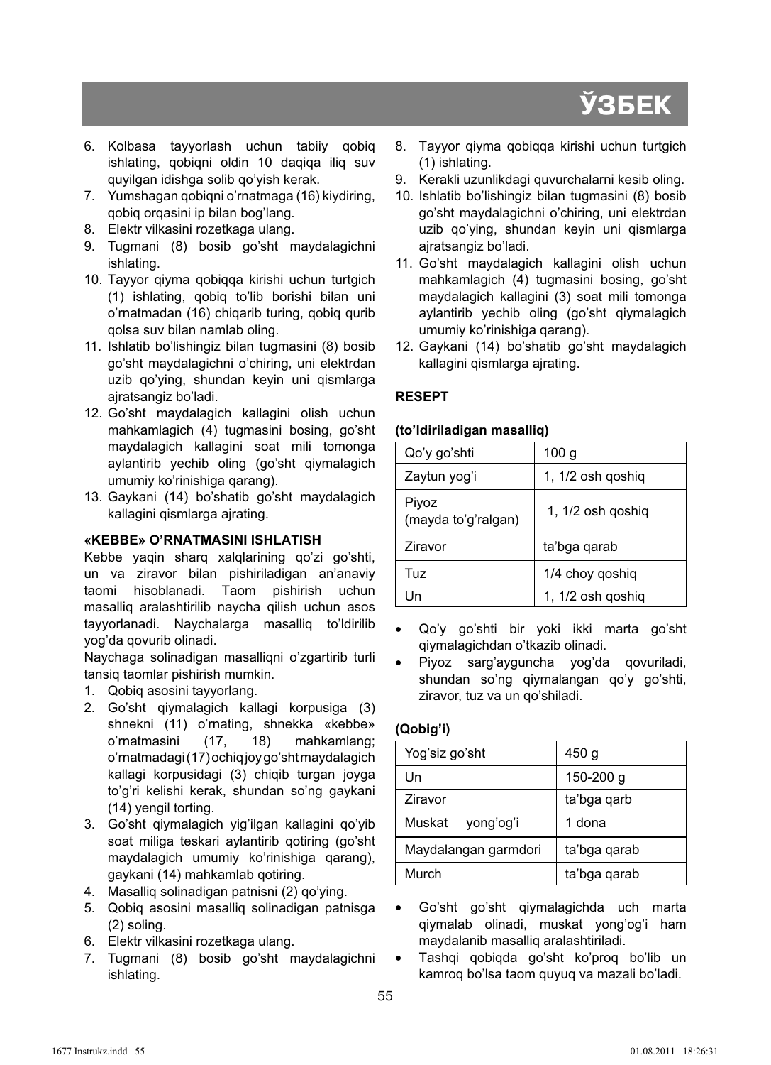6. Kolbasa tayyorlash uchun tabiiy qobiq ishlating, qobiqni oldin 10 daqiqa iliq suv quyilgan idishga solib qo'yish kerak.
7. Yumshagan qobiqni o'rnatmaga (16) kiydiring, qobiq orqasini ip bilan bog'lang.
8. Elektr vilkasini rozetkaga ulang.
9. Tugmani (8) bosib go'sht maydalagichni ishlating.
10. Tayyor qiyma qobiqqa kirishi uchun turtgich (1) ishlating, qobiq to'lib borishi bilan uni o'rnatmadan (16) chiqarib turing, qobiq qurib qolsa suv bilan namlab oling.
11. Ishlatib bo'lishingiz bilan tugmasini (8) bosib go'sht maydalagichni o'chiring, uni elektrdan uzib qo'ying, shundan keyin uni qismlarga ajratsangiz bo'ladi.
12. Go'sht maydalagich kallagini olish uchun mahkamlagich (4) tugmasini bosing, go'sht maydalagich kallagini soat mili tomonga aylantirib yechib oling (go'sht qiymalagich umumiy ko'rinishiga qarang).
13. Gaykani (14) bo'shatib go'sht maydalagich kallagini qismlarga ajrating.

### «KEBBE» O'RNATMASINI ISHLATISH

Kebbe yaqin sharq xalqlarining qo'zi go'shti, un va ziravor bilan pishiriladigan an'anaviy taomi hisoblanadi. Taom pishirish uchun masalliq aralashtirilib naycha qilish uchun asos tayyorlanadi. Naychalarga masalliq to'ldirilib yog'da qovurib olinadi.

Naychaga solinadigan masalliqni o'zgartirib turli tansiq taomlar pishirish mumkin.

1. Qobiq asosini tayyorlang.
2. Go'sht qiymalagich kallagi korpusiga (3) shnekni (11) o'rnating, shnekka «kebbe» o'rnatmasini (17, 18) mahkamlang; o'rnatmadagi (17) ochiq joy go'sht maydalagich kallagi korpusidagi (3) chiqib turgan joyga to'g'ri kelishi kerak, shundan so'ng gaykani (14) yengil torting.
3. Go'sht qiymalagich yig'ilgan kallagini qo'yib soat miliga teskari aylantirib qotiring (go'sht maydalagich umumiy ko'rinishiga qarang), gaykani (14) mahkamlab qotiring.
4. Masalliq solinadigan patnisni (2) qo'ying.
5. Qobiq asosini masalliq solinadigan patnisga (2) soling.
6. Elektr vilkasini rozetkaga ulang.
7. Tugmani (8) bosib go'sht maydalagichni ishlating.
8. Tayyor qiyma qobiqqa kirishi uchun turtgich (1) ishlating.
9. Kerakli uzunlikdagi quvurchalarni kesib oling.
10. Ishlatib bo'lishingiz bilan tugmasini (8) bosib go'sht maydalagichni o'chiring, uni elektrdan uzib qo'ying, shundan keyin uni qismlarga ajratsangiz bo'ladi.
11. Go'sht maydalagich kallagini olish uchun mahkamlagich (4) tugmasini bosing, go'sht maydalagich kallagini (3) soat mili tomonga aylantirib yechib oling (go'sht qiymalagich umumiy ko'rinishiga qarang).
12. Gaykani (14) bo'shatib go'sht maydalagich kallagini qismlarga ajrating.

### RESEPT

**(to'ldiriladigan masalliq)**

| Qo'y go'shti | 100 g |
|---|---|
| Zaytun yog'i | 1, 1/2 osh qoshiq |
| Piyoz (mayda to'g'ralgan) | 1, 1/2 osh qoshiq |
| Ziravor | ta'bga qarab |
| Tuz | 1/4 choy qoshiq |
| Un | 1, 1/2 osh qoshiq |

- Qo'y go'shti bir yoki ikki marta go'sht qiymalagichdan o'tkazib olinadi.
- Piyoz sarg'ayguncha yog'da qovuriladi, shundan so'ng qiymalangan qo'y go'shti, ziravor, tuz va un qo'shiladi.

**(Qobig'i)**

| Yog'siz go'sht | 450 g |
|---|---|
| Un | 150-200 g |
| Ziravor | ta'bga qarb |
| Muskat yong'og'i | 1 dona |
| Maydalangan garmdori | ta'bga qarab |
| Murch | ta'bga qarab |

- Go'sht go'sht qiymalagichda uch marta qiymalab olinadi, muskat yong'og'i ham maydalanib masalliq aralashtiriladi.
- Tashqi qobiqda go'sht ko'proq bo'lib un kamroq bo'lsa taom quyuq va mazali bo'ladi.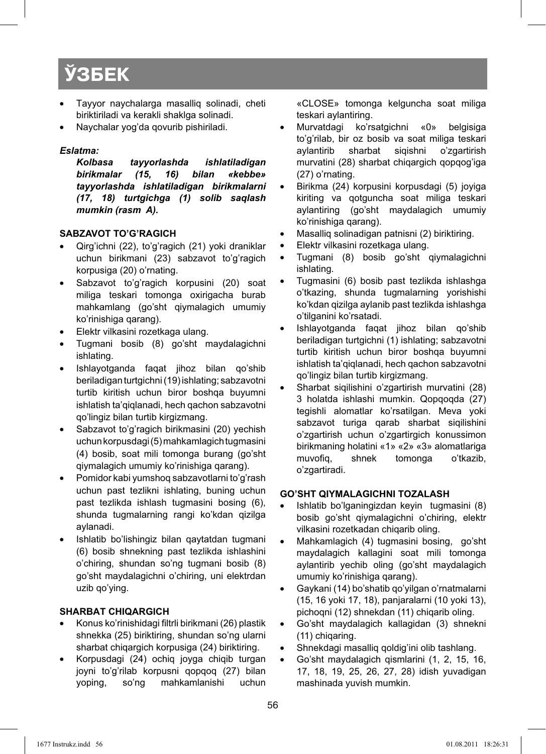# ЎЗБЕК

- Tayyor naychalarga masalliq solinadi, cheti biriktiriladi va kerakli shaklga solinadi.
- Naychalar yog'da qovurib pishiriladi.

*Eslatma:*

***Kolbasa tayyorlashda ishlatiladigan birikmalar (15, 16) bilan «kebbe» tayyorlashda ishlatiladigan birikmalarni (17, 18) turtgichga (1) solib saqlash mumkin (rasm A).***

**SABZAVOT TO'G'RAGICH**

- Qirg'ichni (22), to'g'ragich (21) yoki draniklar uchun birikmani (23) sabzavot to'g'ragich korpusiga (20) o'rnating.
- Sabzavot to'g'ragich korpusini (20) soat miliga teskari tomonga oxirigacha burab mahkamlang (go'sht qiymalagich umumiy ko'rinishiga qarang).
- Elektr vilkasini rozetkaga ulang.
- Tugmani bosib (8) go'sht maydalagichni ishlating.
- Ishlayotganda faqat jihoz bilan qo'shib beriladigan turtgichni (19) ishlating; sabzavotni turtib kiritish uchun biror boshqa buyumni ishlatish ta'qiqlanadi, hech qachon sabzavotni qo'lingiz bilan turtib kirgizmang.
- Sabzavot to'g'ragich birikmasini (20) yechish uchun korpusdagi (5) mahkamlagich tugmasini (4) bosib, soat mili tomonga burang (go'sht qiymalagich umumiy ko'rinishiga qarang).
- Pomidor kabi yumshoq sabzavotlarni to'g'rash uchun past tezlikni ishlating, buning uchun past tezlikda ishlash tugmasini bosing (6), shunda tugmalarning rangi ko'kdan qizilga aylanadi.
- Ishlatib bo'lishingiz bilan qaytatdan tugmani (6) bosib shnekning past tezlikda ishlashini o'chiring, shundan so'ng tugmani bosib (8) go'sht maydalagichni o'chiring, uni elektrdan uzib qo'ying.

**SHARBAT CHIQARGICH**

- Konus ko'rinishidagi filtrli birikmani (26) plastik shnekka (25) biriktiring, shundan so'ng ularni sharbat chiqargich korpusiga (24) biriktiring.
- Korpusdagi (24) ochiq joyga chiqib turgan joyni to'g'rilab korpusni qopqoq (27) bilan yoping, so'ng mahkamlanishi uchun «CLOSE» tomonga kelguncha soat miliga teskari aylantiring.
- Murvatdagi ko'rsatgichni «0» belgisiga to'g'rilab, bir oz bosib va soat miliga teskari aylantirib sharbat siqishni o'zgartirish murvatini (28) sharbat chiqargich qopqog'iga (27) o'rnating.
- Birikma (24) korpusini korpusdagi (5) joyiga kiriting va qotguncha soat miliga teskari aylantiring (go'sht maydalagich umumiy ko'rinishiga qarang).
- Masalliq solinadigan patnisni (2) biriktiring.
- Elektr vilkasini rozetkaga ulang.
- Tugmani (8) bosib go'sht qiymalagichni ishlating.
- Tugmasini (6) bosib past tezlikda ishlashga o'tkazing, shunda tugmalarning yorishishi ko'kdan qizilga aylanib past tezlikda ishlashga o'tilganini ko'rsatadi.
- Ishlayotganda faqat jihoz bilan qo'shib beriladigan turtgichni (1) ishlating; sabzavotni turtib kiritish uchun biror boshqa buyumni ishlatish ta'qiqlanadi, hech qachon sabzavotni qo'lingiz bilan turtib kirgizmang.
- Sharbat siqilishini o'zgartirish murvatini (28) 3 holatda ishlashi mumkin. Qopqoqda (27) tegishli alomatlar ko'rsatilgan. Meva yoki sabzavot turiga qarab sharbat siqilishini o'zgartirish uchun o'zgartirgich konussimon birikmaning holatini «1» «2» «3» alomatlariga muvofiq, shnek tomonga o'tkazib, o'zgartiradi.

**GO'SHT QIYMALAGICHNI TOZALASH**

- Ishlatib bo'lganingizdan keyin tugmasini (8) bosib go'sht qiymalagichni o'chiring, elektr vilkasini rozetkadan chiqarib oling.
- Mahkamlagich (4) tugmasini bosing, go'sht maydalagich kallagini soat mili tomonga aylantirib yechib oling (go'sht maydalagich umumiy ko'rinishiga qarang).
- Gaykani (14) bo'shatib qo'yilgan o'rnatmalarni (15, 16 yoki 17, 18), panjaralarni (10 yoki 13), pichoqni (12) shnekdan (11) chiqarib oling.
- Go'sht maydalagich kallagidan (3) shnekni (11) chiqaring.
- Shnekdagi masalliq qoldig'ini olib tashlang.
- Go'sht maydalagich qismlarini (1, 2, 15, 16, 17, 18, 19, 25, 26, 27, 28) idish yuvadigan mashinada yuvish mumkin.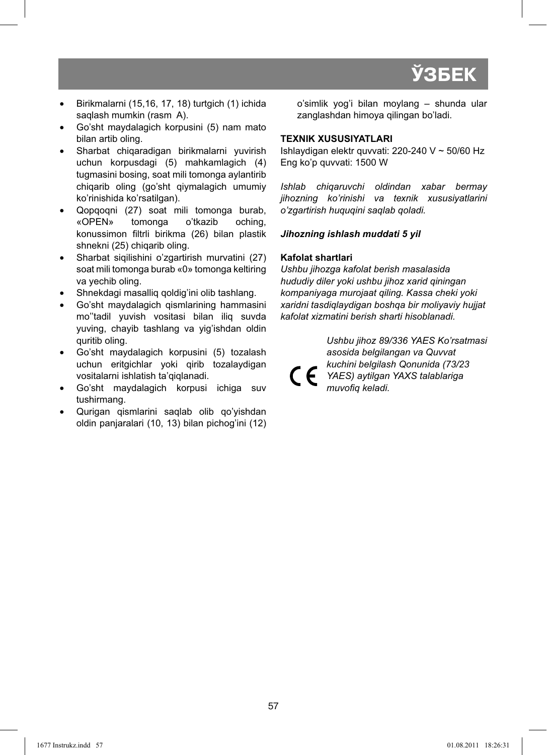- Birikmalarni (15,16, 17, 18) turtgich (1) ichida saqlash mumkin (rasm A).
- Go'sht maydalagich korpusini (5) nam mato bilan artib oling.
- Sharbat chiqaradigan birikmalarni yuvirish uchun korpusdagi (5) mahkamlagich (4) tugmasini bosing, soat mili tomonga aylantirib chiqarib oling (go'sht qiymalagich umumiy ko'rinishida ko'rsatilgan).
- Qopqoqni (27) soat mili tomonga burab, «OPEN» tomonga o'tkazib oching, konussimon filtrli birikma (26) bilan plastik shnekni (25) chiqarib oling.
- Sharbat siqilishini o'zgartirish murvatini (27) soat mili tomonga burab «0» tomonga keltiring va yechib oling.
- Shnekdagi masalliq qoldig'ini olib tashlang.
- Go'sht maydalagich qismlarining hammasini mo''tadil yuvish vositasi bilan iliq suvda yuving, chayib tashlang va yig'ishdan oldin quritib oling.
- Go'sht maydalagich korpusini (5) tozalash uchun eritgichlar yoki qirib tozalaydigan vositalarni ishlatish ta'qiqlanadi.
- Go'sht maydalagich korpusi ichiga suv tushirmang.
- Qurigan qismlarini saqlab olib qo'yishdan oldin panjaralari (10, 13) bilan pichog'ini (12) o'simlik yog'i bilan moylang – shunda ular zanglashdan himoya qilingan bo'ladi.

**TEXNIK XUSUSIYATLARI**

Ishlaydigan elektr quvvati: 220-240 V ~ 50/60 Hz
Eng ko'p quvvati: 1500 W

*Ishlab chiqaruvchi oldindan xabar bermay jihozning ko'rinishi va texnik xususiyatlarini o'zgartirish huquqini saqlab qoladi.*

***Jihozning ishlash muddati 5 yil***

**Kafolat shartlari**

*Ushbu jihozga kafolat berish masalasida hududiy diler yoki ushbu jihoz xarid qiningan kompaniyaga murojaat qiling. Kassa cheki yoki xaridni tasdiqlaydigan boshqa bir moliyaviy hujjat kafolat xizmatini berish sharti hisoblanadi.*

CE *Ushbu jihoz 89/336 YAES Ko'rsatmasi asosida belgilangan va Quvvat kuchini belgilash Qonunida (73/23 YAES) aytilgan YAXS talablariga muvofiq keladi.*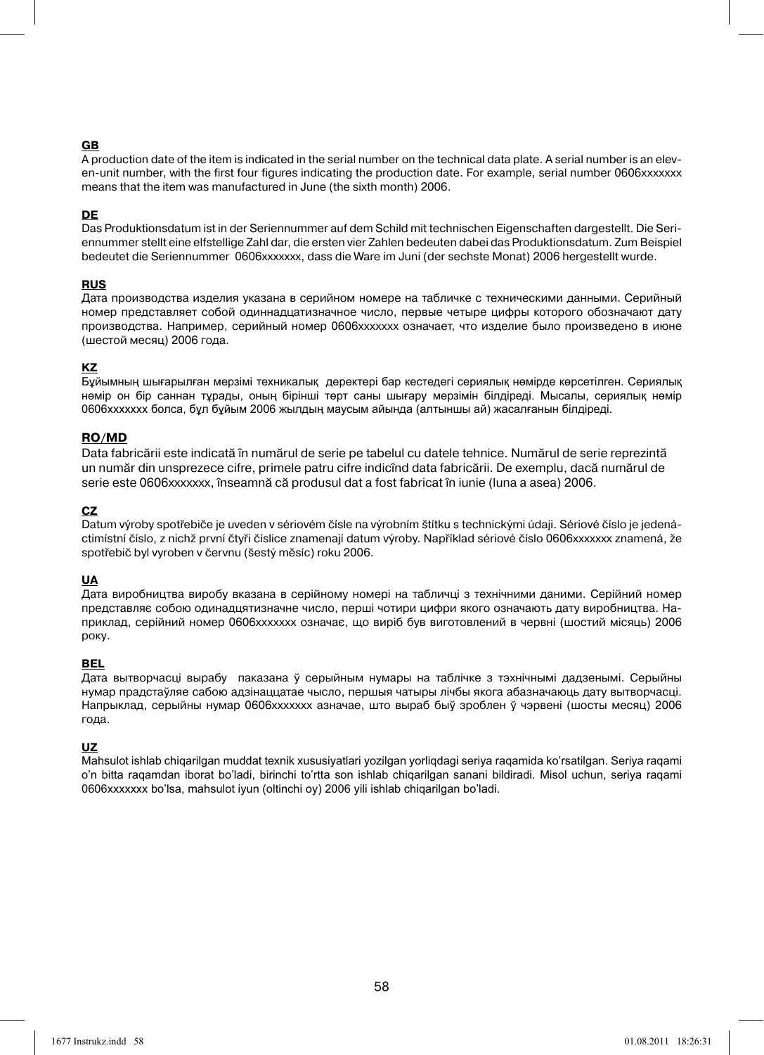**GB**

A production date of the item is indicated in the serial number on the technical data plate. A serial number is an eleven-unit number, with the first four figures indicating the production date. For example, serial number 0606xxxxxxx means that the item was manufactured in June (the sixth month) 2006.

**DE**

Das Produktionsdatum ist in der Seriennummer auf dem Schild mit technischen Eigenschaften dargestellt. Die Seriennummer stellt eine elfstellige Zahl dar, die ersten vier Zahlen bedeuten dabei das Produktionsdatum. Zum Beispiel bedeutet die Seriennummer 0606xxxxxxx, dass die Ware im Juni (der sechste Monat) 2006 hergestellt wurde.

**RUS**

Дата производства изделия указана в серийном номере на табличке с техническими данными. Серийный номер представляет собой одиннадцатизначное число, первые четыре цифры которого обозначают дату производства. Например, серийный номер 0606xxxxxxx означает, что изделие было произведено в июне (шестой месяц) 2006 года.

**KZ**

Бұйымның шығарылған мерзімі техникалық деректері бар кестедегі сериялық нөмірде көрсетілген. Сериялық нөмір он бір саннан тұрады, оның бірінші төрт саны шығару мерзімін білдіреді. Мысалы, сериялық нөмір 0606xxxxxxx болса, бұл бұйым 2006 жылдың маусым айында (алтыншы ай) жасалғанын білдіреді.

**RO/MD**

Data fabricării este indicată în numărul de serie pe tabelul cu datele tehnice. Numărul de serie reprezintă un număr din unsprezece cifre, primele patru cifre indicînd data fabricării. De exemplu, dacă numărul de serie este 0606xxxxxxx, înseamnă că produsul dat a fost fabricat în iunie (luna a asea) 2006.

**CZ**

Datum výroby spotřebiče je uveden v sériovém čísle na výrobním štítku s technickými údaji. Sériové číslo je jedenáctimístní číslo, z nichž první čtyři číslice znamenají datum výroby. Například sériové číslo 0606xxxxxxx znamená, že spotřebič byl vyroben v červnu (šestý měsíc) roku 2006.

**UA**

Дата виробництва виробу вказана в серійному номері на табличці з технічними даними. Серійний номер представляє собою одинадцятизначне число, перші чотири цифри якого означають дату виробництва. Наприклад, серійний номер 0606xxxxxxx означає, що виріб був виготовлений в червні (шостий місяць) 2006 року.

**BEL**

Дата вытворчасці вырабу паказана ў серыйным нумары на таблічке з тэхнічнымі дадзенымі. Серыйны нумар прадстаўляе сабою адзінаццатае число, першыя чатыры лічбы якога абазначаюць дату вытворчасці. Напрыклад, серыйны нумар 0606xxxxxxx азначае, што выраб быў зроблен ў чэрвені (шосты месяц) 2006 года.

**UZ**

Mahsulot ishlab chiqarilgan muddat texnik xususiyatlari yozilgan yorliqdagi seriya raqamida ko'rsatilgan. Seriya raqami o'n bitta raqamdan iborat bo'ladi, birinchi to'rtta son ishlab chiqarilgan sanani bildiradi. Misol uchun, seriya raqami 0606xxxxxxx bo'lsa, mahsulot iyun (oltinchi oy) 2006 yili ishlab chiqarilgan bo'ladi.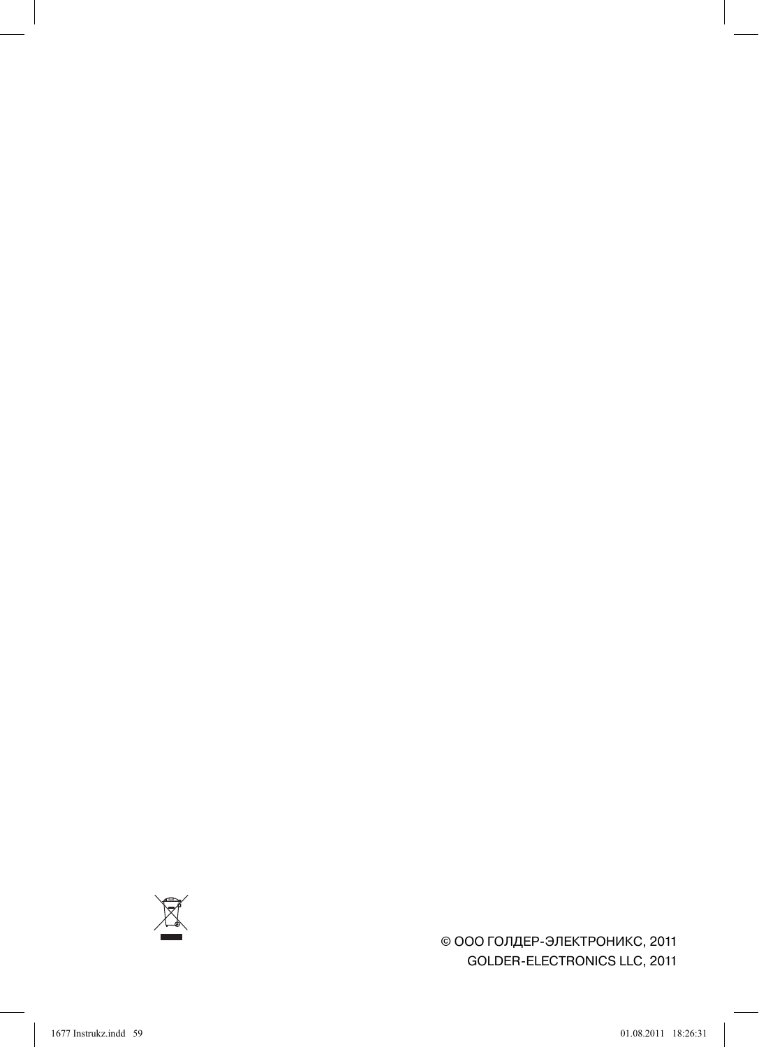© ООО ГОЛДЕР-ЭЛЕКТРОНИКС, 2011
GOLDER-ELECTRONICS LLC, 2011